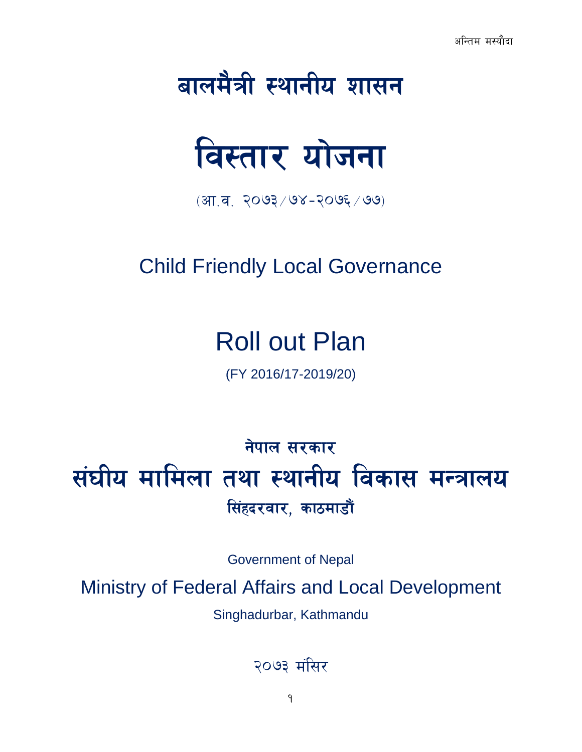अन्तिम मस्यौदा

# बालमैत्री स्थानीय शासन

# विस्तार योजना

(आ.व. २०७३/७४-२०७६/७७)

## Child Friendly Local Governance

# Roll out Plan

(FY 2016/17-2019/20)

### नेपाल सरकार

## संघीय मामिला तथा स्थानीय विकास मन्त्रालय

### सिंहदरवार, काठमाडौं

Government of Nepal

## Ministry of Federal Affairs and Local Development

Singhadurbar, Kathmandu

२०७३ मंसिर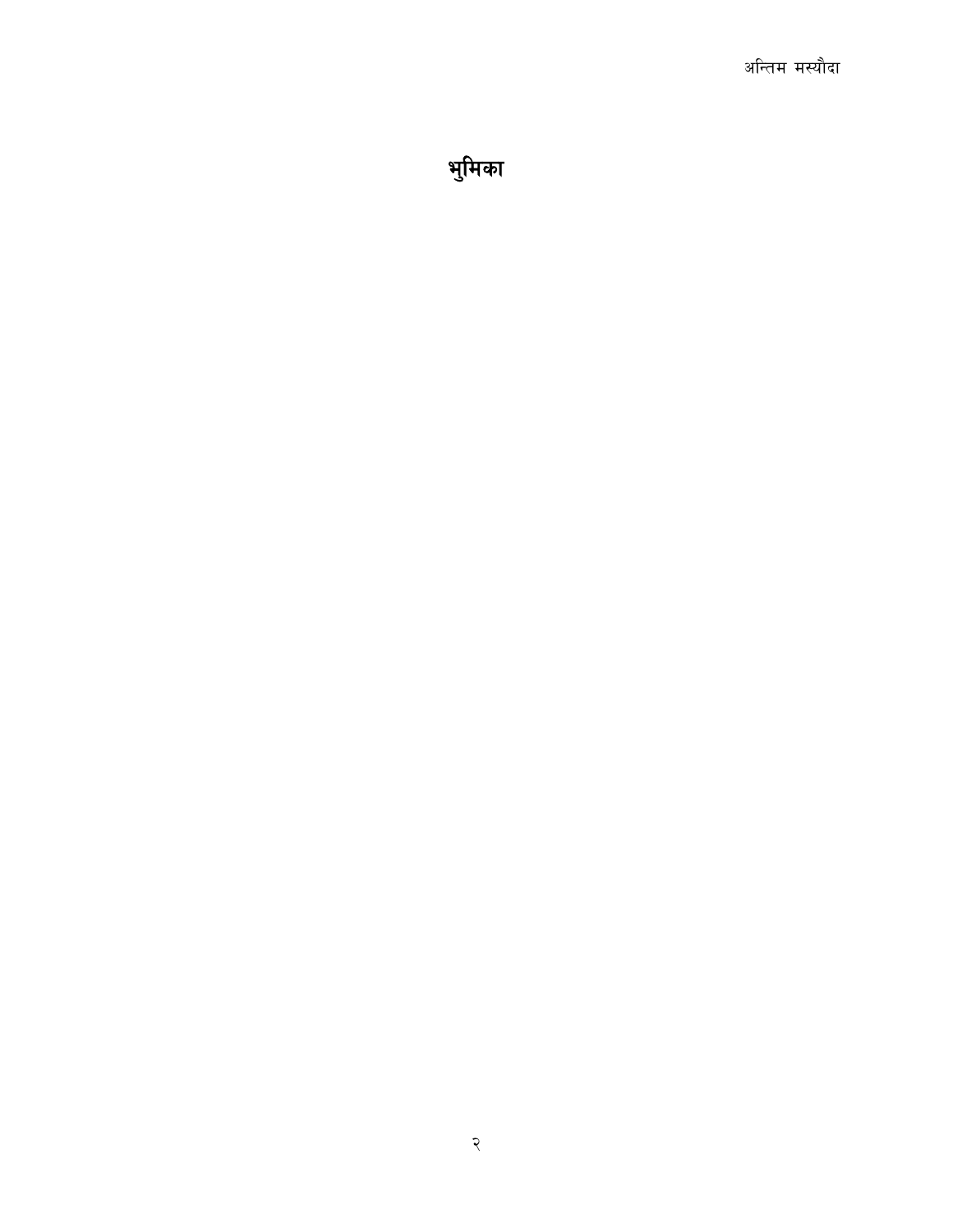# भुमिका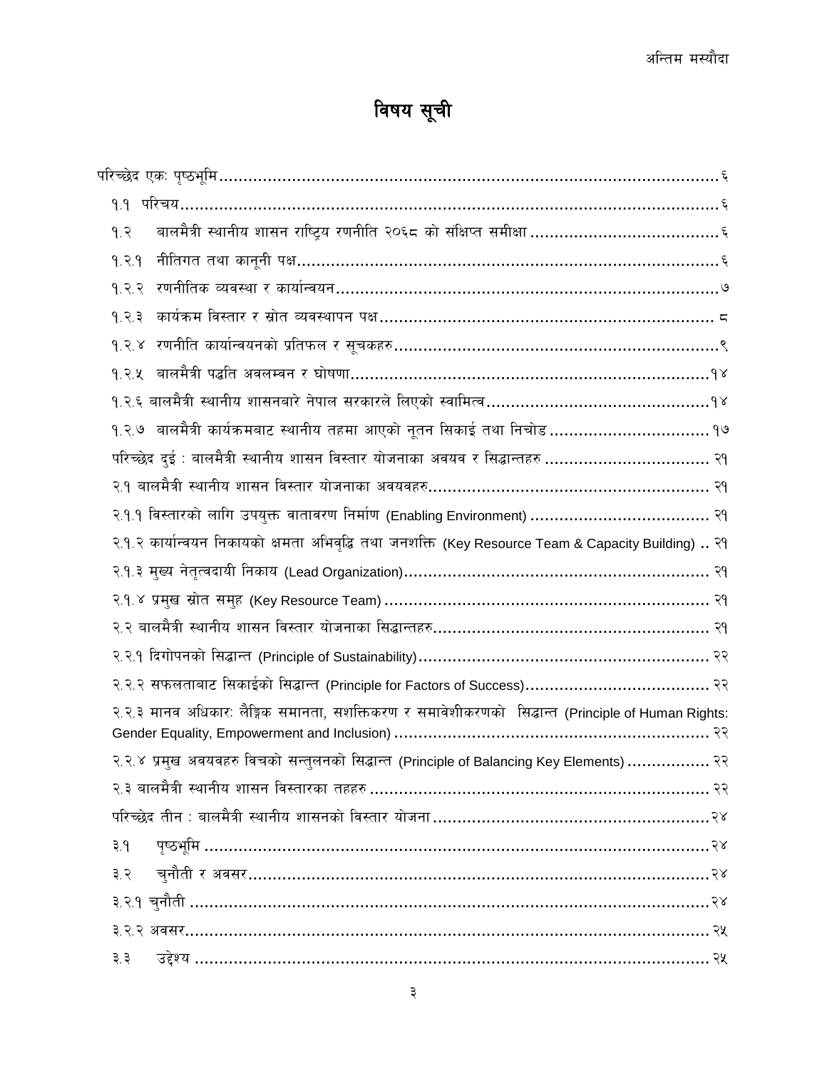# विषय सूची

परिच्छेद एकः पृष्ठभूमि........................................................................................................६

१.१ परिचय......................................................................................................................६

१.२ बालमैत्री स्थानीय शासन राष्ट्रिय रणनीति २०६८ को संक्षिप्त समीक्षा.......................................६

१.२.१ नीतिगत तथा कानूनी पक्ष..........................................................................................६

१.२.२ रणनीतिक व्यवस्था र कार्यान्वयन................................................................................७

१.२.३ कार्यक्रम विस्तार र स्रोत व्यवस्थापन पक्ष........................................................................८

१.२.४ रणनीति कार्यान्वयनको प्रतिफल र सूचकहरु.....................................................................९

१.२.५ बालमैत्री पद्धति अवलम्वन र घोषणा............................................................................१४

१.२.६ बालमैत्री स्थानीय शासनबारे नेपाल सरकारले लिएको स्वामित्व..............................................१४

१.२.७ बालमैत्री कार्यक्रमबाट स्थानीय तहमा आएको नूतन सिकाई तथा निचोड...................................१७

परिच्छेद दुई : बालमैत्री स्थानीय शासन विस्तार योजनाका अवयव र सिद्धान्तहरु..................................२१

२.१ बालमैत्री स्थानीय शासन विस्तार योजनाका अवयवहरु..........................................................२१

२.१.१ विस्तारको लागि उपयुक्त वातावरण निर्माण (Enabling Environment)....................................२१

२.१.२ कार्यान्वयन निकायको क्षमता अभिवृद्धि तथा जनशक्ति (Key Resource Team & Capacity Building) .. २१

२.१.३ मुख्य नेतृत्वदायी निकाय (Lead Organization)..............................................................२१

२.१.४ प्रमुख स्रोत समुह (Key Resource Team)....................................................................२१

२.२ बालमैत्री स्थानीय शासन विस्तार योजनाका सिद्धान्तहरु.........................................................२१

२.२.१ दिगोपनको सिद्धान्त (Principle of Sustainability)..........................................................२२

२.२.२ सफलताबाट सिकाईको सिद्धान्त (Principle for Factors of Success)......................................२२

२.२.३ मानव अधिकारः लैङ्गिक समानता, सशक्तिकरण र समावेशीकरणको सिद्धान्त (Principle of Human Rights: Gender Equality, Empowerment and Inclusion)...............................................................२२

२.२.४ प्रमुख अवयवहरु बिचको सन्तुलनको सिद्धान्त (Principle of Balancing Key Elements)................२२

२.३ बालमैत्री स्थानीय शासन विस्तारका तहहरु.......................................................................२२

परिच्छेद तीन : बालमैत्री स्थानीय शासनको विस्तार योजना.........................................................२४

३.१ पृष्ठभूमि.....................................................................................................................२४

३.२ चुनौती र अवसर..........................................................................................................२४

३.२.१ चुनौती.....................................................................................................................२४

३.२.२ अवसर.....................................................................................................................२५

३.३ उद्देश्य.......................................................................................................................२५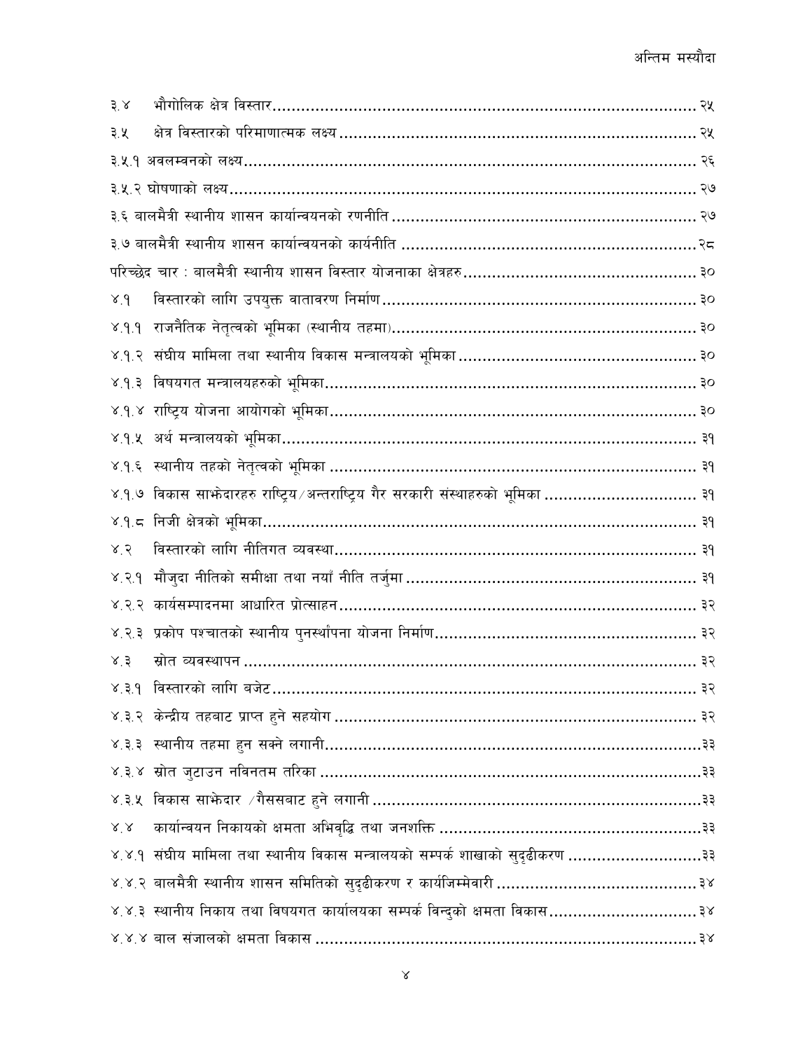३.४ भौगोलिक क्षेत्र विस्तार........................................................................................ २५

३.५ क्षेत्र विस्तारको परिमाणात्मक लक्ष्य.......................................................................... २५

३.५.१ अवलम्वनको लक्ष्य............................................................................................ २६

३.५.२ घोषणाको लक्ष्य................................................................................................ २७

३.६ बालमैत्री स्थानीय शासन कार्यान्वयनको रणनीति ............................................................ २७

३.७ बालमैत्री स्थानीय शासन कार्यान्वयनको कार्यनीति .......................................................... २८

परिच्छेद चार : बालमैत्री स्थानीय शासन विस्तार योजनाका क्षेत्रहरु............................................... ३०

४.१ विस्तारको लागि उपयुक्त वातावरण निर्माण................................................................. ३०

४.१.१ राजनैतिक नेतृत्वको भूमिका (स्थानीय तहमा)............................................................... ३०

४.१.२ संघीय मामिला तथा स्थानीय विकास मन्त्रालयको भूमिका................................................ ३०

४.१.३ विषयगत मन्त्रालयहरुको भूमिका............................................................................. ३०

४.१.४ राष्ट्रिय योजना आयोगको भूमिका............................................................................. ३०

४.१.५ अर्थ मन्त्रालयको भूमिका...................................................................................... ३१

४.१.६ स्थानीय तहको नेतृत्वको भूमिका ............................................................................ ३१

४.१.७ विकास साझेदारहरु राष्ट्रिय/अन्तराष्ट्रिय गैर सरकारी संस्थाहरुको भूमिका .............................. ३१

४.१.८ निजी क्षेत्रको भूमिका........................................................................................... ३१

४.२ विस्तारको लागि नीतिगत व्यवस्था............................................................................ ३१

४.२.१ मौजुदा नीतिको समीक्षा तथा नयाँ नीति तर्जुमा ........................................................... ३१

४.२.२ कार्यसम्पादनमा आधारित प्रोत्साहन.......................................................................... ३२

४.२.३ प्रकोप पश्चातको स्थानीय पुनर्स्थापना योजना निर्माण...................................................... ३२

४.३ स्रोत व्यवस्थापन ................................................................................................ ३२

४.३.१ विस्तारको लागि बजेट.......................................................................................... ३२

४.३.२ केन्द्रीय तहबाट प्राप्त हुने सहयोग ........................................................................... ३२

४.३.३ स्थानीय तहमा हुन सक्ने लगानी...............................................................................३३

४.३.४ स्रोत जुटाउन नविनतम तरिका .................................................................................३३

४.३.५ विकास साझेदार /गैससबाट हुने लगानी .....................................................................३३

४.४ कार्यान्वयन निकायको क्षमता अभिवृद्धि तथा जनशक्ति .......................................................३३

४.४.१ संघीय मामिला तथा स्थानीय विकास मन्त्रालयको सम्पर्क शाखाको सुदृढीकरण ..........................३३

४.४.२ बालमैत्री स्थानीय शासन समितिको सुदृढीकरण र कार्यजिम्मेवारी .........................................३४

४.४.३ स्थानीय निकाय तथा विषयगत कार्यालयका सम्पर्क विन्दुको क्षमता विकास..............................३४

४.४.४ बाल संजालको क्षमता विकास ..................................................................................३४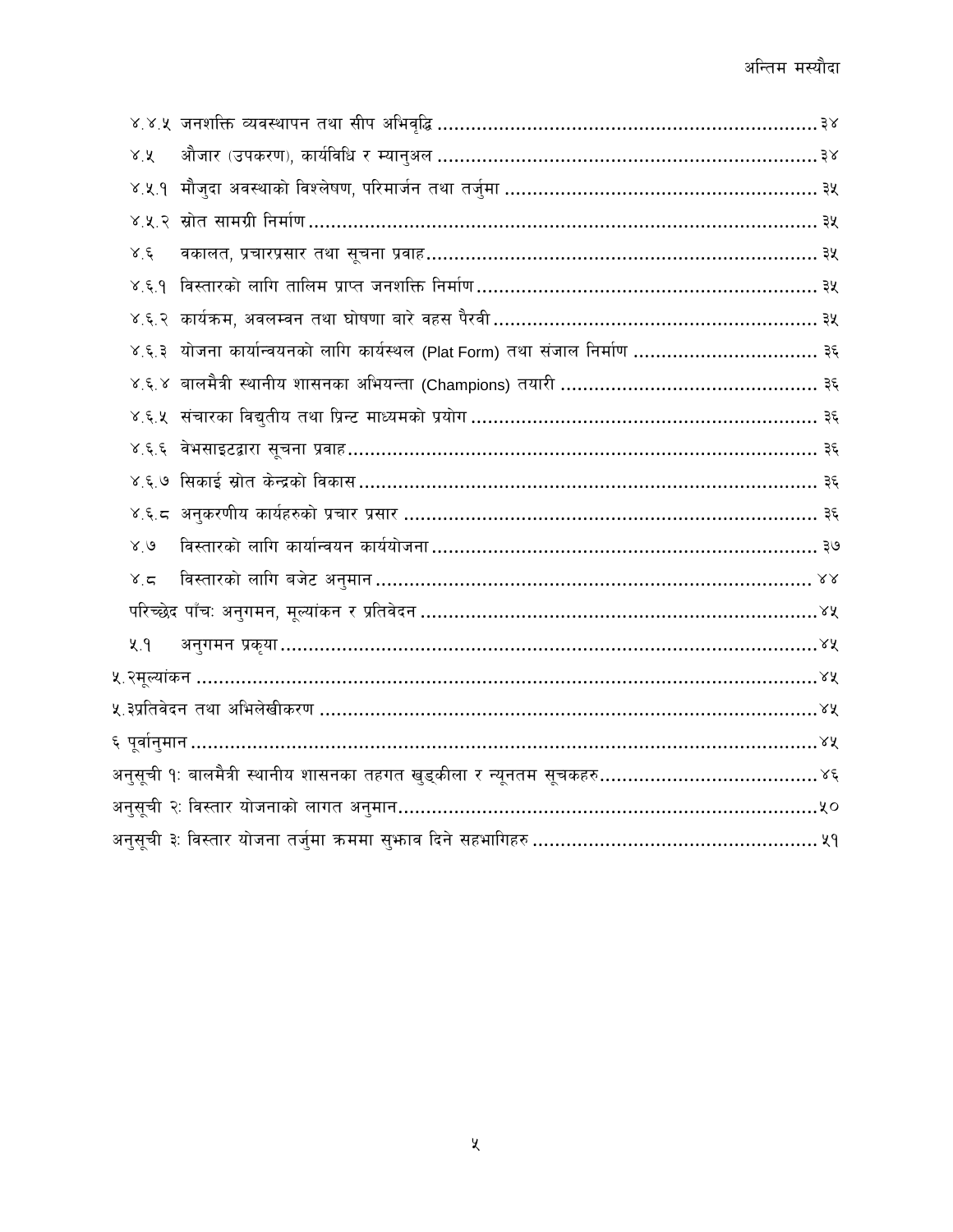४.४.५ जनशक्ति व्यवस्थापन तथा सीप अभिवृद्धि ......................................................................३४

४.५ औजार (उपकरण), कार्यविधि र म्यानुअल ......................................................................३४

४.५.१ मौजुदा अवस्थाको विश्लेषण, परिमार्जन तथा तर्जुमा ..................................................... ३५

४.५.२ स्रोत सामग्री निर्माण ..................................................................................................... ३५

४.६ वकालत, प्रचारप्रसार तथा सूचना प्रवाह........................................................................... ३५

४.६.१ विस्तारको लागि तालिम प्राप्त जनशक्ति निर्माण ............................................................. ३५

४.६.२ कार्यक्रम, अवलम्वन तथा घोषणा बारे वहस पैरवी ......................................................... ३५

४.६.३ योजना कार्यान्वयनको लागि कार्यस्थल (Plat Form) तथा संजाल निर्माण ................................ ३६

४.६.४ बालमैत्री स्थानीय शासनका अभियन्ता (Champions) तयारी ............................................. ३६

४.६.५ संचारका विद्युतीय तथा प्रिन्ट माध्यमको प्रयोग ............................................................. ३६

४.६.६ वेभसाइटद्वारा सूचना प्रवाह............................................................................................. ३६

४.६.७ सिकाई स्रोत केन्द्रको विकास.......................................................................................... ३६

४.६.८ अनुकरणीय कार्यहरुको प्रचार प्रसार ............................................................................... ३६

४.७ विस्तारको लागि कार्यान्वयन कार्ययोजना......................................................................... ३७

४.८ विस्तारको लागि बजेट अनुमान....................................................................................... ४४

परिच्छेद पाँचः अनुगमन, मूल्यांकन र प्रतिवेदन ...........................................................................४५

५.१ अनुगमन प्रकृया...............................................................................................................४५

५.२मूल्यांकन ............................................................................................................................४५

५.३प्रतिवेदन तथा अभिलेखीकरण ..............................................................................................४५

६ पूर्वानुमान ..........................................................................................................................४५

अनुसूची १ः बालमैत्री स्थानीय शासनका तहगत खुड्किला र न्यूनतम सूचकहरु...........................................४६

अनुसूची २ः विस्तार योजनाको लागत अनुमान..........................................................................................५०

अनुसूची ३ः विस्तार योजना तर्जुमा क्रममा सुझाव दिने सहभागिहरु ..........................................................५१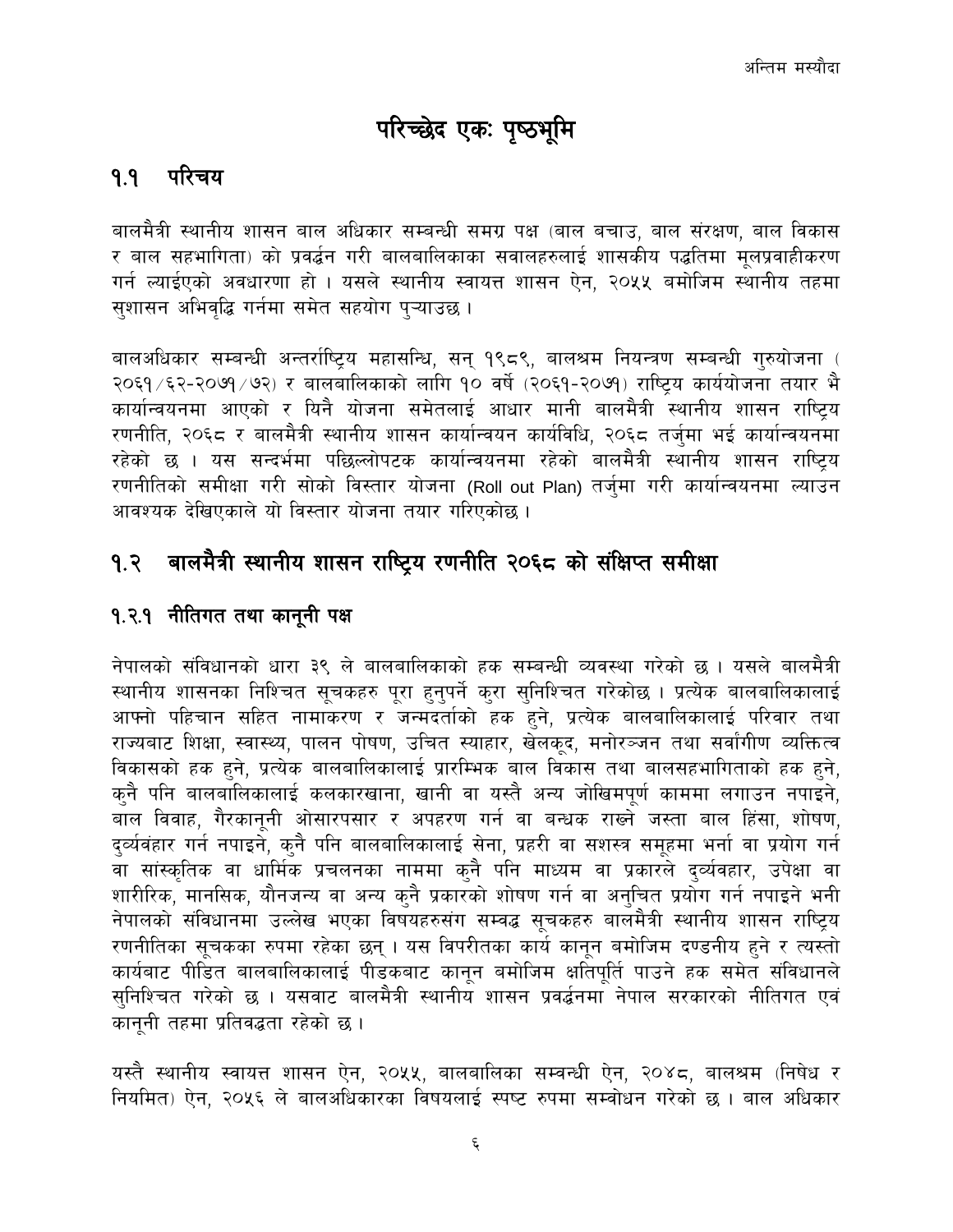# परिच्छेद एकः पृष्ठभूमि

## १.१ परिचय

बालमैत्री स्थानीय शासन बाल अधिकार सम्बन्धी समग्र पक्ष (बाल बचाउ, बाल संरक्षण, बाल विकास र बाल सहभागिता) को प्रवर्द्धन गरी बालबालिकाका सवालहरुलाई शासकीय पद्धतिमा मूलप्रवाहीकरण गर्न ल्याईएको अवधारणा हो । यसले स्थानीय स्वायत्त शासन ऐन, २०५५ बमोजिम स्थानीय तहमा सुशासन अभिवृद्धि गर्नमा समेत सहयोग पुऱ्याउछ ।

बालअधिकार सम्बन्धी अन्तर्राष्ट्रिय महासन्धि, सन् १९८९, बालश्रम नियन्त्रण सम्बन्धी गुरुयोजना (२०६१/६२-२०७१/७२) र बालबालिकाको लागि १० वर्षे (२०६१-२०७१) राष्ट्रिय कार्ययोजना तयार भै कार्यान्वयनमा आएको र यिनै योजना समेतलाई आधार मानी बालमैत्री स्थानीय शासन राष्ट्रिय रणनीति, २०६८ र बालमैत्री स्थानीय शासन कार्यान्वयन कार्यविधि, २०६८ तर्जुमा भई कार्यान्वयनमा रहेको छ । यस सन्दर्भमा पछिल्लोपटक कार्यान्वयनमा रहेको बालमैत्री स्थानीय शासन राष्ट्रिय रणनीतिको समीक्षा गरी सोको विस्तार योजना (Roll out Plan) तर्जुमा गरी कार्यान्वयनमा ल्याउन आवश्यक देखिएकाले यो विस्तार योजना तयार गरिएकोछ ।

## १.२ बालमैत्री स्थानीय शासन राष्ट्रिय रणनीति २०६८ को संक्षिप्त समीक्षा

### १.२.१ नीतिगत तथा कानूनी पक्ष

नेपालको संविधानको धारा ३९ ले बालबालिकाको हक सम्बन्धी व्यवस्था गरेको छ । यसले बालमैत्री स्थानीय शासनका निश्चित सूचकहरु पूरा हुनुपर्ने कुरा सुनिश्चित गरेकोछ । प्रत्येक बालबालिकालाई आफ्नो पहिचान सहित नामाकरण र जन्मदर्ताको हक हुने, प्रत्येक बालबालिकालाई परिवार तथा राज्यबाट शिक्षा, स्वास्थ्य, पालन पोषण, उचित स्याहार, खेलकूद, मनोरञ्जन तथा सर्वांगीण व्यक्तित्व विकासको हक हुने, प्रत्येक बालबालिकालाई प्रारम्भिक बाल विकास तथा बालसहभागिताको हक हुने, कुनै पनि बालबालिकालाई कलकारखाना, खानी वा यस्तै अन्य जोखिमपूर्ण काममा लगाउन नपाइने, बाल विवाह, गैरकानूनी ओसारपसार र अपहरण गर्न वा बन्धक राख्ने जस्ता बाल हिंसा, शोषण, दुर्व्यवहार गर्न नपाइने, कुनै पनि बालबालिकालाई सेना, प्रहरी वा सशस्त्र समूहमा भर्ना वा प्रयोग गर्न वा सांस्कृतिक वा धार्मिक प्रचलनका नाममा कुनै पनि माध्यम वा प्रकारले दुर्व्यवहार, उपेक्षा वा शारीरिक, मानसिक, यौनजन्य वा अन्य कुनै प्रकारको शोषण गर्न वा अनुचित प्रयोग गर्न नपाइने भनी नेपालको संविधानमा उल्लेख भएका विषयहरुसंग सम्बद्ध सूचकहरु बालमैत्री स्थानीय शासन राष्ट्रिय रणनीतिका सूचकका रुपमा रहेका छन् । यस विपरीतका कार्य कानून बमोजिम दण्डनीय हुने र त्यस्तो कार्यबाट पीडित बालबालिकालाई पीडकबाट कानून बमोजिम क्षतिपूर्ति पाउने हक समेत संविधानले सुनिश्चित गरेको छ । यसबाट बालमैत्री स्थानीय शासन प्रवर्द्धनमा नेपाल सरकारको नीतिगत एवं कानूनी तहमा प्रतिवद्धता रहेको छ ।

यस्तै स्थानीय स्वायत्त शासन ऐन, २०५५, बालबालिका सम्वन्धी ऐन, २०४८, बालश्रम (निषेध र नियमित) ऐन, २०५६ ले बालअधिकारका विषयलाई स्पष्ट रुपमा सम्वोधन गरेको छ । बाल अधिकार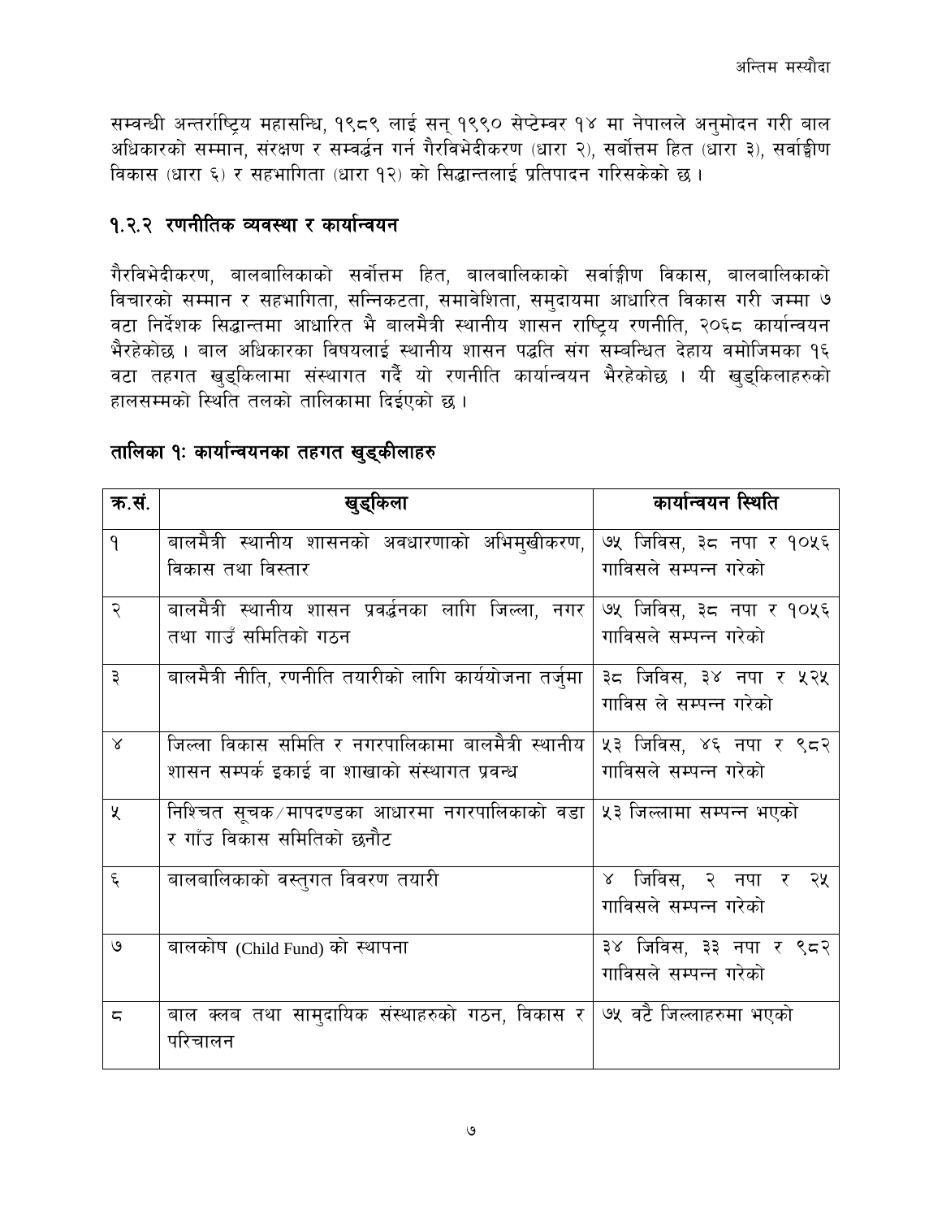सम्वन्धी अन्तर्राष्ट्रिय महासन्धि, १९८९ लाई सन् १९९० सेप्टेम्बर १४ मा नेपालले अनुमोदन गरी बाल अधिकारको सम्मान, संरक्षण र सम्वर्द्धन गर्न गैरविभेदीकरण (धारा २), सर्बोत्तम हित (धारा ३), सर्वाङ्गीण विकास (धारा ६) र सहभागिता (धारा १२) को सिद्धान्तलाई प्रतिपादन गरिसकेको छ ।

## १.२.२ रणनीतिक व्यवस्था र कार्यान्वयन

गैरविभेदीकरण, बालबालिकाको सर्वोत्तम हित, बालबालिकाको सर्वाङ्गीण विकास, बालबालिकाको विचारको सम्मान र सहभागिता, सन्निकटता, समावेशिता, समुदायमा आधारित विकास गरी जम्मा ७ वटा निर्देशक सिद्धान्तमा आधारित भै बालमैत्री स्थानीय शासन राष्ट्रिय रणनीति, २०६८ कार्यान्वयन भैरहेकोछ । बाल अधिकारका विषयलाई स्थानीय शासन पद्धति संग सम्बन्धित देहाय वमोजिमका १६ वटा तहगत खुड्किलामा संस्थागत गर्दै यो रणनीति कार्यान्वयन भैरहेकोछ । यी खुड्किलाहरुको हालसम्मको स्थिति तलको तालिकामा दिईएको छ ।

### तालिका १ः कार्यान्वयनका तहगत खुड्कीलाहरु

| क्र.सं. | खुड्किला | कार्यान्वयन स्थिति |
|---|---|---|
| १ | बालमैत्री स्थानीय शासनको अवधारणाको अभिमुखीकरण, विकास तथा विस्तार | ७५ जिविस, ३८ नपा र १०५६ गाविसले सम्पन्न गरेको |
| २ | बालमैत्री स्थानीय शासन प्रवर्द्धनका लागि जिल्ला, नगर तथा गाउँ समितिको गठन | ७५ जिविस, ३८ नपा र १०५६ गाविसले सम्पन्न गरेको |
| ३ | बालमैत्री नीति, रणनीति तयारीको लागि कार्ययोजना तर्जुमा | ३८ जिविस, ३४ नपा र ५२५ गाविस ले सम्पन्न गरेको |
| ४ | जिल्ला विकास समिति र नगरपालिकामा बालमैत्री स्थानीय शासन सम्पर्क इकाई वा शाखाको संस्थागत प्रवन्ध | ५३ जिविस, ४६ नपा र ९८२ गाविसले सम्पन्न गरेको |
| ५ | निश्चित सूचक/मापदण्डका आधारमा नगरपालिकाको वडा र गाँउ विकास समितिको छनौट | ५३ जिल्लामा सम्पन्न भएको |
| ६ | बालबालिकाको वस्तुगत विवरण तयारी | ४ जिविस, २ नपा र २५ गाविसले सम्पन्न गरेको |
| ७ | बालकोष (Child Fund) को स्थापना | ३४ जिविस, ३३ नपा र ९८२ गाविसले सम्पन्न गरेको |
| ८ | बाल क्लब तथा सामुदायिक संस्थाहरुको गठन, विकास र परिचालन | ७५ वटै जिल्लाहरुमा भएको |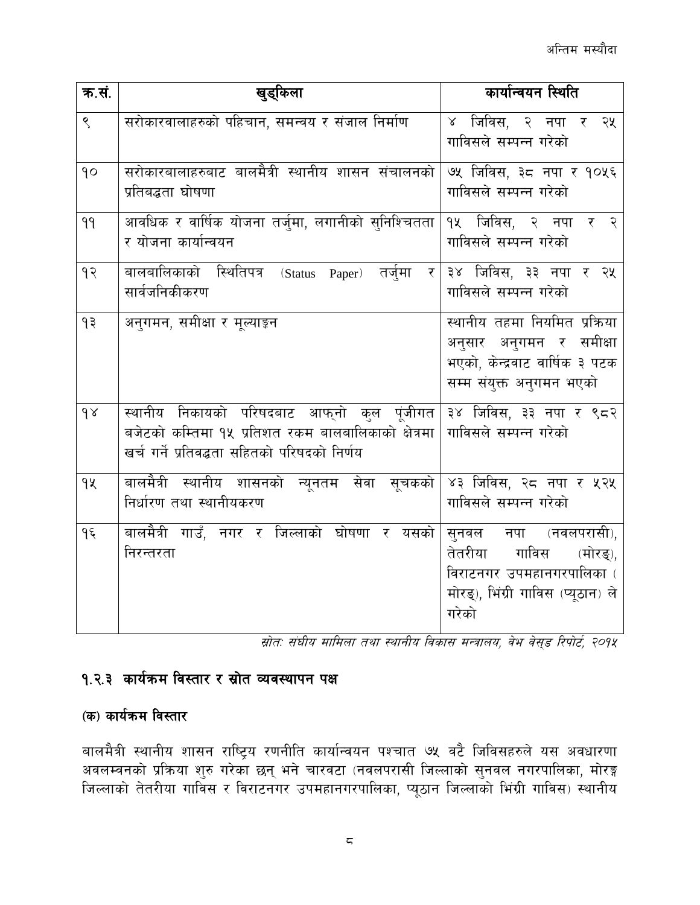| क्र.सं. | खुड्किला | कार्यान्वयन स्थिति |
|---|---|---|
| ९ | सरोकारवालाहरुको पहिचान, समन्वय र संजाल निर्माण | ४ जिविस, २ नपा र २५ गाविसले सम्पन्न गरेको |
| १० | सरोकारबालाहरुबाट बालमैत्री स्थानीय शासन संचालनको प्रतिबद्धता घोषणा | ७५ जिविस, ३८ नपा र १०५६ गाविसले सम्पन्न गरेको |
| ११ | आवधिक र वार्षिक योजना तर्जुमा, लगानीको सुनिश्चितता र योजना कार्यान्वयन | १५ जिविस, २ नपा र २ गाविसले सम्पन्न गरेको |
| १२ | बालबालिकाको स्थितिपत्र (Status Paper) तर्जुमा र सार्वजनिकीकरण | ३४ जिविस, ३३ नपा र २५ गाविसले सम्पन्न गरेको |
| १३ | अनुगमन, समीक्षा र मूल्याङ्कन | स्थानीय तहमा नियमित प्रक्रिया अनुसार अनुगमन र समीक्षा भएको, केन्द्रवाट वार्षिक ३ पटक सम्म संयुक्त अनुगमन भएको |
| १४ | स्थानीय निकायको परिषदबाट आफ्नो कुल पूंजीगत बजेटको कम्तिमा १५ प्रतिशत रकम बालबालिकाको क्षेत्रमा खर्च गर्ने प्रतिवद्धता सहितको परिषदको निर्णय | ३४ जिविस, ३३ नपा र ९८२ गाविसले सम्पन्न गरेको |
| १५ | बालमैत्री स्थानीय शासनको न्यूनतम सेवा सूचकको निर्धारण तथा स्थानीयकरण | ४३ जिविस, २८ नपा र ५२५ गाविसले सम्पन्न गरेको |
| १६ | बालमैत्री गाउँ, नगर र जिल्लाको घोषणा र यसको निरन्तरता | सुनवल नपा (नवलपरासी), तेतरीया गाविस (मोरङ), विराटनगर उपमहानगरपालिका (मोरङ), भिंग्री गाविस (प्यूठान) ले गरेको |

*स्रोतः संघीय मामिला तथा स्थानीय विकास मन्त्रालय, वेभ वेसड रिपोर्ट, २०१५*

## १.२.३ कार्यक्रम विस्तार र स्रोत व्यवस्थापन पक्ष

### (क) कार्यक्रम विस्तार

बालमैत्री स्थानीय शासन राष्ट्रिय रणनीति कार्यान्वयन पश्चात ७५ वटै जिविसहरुले यस अवधारणा अवलम्वनको प्रक्रिया शुरु गरेका छन् भने चारवटा (नवलपरासी जिल्लाको सुनवल नगरपालिका, मोरङ्ग जिल्लाको तेतरीया गाविस र विराटनगर उपमहानगरपालिका, प्यूठान जिल्लाको भिंग्री गाविस) स्थानीय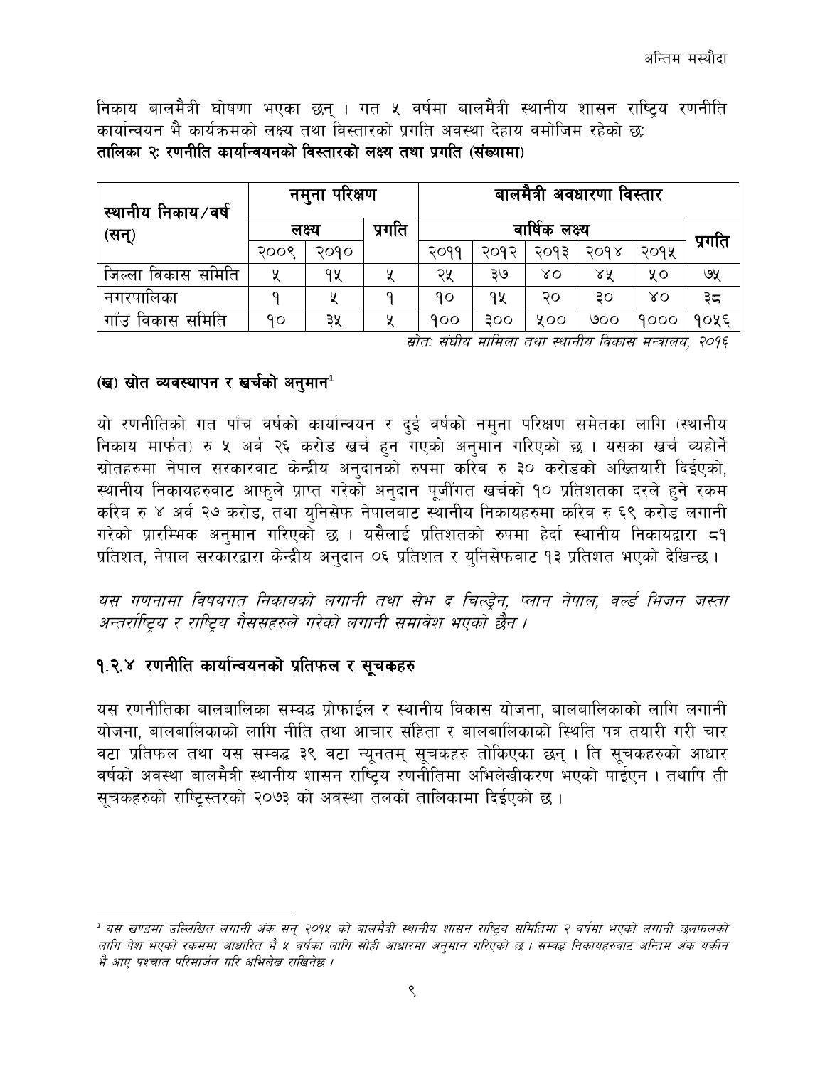निकाय बालमैत्री घोषणा भएका छन् । गत ५ वर्षमा बालमैत्री स्थानीय शासन राष्ट्रिय रणनीति कार्यान्वयन भै कार्यक्रमको लक्ष्य तथा विस्तारको प्रगति अवस्था देहाय वमोजिम रहेको छः

**तालिका २: रणनीति कार्यान्वयनको विस्तारको लक्ष्य तथा प्रगति (संख्यामा)**

| स्थानीय निकाय/वर्ष (सन्) | नमुना परिक्षण | | | बालमैत्री अवधारणा विस्तार | | | | | |
|---|---|---|---|---|---|---|---|---|---|
| | लक्ष्य | | प्रगति | वार्षिक लक्ष्य | | | | | प्रगति |
| | २००९ | २०१० | | २०११ | २०१२ | २०१३ | २०१४ | २०१५ | |
| जिल्ला विकास समिति | ५ | १५ | ५ | २५ | ३७ | ४० | ४५ | ५० | ७५ |
| नगरपालिका | १ | ५ | १ | १० | १५ | २० | ३० | ४० | ३८ |
| गाँउ विकास समिति | १० | ३५ | ५ | १०० | ३०० | ५०० | ७०० | १००० | १०५६ |

*स्रोतः संघीय मामिला तथा स्थानीय विकास मन्त्रालय, २०१६*

### (ख) स्रोत व्यवस्थापन र खर्चको अनुमान[1]

यो रणनीतिको गत पाँच वर्षको कार्यान्वयन र दुई वर्षको नमुना परिक्षण समेतका लागि (स्थानीय निकाय मार्फत) रु ५ अर्व २६ करोड खर्च हुन गएको अनुमान गरिएको छ । यसका खर्च व्यहोर्ने स्रोतहरुमा नेपाल सरकारवाट केन्द्रीय अनुदानको रुपमा करिव रु ३० करोडको अख्तियारी दिईएको, स्थानीय निकायहरुवाट आफुले प्राप्त गरेको अनुदान पूजीँगत खर्चको १० प्रतिशतका दरले हुने रकम करिव रु ४ अर्व २७ करोड, तथा युनिसेफ नेपालवाट स्थानीय निकायहरुमा करिव रु ६९ करोड लगानी गरेको प्रारम्भिक अनुमान गरिएको छ । यसैलाई प्रतिशतको रुपमा हेर्दा स्थानीय निकायद्वारा ८१ प्रतिशत, नेपाल सरकारद्वारा केन्द्रीय अनुदान ०६ प्रतिशत र युनिसेफवाट १३ प्रतिशत भएको देखिन्छ ।

*यस गणनामा विषयगत निकायको लगानी तथा सेभ द चिल्ड्रेन, प्लान नेपाल, वर्ल्ड भिजन जस्ता अन्तर्राष्ट्रिय र राष्ट्रिय गैससहरुले गरेको लगानी समावेश भएको छैन ।*

## १.२.४ रणनीति कार्यान्वयनको प्रतिफल र सूचकहरु

यस रणनीतिका बालबालिका सम्वद्ध प्रोफाईल र स्थानीय विकास योजना, बालबालिकाको लागि लगानी योजना, बालबालिकाको लागि नीति तथा आचार संहिता र बालबालिकाको स्थिति पत्र तयारी गरी चार वटा प्रतिफल तथा यस सम्वद्ध ३९ वटा न्यूनतम् सूचकहरु तोकिएका छन् । ति सूचकहरुको आधार वर्षको अवस्था बालमैत्री स्थानीय शासन राष्ट्रिय रणनीतिमा अभिलेखीकरण भएको पाईएन । तथापि ती सूचकहरुको राष्ट्रिस्तरको २०७३ को अवस्था तलको तालिकामा दिईएको छ ।

---

[1] *यस खण्डमा उल्लिखित लगानी अंक सन् २०१५ को बालमैत्री स्थानीय शासन राष्ट्रिय समितिमा २ वर्षमा भएको लगानी छलफलको लागि पेश भएको रकममा आधारित भै ५ वर्षका लागि सोही आधारमा अनुमान गरिएको छ । सम्वद्ध निकायहरुवाट अन्तिम अंक यकीन भै आए पश्चात परिमार्जन गरि अभिलेख राखिनेछ ।*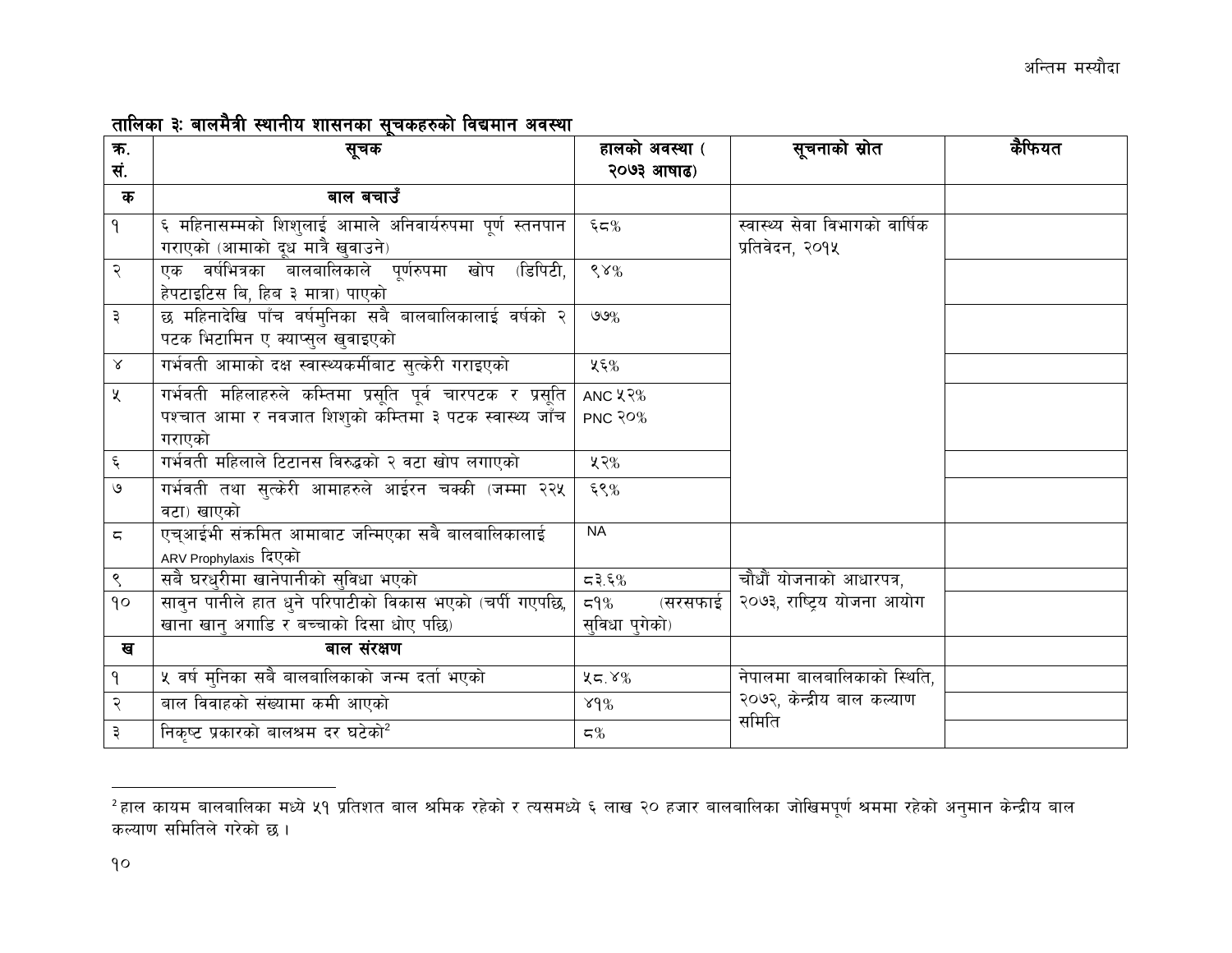**तालिका ३: बालमैत्री स्थानीय शासनका सूचकहरुको विद्यमान अवस्था**

| क्र. सं. | सूचक | हालको अवस्था ( २०७३ आषाढ) | सूचनाको स्रोत | कैफियत |
|---|---|---|---|---|
| **क** | **बाल बचाउँ** | | | |
| १ | ६ महिनासम्मको शिशुलाई आमाले अनिवार्यरुपमा पूर्ण स्तनपान गराएको (आमाको दूध मात्रै खुवाउने) | ६८% | स्वास्थ्य सेवा विभागको वार्षिक प्रतिवेदन, २०१५ | |
| २ | एक वर्षभित्रका बालबालिकाले पूर्णरुपमा खोप (डिपिटी, हेपटाइटिस बि, हिब ३ मात्रा) पाएको | ९४% | | |
| ३ | छ महिनादेखि पाँच वर्षमुनिका सबै बालबालिकालाई वर्षको २ पटक भिटामिन ए क्याप्सुल खुवाइएको | ७७% | | |
| ४ | गर्भवती आमाको दक्ष स्वास्थ्यकर्मीबाट सुत्केरी गराइएको | ५६% | | |
| ५ | गर्भवती महिलाहरुले कम्तिमा प्रसूति पूर्व चारपटक र प्रसूति पश्चात आमा र नवजात शिशुको कम्तिमा ३ पटक स्वास्थ्य जाँच गराएको | ANC ५२% PNC २०% | | |
| ६ | गर्भवती महिलाले टिटानस विरुद्धको २ वटा खोप लगाएको | ५२% | | |
| ७ | गर्भवती तथा सुत्केरी आमाहरुले आईरन चक्की (जम्मा २२५ वटा) खाएको | ६९% | | |
| ८ | एच्आईभी संक्रमित आमाबाट जन्मिएका सबै बालबालिकालाई ARV Prophylaxis दिएको | NA | | |
| ९ | सबै घरधुरीमा खानेपानीको सुविधा भएको | ८३.६% | चौधौं योजनाको आधारपत्र, २०७३, राष्ट्रिय योजना आयोग | |
| १० | सावुन पानीले हात धुने परिपाटीको विकास भएको (चर्पी गएपछि, खाना खानु अगाडि र बच्चाको दिसा धोए पछि) | ८१% (सरसफाई सुविधा पुगेको) | | |
| **ख** | **बाल संरक्षण** | | | |
| १ | ५ वर्ष मुनिका सबै बालबालिकाको जन्म दर्ता भएको | ५८.४% | नेपालमा बालबालिकाको स्थिति, २०७२, केन्द्रीय बाल कल्याण समिति | |
| २ | बाल विवाहको संख्यामा कमी आएको | ४१% | | |
| ३ | निकृष्ट प्रकारको बालश्रम दर घटेको[2] | ८% | | |

[2] हाल कायम बालबालिका मध्ये ५१ प्रतिशत बाल श्रमिक रहेको र त्यसमध्ये ६ लाख २० हजार बालबालिका जोखिमपूर्ण श्रममा रहेको अनुमान केन्द्रीय बाल कल्याण समितिले गरेको छ ।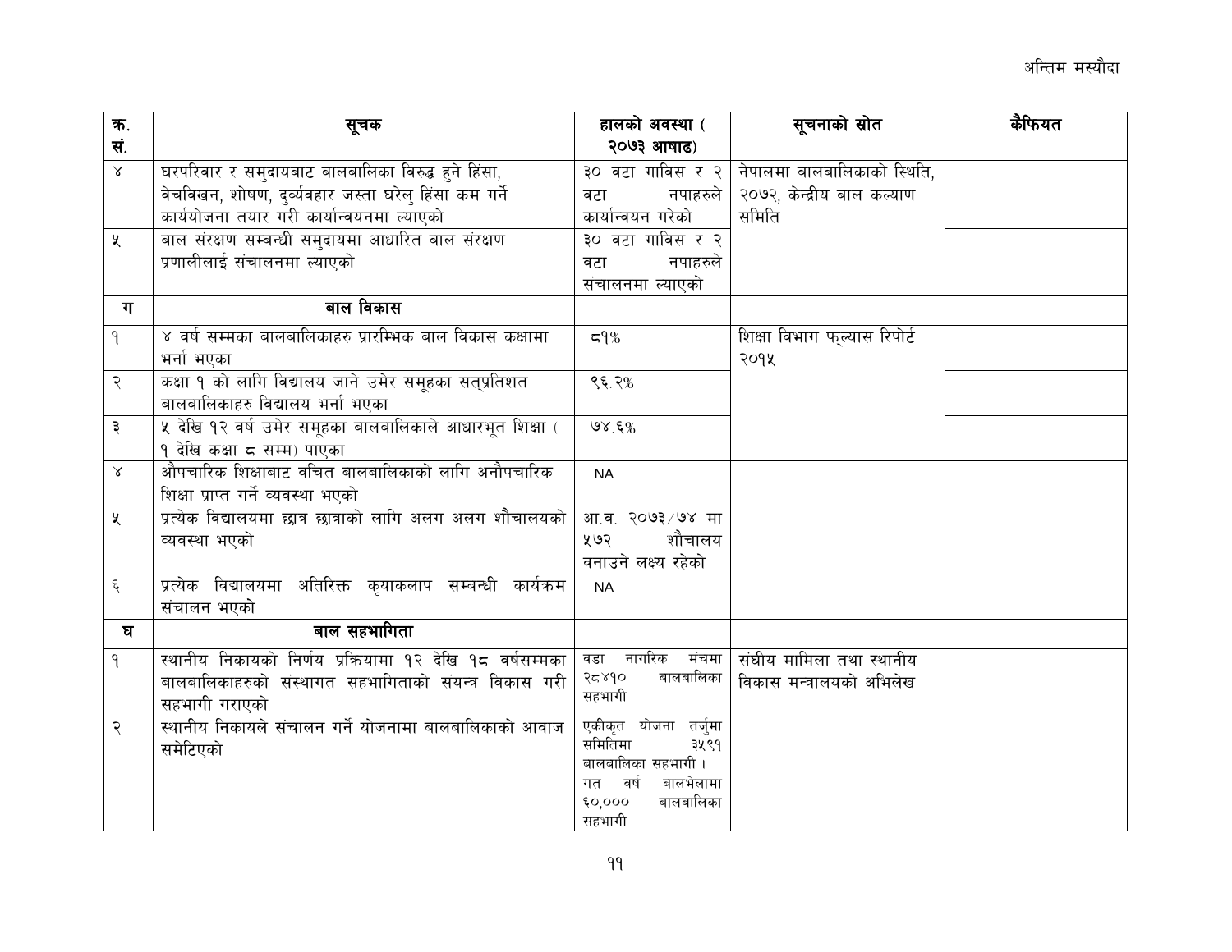अन्तिम मस्यौदा

| क्र. सं. | सूचक | हालको अवस्था ( २०७३ आषाढ) | सूचनाको स्रोत | कैफियत |
|---|---|---|---|---|
| ४ | घरपरिवार र समुदायबाट बालबालिका विरुद्ध हुने हिंसा, वेचविखन, शोषण, दुर्व्यवहार जस्ता घरेलु हिंसा कम गर्ने कार्ययोजना तयार गरी कार्यान्वयनमा ल्याएको | ३० वटा गाविस र २ वटा नपाहरुले कार्यान्वयन गरेको | नेपालमा बालबालिकाको स्थिति, २०७२, केन्द्रीय बाल कल्याण समिति | |
| ५ | बाल संरक्षण सम्बन्धी समुदायमा आधारित बाल संरक्षण प्रणालीलाई संचालनमा ल्याएको | ३० वटा गाविस र २ वटा नपाहरुले संचालनमा ल्याएको | | |
| ग | **बाल विकास** | | | |
| १ | ४ वर्ष सम्मका बालबालिकाहरु प्रारम्भिक बाल विकास कक्षामा भर्ना भएका | ८१% | शिक्षा विभाग फ्ल्यास रिपोर्ट २०१५ | |
| २ | कक्षा १ को लागि विद्यालय जाने उमेर समूहका सत्प्रतिशत बालबालिकाहरु विद्यालय भर्ना भएका | ९६.२% | | |
| ३ | ५ देखि १२ वर्ष उमेर समूहका बालबालिकाले आधारभूत शिक्षा ( १ देखि कक्षा ८ सम्म) पाएका | ७४.६% | | |
| ४ | औपचारिक शिक्षाबाट वंचित बालबालिकाको लागि अनौपचारिक शिक्षा प्राप्त गर्ने व्यवस्था भएको | NA | | |
| ५ | प्रत्येक विद्यालयमा छात्र छात्राको लागि अलग अलग शौचालयको व्यवस्था भएको | आ.व. २०७३/७४ मा ५७२ शौचालय वनाउने लक्ष्य रहेको | | |
| ६ | प्रत्येक विद्यालयमा अतिरिक्त कृयाकलाप सम्वन्धी कार्यक्रम संचालन भएको | NA | | |
| घ | **बाल सहभागिता** | | | |
| १ | स्थानीय निकायको निर्णय प्रक्रियामा १२ देखि १८ वर्षसम्मका बालबालिकाहरुको संस्थागत सहभागिताको संयन्त्र विकास गरी सहभागी गराएको | वडा नागरिक मंचमा २८४१० बालबालिका सहभागी | संघीय मामिला तथा स्थानीय विकास मन्त्रालयको अभिलेख | |
| २ | स्थानीय निकायले संचालन गर्ने योजनामा बालबालिकाको आवाज समेटिएको | एकीकृत योजना तर्जुमा समितिमा ३५९१ बालबालिका सहभागी । गत वर्ष बालभेलामा ६०,००० बालबालिका सहभागी | | |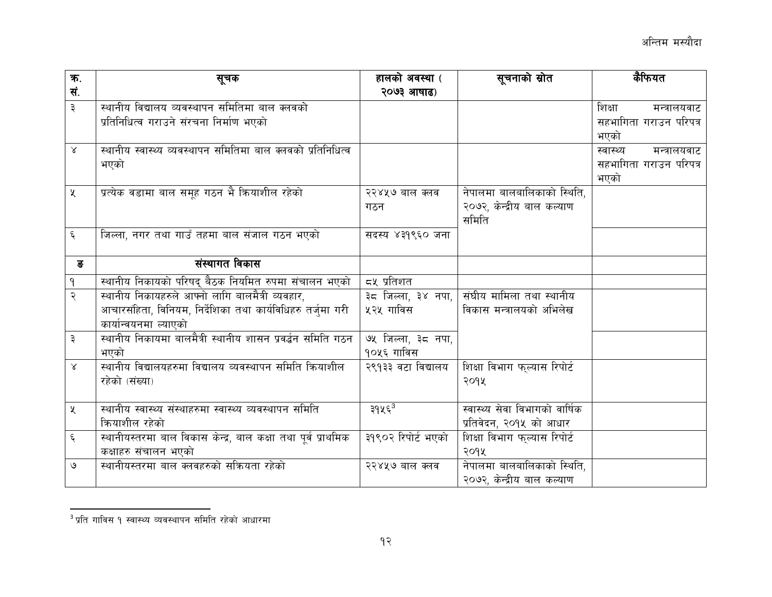| क्र. सं. | सूचक | हालको अवस्था ( २०७३ आषाढ) | सूचनाको स्रोत | कैफियत |
|---|---|---|---|---|
| ३ | स्थानीय विद्यालय व्यवस्थापन समितिमा बाल क्लवको प्रतिनिधित्व गराउने संरचना निर्माण भएको | | | शिक्षा मन्त्रालयवाट सहभागिता गराउन परिपत्र भएको |
| ४ | स्थानीय स्वास्थ्य व्यवस्थापन समितिमा बाल क्लवको प्रतिनिधित्व भएको | | | स्वास्थ्य मन्त्रालयवाट सहभागिता गराउन परिपत्र भएको |
| ५ | प्रत्येक वडामा बाल समूह गठन भै क्रियाशील रहेको | २२४५७ बाल क्लव गठन | नेपालमा बालबालिकाको स्थिति, २०७२, केन्द्रीय बाल कल्याण समिति | |
| ६ | जिल्ला, नगर तथा गाउँ तहमा बाल संजाल गठन भएको | सदस्य ४३१९६० जना | | |
| ङ | **संस्थागत विकास** | | | |
| १ | स्थानीय निकायको परिषद् बैठक नियमित रुपमा संचालन भएको | ८५ प्रतिशत | | |
| २ | स्थानीय निकायहरुले आफ्नो लागि बालमैत्री व्यवहार, आचारसंहिता, विनियम, निर्देशिका तथा कार्यविधिहरु तर्जुमा गरी कार्यान्वयनमा ल्याएको | ३८ जिल्ला, ३४ नपा, ५२५ गाविस | संघीय मामिला तथा स्थानीय विकास मन्त्रालयको अभिलेख | |
| ३ | स्थानीय निकायमा बालमैत्री स्थानीय शासन प्रवर्द्धन समिति गठन भएको | ७५ जिल्ला, ३८ नपा, १०५६ गाविस | | |
| ४ | स्थानीय विद्यालयहरुमा विद्यालय व्यवस्थापन समिति क्रियाशील रहेको (संख्या) | २९१३३ वटा विद्यालय | शिक्षा विभाग फ्ल्यास रिपोर्ट २०१५ | |
| ५ | स्थानीय स्वास्थ्य संस्थाहरुमा स्वास्थ्य व्यवस्थापन समिति क्रियाशील रहेको | ३१५६[3] | स्वास्थ्य सेवा विभागको वार्षिक प्रतिवेदन, २०१५ को आधार | |
| ६ | स्थानीयस्तरमा बाल विकास केन्द्र, बाल कक्षा तथा पूर्व प्राथमिक कक्षाहरु संचालन भएको | ३१९०२ रिपोर्ट भएको | शिक्षा विभाग फ्ल्यास रिपोर्ट २०१५ | |
| ७ | स्थानीयस्तरमा बाल क्लवहरुको सक्रियता रहेको | २२४५७ बाल क्लव | नेपालमा बालबालिकाको स्थिति, २०७२, केन्द्रीय बाल कल्याण | |

[3] प्रति गाविस १ स्वास्थ्य व्यवस्थापन समिति रहेको आधारमा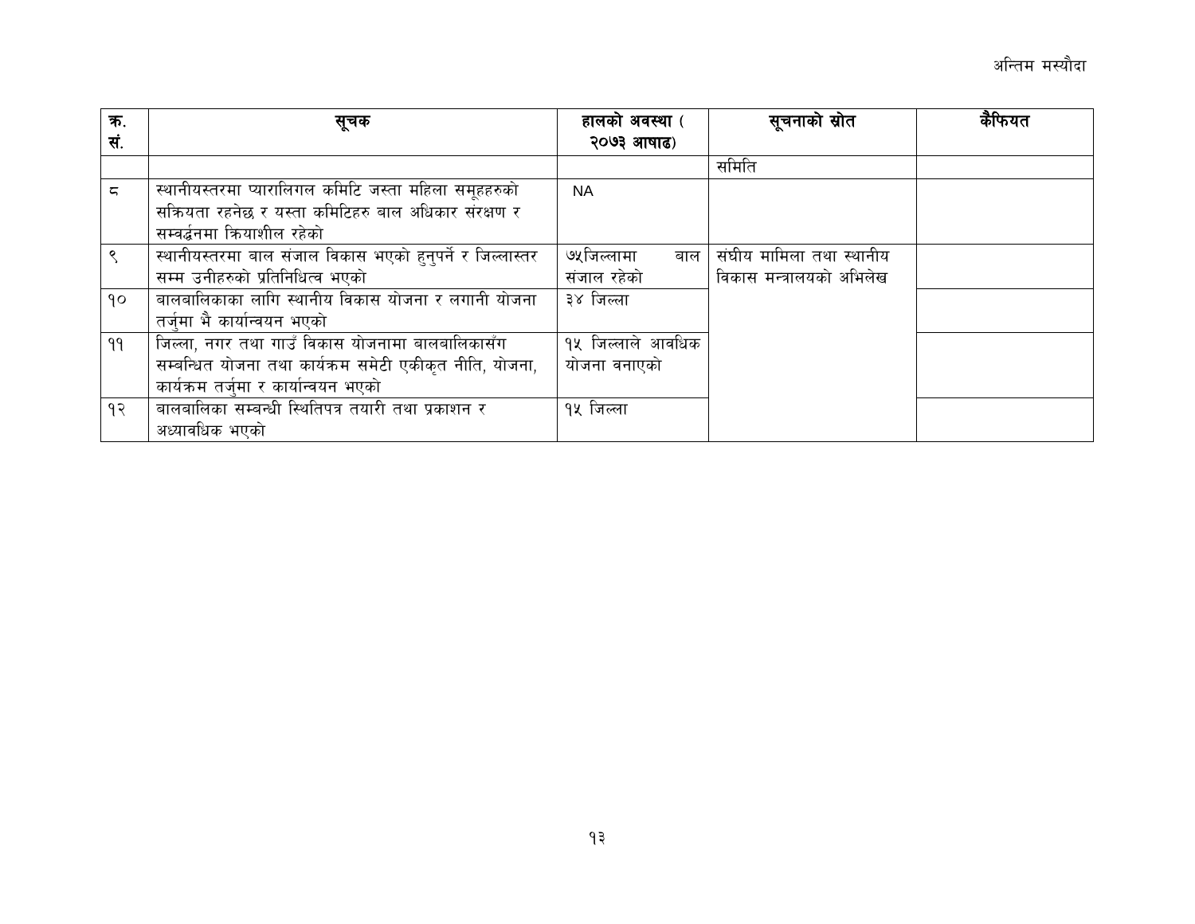| क्र. सं. | सूचक | हालको अवस्था ( २०७३ आषाढ) | सूचनाको स्रोत | कैफियत |
| --- | --- | --- | --- | --- |
| | | | समिति | |
| ८ | स्थानीयस्तरमा प्यारालिगल कमिटि जस्ता महिला समूहहरुको सक्रियता रहनेछ र यस्ता कमिटिहरु बाल अधिकार संरक्षण र सम्वर्द्धनमा क्रियाशील रहेको | NA | | |
| ९ | स्थानीयस्तरमा बाल संजाल विकास भएको हुनुपर्ने र जिल्लास्तर सम्म उनीहरुको प्रतिनिधित्व भएको | ७५जिल्लामा बाल संजाल रहेको | संघीय मामिला तथा स्थानीय विकास मन्त्रालयको अभिलेख | |
| १० | बालबालिकाका लागि स्थानीय विकास योजना र लगानी योजना तर्जुमा भै कार्यान्वयन भएको | ३४ जिल्ला | | |
| ११ | जिल्ला, नगर तथा गाउँ विकास योजनामा बालबालिकासँग सम्बन्धित योजना तथा कार्यक्रम समेटी एकीकृत नीति, योजना, कार्यक्रम तर्जुमा र कार्यान्वयन भएको | १५ जिल्लाले आवधिक योजना वनाएको | | |
| १२ | बालबालिका सम्बन्धी स्थितिपत्र तयारी तथा प्रकाशन र अध्यावधिक भएको | १५ जिल्ला | | |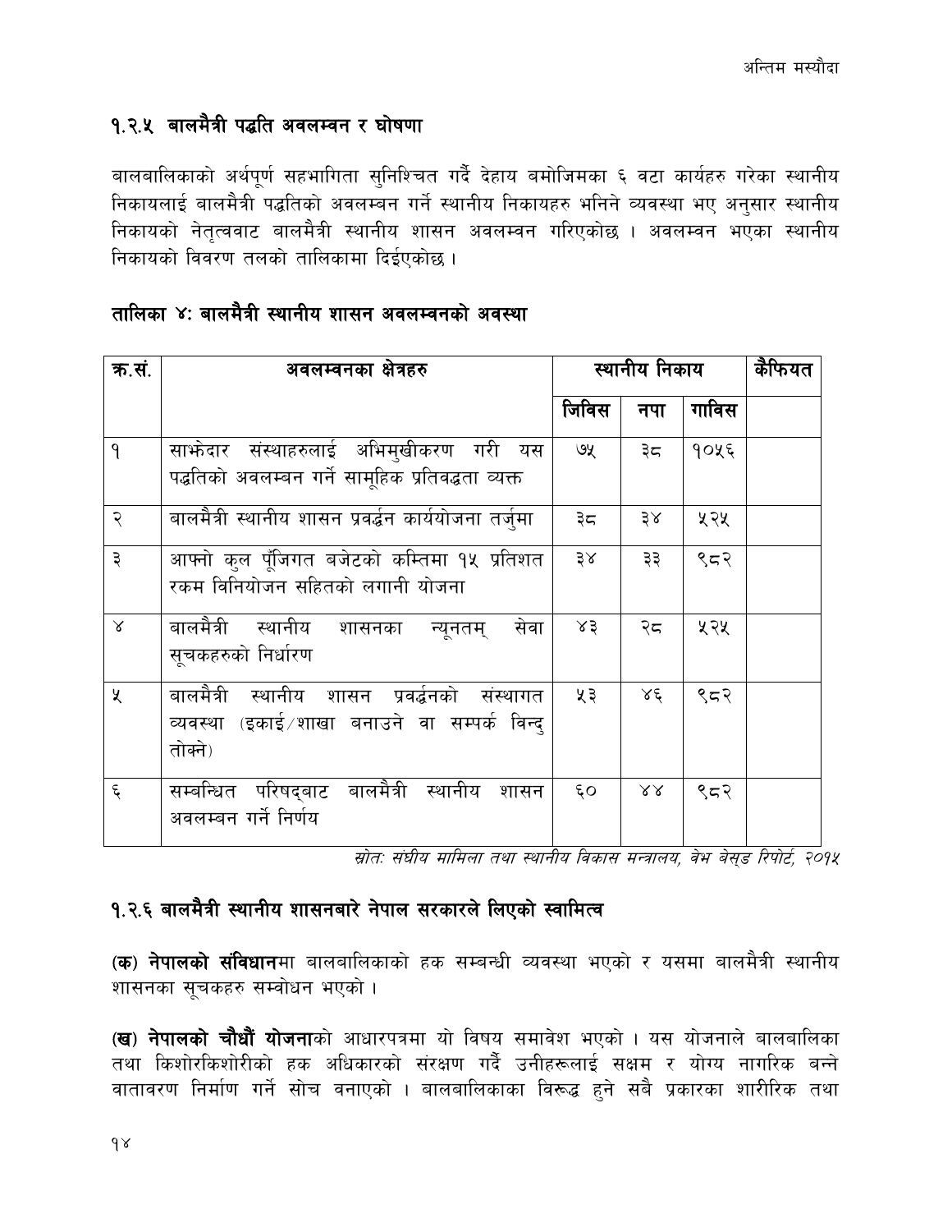### १.२.५ बालमैत्री पद्धति अवलम्वन र घोषणा

बालबालिकाको अर्थपूर्ण सहभागिता सुनिश्चित गर्दै देहाय बमोजिमका ६ वटा कार्यहरु गरेका स्थानीय निकायलाई बालमैत्री पद्धतिको अवलम्बन गर्ने स्थानीय निकायहरु भनिने व्यवस्था भए अनुसार स्थानीय निकायको नेतृत्ववाट बालमैत्री स्थानीय शासन अवलम्वन गरिएकोछ । अवलम्वन भएका स्थानीय निकायको विवरण तलको तालिकामा दिईएकोछ ।

#### तालिका ४: बालमैत्री स्थानीय शासन अवलम्वनको अवस्था

| क्र.सं. | अवलम्वनका क्षेत्रहरु | स्थानीय निकाय | | | कैफियत |
|---|---|---|---|---|---|
| | | जिविस | नपा | गाविस | |
| १ | साझेदार संस्थाहरुलाई अभिमुखीकरण गरी यस पद्धतिको अवलम्बन गर्ने सामूहिक प्रतिवद्धता व्यक्त | ७५ | ३८ | १०५६ | |
| २ | बालमैत्री स्थानीय शासन प्रवर्द्धन कार्ययोजना तर्जुमा | ३८ | ३४ | ५२५ | |
| ३ | आफ्नो कुल पूँजिगत बजेटको कम्तिमा १५ प्रतिशत रकम विनियोजन सहितको लगानी योजना | ३४ | ३३ | ९८२ | |
| ४ | बालमैत्री स्थानीय शासनका न्यूनतम् सेवा सूचकहरुको निर्धारण | ४३ | २८ | ५२५ | |
| ५ | बालमैत्री स्थानीय शासन प्रवर्द्धनको संस्थागत व्यवस्था (इकाई/शाखा बनाउने वा सम्पर्क विन्दु तोक्ने) | ५३ | ४६ | ९८२ | |
| ६ | सम्बन्धित परिषद्बाट बालमैत्री स्थानीय शासन अवलम्बन गर्ने निर्णय | ६० | ४४ | ९८२ | |

*स्रोत: संघीय मामिला तथा स्थानीय विकास मन्त्रालय, वेभ वेसड रिपोर्ट, २०१५*

### १.२.६ बालमैत्री स्थानीय शासनबारे नेपाल सरकारले लिएको स्वामित्व

**(क) नेपालको संविधान**मा बालबालिकाको हक सम्बन्धी व्यवस्था भएको र यसमा बालमैत्री स्थानीय शासनका सूचकहरु सम्वोधन भएको ।

**(ख) नेपालको चौधौं योजना**को आधारपत्रमा यो विषय समावेश भएको । यस योजनाले बालबालिका तथा किशोरकिशोरीको हक अधिकारको संरक्षण गर्दै उनीहरूलाई सक्षम र योग्य नागरिक बन्ने वातावरण निर्माण गर्ने सोच वनाएको । बालबालिकाका विरूद्ध हुने सबै प्रकारका शारीरिक तथा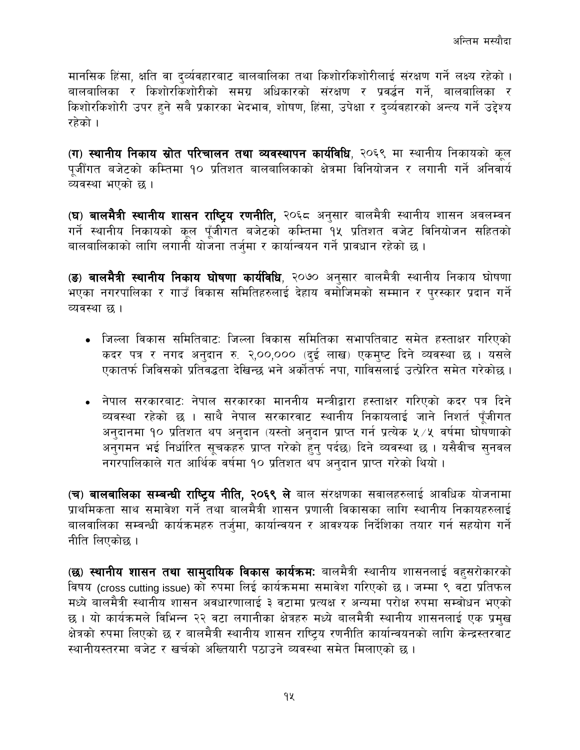मानसिक हिंसा, क्षति वा दुर्व्यवहारबाट बालबालिका तथा किशोरकिशोरीलाई संरक्षण गर्ने लक्ष्य रहेको । बालबालिका र किशोरकिशोरीको समग्र अधिकारको संरक्षण र प्रवर्द्धन गर्ने, बालबालिका र किशोरकिशोरी उपर हुने सबै प्रकारका भेदभाव, शोषण, हिंसा, उपेक्षा र दुर्व्यवहारको अन्त्य गर्ने उद्देश्य रहेको ।

**(ग) स्थानीय निकाय स्रोत परिचालन तथा व्यवस्थापन कार्यविधि**, २०६९ मा स्थानीय निकायको कूल पूजीँगत बजेटको कम्तिमा १० प्रतिशत बालबालिकाको क्षेत्रमा विनियोजन र लगानी गर्ने अनिवार्य व्यवस्था भएको छ ।

**(घ) बालमैत्री स्थानीय शासन राष्ट्रिय रणनीति,** २०६८ अनुसार बालमैत्री स्थानीय शासन अवलम्वन गर्ने स्थानीय निकायको कूल पूँजीगत बजेटको कम्तिमा १५ प्रतिशत वजेट विनियोजन सहितको बालबालिकाको लागि लगानी योजना तर्जुमा र कार्यान्वयन गर्ने प्रावधान रहेको छ ।

**(ङ) बालमैत्री स्थानीय निकाय घोषणा कार्यविधि**, २०७० अनुसार बालमैत्री स्थानीय निकाय घोषणा भएका नगरपालिका र गाउँ विकास समितिहरुलाई देहाय वमोजिमको सम्मान र पुरस्कार प्रदान गर्ने व्यवस्था छ ।

- जिल्ला विकास समितिबाटः जिल्ला विकास समितिका सभापतिबाट समेत हस्ताक्षर गरिएको कदर पत्र र नगद अनुदान रु. २,००,००० (दुई लाख) एकमुष्ट दिने व्यवस्था छ । यसले एकातर्फ जिविसको प्रतिवद्धता देखिन्छ भने अर्कोतर्फ नपा, गाविसलाई उत्प्रेरित समेत गरेकोछ ।

- नेपाल सरकारबाटः नेपाल सरकारका माननीय मन्त्रीद्वारा हस्ताक्षर गरिएको कदर पत्र दिने व्यवस्था रहेको छ । साथै नेपाल सरकारवाट स्थानीय निकायलाई जाने निशर्त पूँजीगत अनुदानमा १० प्रतिशत थप अनुदान (यस्तो अनुदान प्राप्त गर्न प्रत्येक ५/५ वर्षमा घोषणाको अनुगमन भई निर्धारित सूचकहरु प्राप्त गरेको हुनु पर्दछ) दिने व्यवस्था छ । यसैवीच सुनवल नगरपालिकाले गत आर्थिक वर्षमा १० प्रतिशत थप अनुदान प्राप्त गरेको थियो ।

**(च) बालबालिका सम्बन्धी राष्ट्रिय नीति, २०६९ ले** बाल संरक्षणका सवालहरुलाई आवधिक योजनामा प्राथमिकता साथ समावेश गर्ने तथा बालमैत्री शासन प्रणाली विकासका लागि स्थानीय निकायहरुलाई बालवालिका सम्वन्धी कार्यक्रमहरु तर्जुमा, कार्यान्वयन र आवश्यक निर्देशिका तयार गर्न सहयोग गर्ने नीति लिएकोछ ।

**(छ) स्थानीय शासन तथा सामुदायिक विकास कार्यक्रमः** बालमैत्री स्थानीय शासनलाई वहुसरोकारको विषय (cross cutting issue) को रुपमा लिई कार्यक्रममा समावेश गरिएको छ । जम्मा ९ वटा प्रतिफल मध्ये बालमैत्री स्थानीय शासन अवधारणालाई ३ वटामा प्रत्यक्ष र अन्यमा परोक्ष रुपमा सम्वोधन भएको छ । यो कार्यक्रमले विभिन्न २२ वटा लगानीका क्षेत्रहरु मध्ये बालमैत्री स्थानीय शासनलाई एक प्रमुख क्षेत्रको रुपमा लिएको छ र बालमैत्री स्थानीय शासन राष्ट्रिय रणनीति कार्यान्वयनको लागि केन्द्रस्तरवाट स्थानीयस्तरमा बजेट र खर्चको अख्तियारी पठाउने व्यवस्था समेत मिलाएको छ ।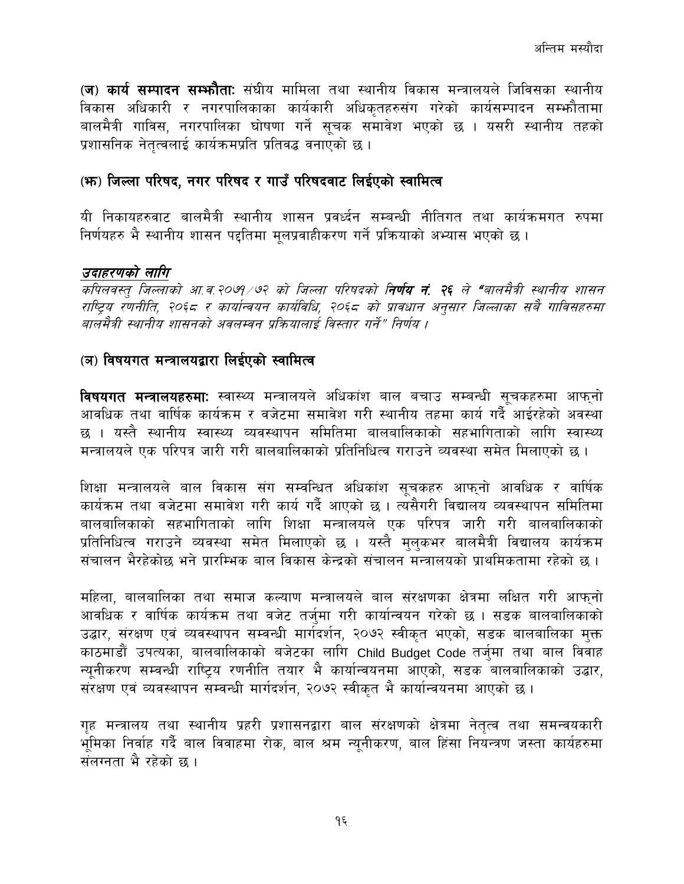**(ज) कार्य सम्पादन सम्झौताः** संघीय मामिला तथा स्थानीय विकास मन्त्रालयले जिविसका स्थानीय विकास अधिकारी र नगरपालिकाका कार्यकारी अधिकृतहरुसंग गरेको कार्यसम्पादन सम्झौतामा बालमैत्री गाविस, नगरपालिका घोषणा गर्ने सूचक समावेश भएको छ । यसरी स्थानीय तहको प्रशासनिक नेतृत्वलाई कार्यक्रमप्रति प्रतिवद्ध वनाएको छ ।

## (झ) जिल्ला परिषद, नगर परिषद र गाउँ परिषदवाट लिईएको स्वामित्व

यी निकायहरुवाट बालमैत्री स्थानीय शासन प्रवर्द्धन सम्बन्धी नीतिगत तथा कार्यक्रमगत रुपमा निर्णयहरु भै स्थानीय शासन पद्दतिमा मूलप्रवाहीकरण गर्ने प्रक्रियाको अभ्यास भएको छ ।

***उदाहरणको लागि***

*कपिलवस्तु जिल्लाको आ.व.२०७१/७२ को जिल्ला परिषदको **निर्णय नं. २६** ले "बालमैत्री स्थानीय शासन राष्ट्रिय रणनीति, २०६८ र कार्यान्वयन कार्यविधि, २०६८ को प्रावधान अनुसार जिल्लाका सबै गाविसहरुमा बालमैत्री स्थानीय शासनको अवलम्वन प्रक्रियालाई विस्तार गर्ने" निर्णय ।*

## (ञ) विषयगत मन्त्रालयद्वारा लिईएको स्वामित्व

**विषयगत मन्त्रालयहरुमाः** स्वास्थ्य मन्त्रालयले अधिकांश बाल बचाउ सम्बन्धी सूचकहरुमा आफ्नो आवधिक तथा वार्षिक कार्यक्रम र वजेटमा समावेश गरी स्थानीय तहमा कार्य गर्दै आईरहेको अवस्था छ । यस्तै स्थानीय स्वास्थ्य व्यवस्थापन समितिमा बालबालिकाको सहभागिताको लागि स्वास्थ्य मन्त्रालयले एक परिपत्र जारी गरी बालबालिकाको प्रतिनिधित्व गराउने व्यवस्था समेत मिलाएको छ ।

शिक्षा मन्त्रालयले बाल विकास संग सम्वन्धित अधिकांश सूचकहरु आफ्नो आवधिक र वार्षिक कार्यक्रम तथा वजेटमा समावेश गरी कार्य गर्दै आएको छ । त्यसैगरी विद्यालय व्यवस्थापन समितिमा बालबालिकाको सहभागिताको लागि शिक्षा मन्त्रालयले एक परिपत्र जारी गरी बालबालिकाको प्रतिनिधित्व गराउने व्यवस्था समेत मिलाएको छ । यस्तै मुलुकभर बालमैत्री विद्यालय कार्यक्रम संचालन भैरहेकोछ भने प्रारम्भिक बाल विकास केन्द्रको संचालन मन्त्रालयको प्राथमिकतामा रहेको छ ।

महिला, बालबालिका तथा समाज कल्याण मन्त्रालयले बाल संरक्षणका क्षेत्रमा लक्षित गरी आफ्नो आवधिक र वार्षिक कार्यक्रम तथा वजेट तर्जुमा गरी कार्यान्वयन गरेको छ । सडक बालबालिकाको उद्धार, संरक्षण एवं व्यवस्थापन सम्वन्धी मार्गदर्शन, २०७२ स्वीकृत भएको, सडक बालबालिका मुक्त काठमाडौं उपत्यका, बालबालिकाको बजेटका लागि Child Budget Code तर्जुमा तथा बाल विवाह न्यूनीकरण सम्वन्धी राष्ट्रिय रणनीति तयार भै कार्यान्वयनमा आएको, सडक बालबालिकाको उद्धार, संरक्षण एवं व्यवस्थापन सम्वन्धी मार्गदर्शन, २०७२ स्वीकृत भै कार्यान्वयनमा आएको छ ।

गृह मन्त्रालय तथा स्थानीय प्रहरी प्रशासनद्वारा बाल संरक्षणको क्षेत्रमा नेतृत्व तथा समन्वयकारी भूमिका निर्वाह गर्दै बाल विवाहमा रोक, बाल श्रम न्यूनीकरण, बाल हिंसा नियन्त्रण जस्ता कार्यहरुमा संलग्नता भै रहेको छ ।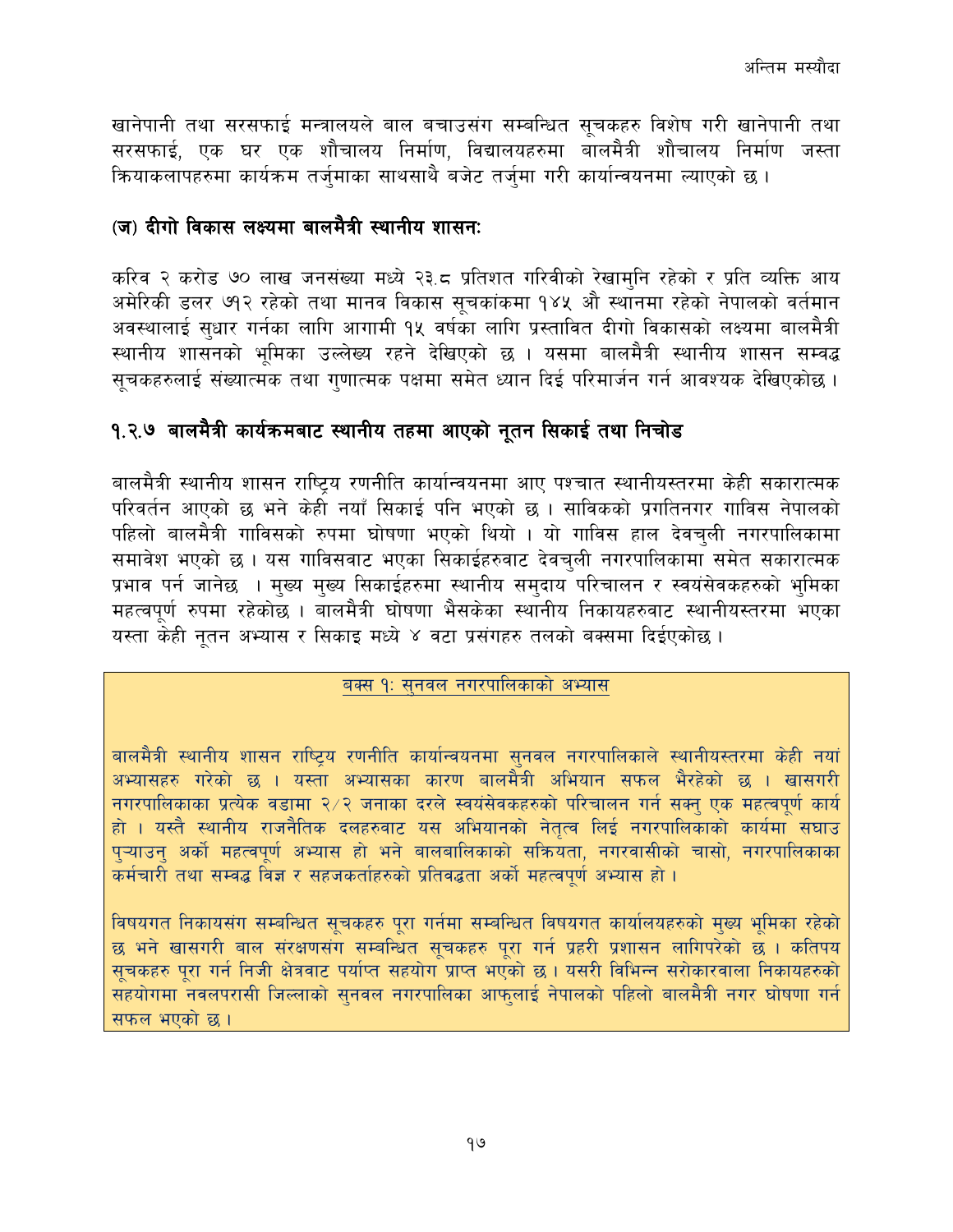खानेपानी तथा सरसफाई मन्त्रालयले बाल बचाउसंग सम्बन्धित सूचकहरु विशेष गरी खानेपानी तथा सरसफाई, एक घर एक शौचालय निर्माण, विद्यालयहरुमा बालमैत्री शौचालय निर्माण जस्ता क्रियाकलापहरुमा कार्यक्रम तर्जुमाका साथसाथै बजेट तर्जुमा गरी कार्यान्वयनमा ल्याएको छ ।

### (ज) दीगो विकास लक्ष्यमा बालमैत्री स्थानीय शासनः

करिव २ करोड ७० लाख जनसंख्या मध्ये २३.८ प्रतिशत गरिवीको रेखामुनि रहेको र प्रति व्यक्ति आय अमेरिकी डलर ७१२ रहेको तथा मानव विकास सूचकांकमा १४५ औं स्थानमा रहेको नेपालको वर्तमान अवस्थालाई सुधार गर्नका लागि आगामी १५ वर्षका लागि प्रस्तावित दीगो विकासको लक्ष्यमा बालमैत्री स्थानीय शासनको भूमिका उल्लेख्य रहने देखिएको छ । यसमा बालमैत्री स्थानीय शासन सम्वद्ध सूचकहरुलाई संख्यात्मक तथा गुणात्मक पक्षमा समेत ध्यान दिई परिमार्जन गर्न आवश्यक देखिएकोछ ।

## १.२.७ बालमैत्री कार्यक्रमबाट स्थानीय तहमा आएको नूतन सिकाई तथा निचोड

बालमैत्री स्थानीय शासन राष्ट्रिय रणनीति कार्यान्वयनमा आए पश्चात स्थानीयस्तरमा केही सकारात्मक परिवर्तन आएको छ भने केही नयाँ सिकाई पनि भएको छ । साविकको प्रगतिनगर गाविस नेपालको पहिलो बालमैत्री गाविसको रुपमा घोषणा भएको थियो । यो गाविस हाल देवचुली नगरपालिकामा समावेश भएको छ । यस गाविसवाट भएका सिकाईहरुवाट देवचुली नगरपालिकामा समेत सकारात्मक प्रभाव पर्न जानेछ । मुख्य मुख्य सिकाईहरुमा स्थानीय समुदाय परिचालन र स्वयंसेवकहरुको भुमिका महत्वपूर्ण रुपमा रहेकोछ । बालमैत्री घोषणा भैसकेका स्थानीय निकायहरुवाट स्थानीयस्तरमा भएका यस्ता केही नूतन अभ्यास र सिकाइ मध्ये ४ वटा प्रसंगहरु तलको बक्समा दिईएकोछ ।

> **बक्स १: सुनवल नगरपालिकाको अभ्यास**
>
> बालमैत्री स्थानीय शासन राष्ट्रिय रणनीति कार्यान्वयनमा सुनवल नगरपालिकाले स्थानीयस्तरमा केही नयां अभ्यासहरु गरेको छ । यस्ता अभ्यासका कारण बालमैत्री अभियान सफल भैरहेको छ । खासगरी नगरपालिकाका प्रत्येक वडामा २/२ जनाका दरले स्वयंसेवकहरुको परिचालन गर्न सक्नु एक महत्वपूर्ण कार्य हो । यस्तै स्थानीय राजनैतिक दलहरुवाट यस अभियानको नेतृत्व लिई नगरपालिकाको कार्यमा सघाउ पुऱ्याउनु अर्को महत्वपूर्ण अभ्यास हो भने बालबालिकाको सक्रियता, नगरवासीको चासो, नगरपालिकाका कर्मचारी तथा सम्वद्ध विज्ञ र सहजकर्ताहरुको प्रतिवद्धता अर्को महत्वपूर्ण अभ्यास हो ।
>
> विषयगत निकायसंग सम्बन्धित सूचकहरु पूरा गर्नमा सम्बन्धित विषयगत कार्यालयहरुको मुख्य भूमिका रहेको छ भने खासगरी बाल संरक्षणसंग सम्बन्धित सूचकहरु पूरा गर्न प्रहरी प्रशासन लागिपरेको छ । कतिपय सूचकहरु पूरा गर्न निजी क्षेत्रवाट पर्याप्त सहयोग प्राप्त भएको छ । यसरी विभिन्न सरोकारवाला निकायहरुको सहयोगमा नवलपरासी जिल्लाको सुनवल नगरपालिका आफुलाई नेपालको पहिलो बालमैत्री नगर घोषणा गर्न सफल भएको छ ।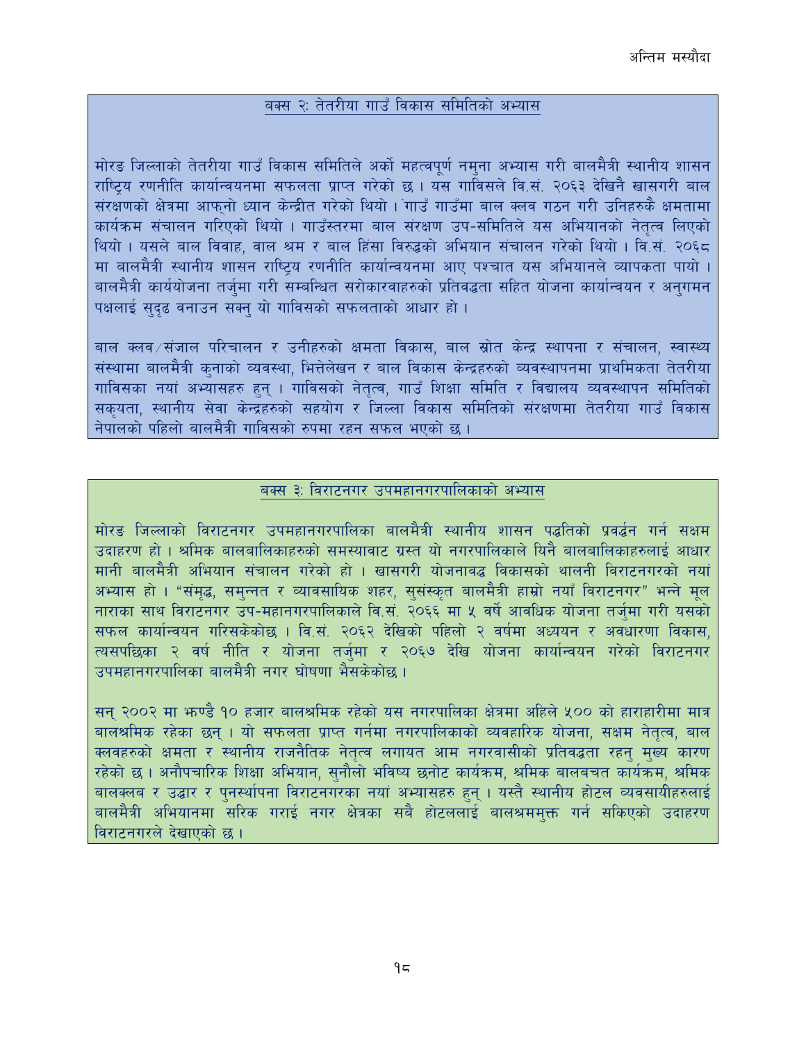## बक्स २: तेतरीया गाउँ विकास समितिको अभ्यास

मोरङ जिल्लाको तेतरीया गाउँ विकास समितिले अर्को महत्वपूर्ण नमुना अभ्यास गरी बालमैत्री स्थानीय शासन राष्ट्रिय रणनीति कार्यान्वयनमा सफलता प्राप्त गरेको छ । यस गाविसले वि.सं. २०६३ देखिनै खासगरी बाल संरक्षणको क्षेत्रमा आफ्नो ध्यान केन्द्रीत गरेको थियो । गाउँ गाउँमा बाल क्लव गठन गरी उनिहरुकै क्षमतामा कार्यक्रम संचालन गरिएको थियो । गाउँस्तरमा बाल संरक्षण उप-समितिले यस अभियानको नेतृत्व लिएको थियो । यसले बाल विवाह, वाल श्रम र बाल हिंसा विरुद्धको अभियान संचालन गरेको थियो । वि.सं. २०६८ मा बालमैत्री स्थानीय शासन राष्ट्रिय रणनीति कार्यान्वयनमा आए पश्चात यस अभियानले व्यापकता पायो । बालमैत्री कार्ययोजना तर्जुमा गरी सम्बन्धित सरोकारवाहरुको प्रतिवद्धता सहित योजना कार्यान्वयन र अनुगमन पक्षलाई सुदृढ वनाउन सक्नु यो गाविसको सफलताको आधार हो ।

बाल क्लव/संजाल परिचालन र उनीहरुको क्षमता विकास, बाल स्रोत केन्द्र स्थापना र संचालन, स्वास्थ्य संस्थामा बालमैत्री कुनाको व्यवस्था, भित्तेलेखन र बाल विकास केन्द्रहरुको व्यवस्थापनमा प्राथमिकता तेतरीया गाविसका नयां अभ्यासहरु हुन् । गाविसको नेतृत्व, गाउँ शिक्षा समिति र विद्यालय व्यवस्थापन समितिको सकृयता, स्थानीय सेवा केन्द्रहरुको सहयोग र जिल्ला विकास समितिको संरक्षणमा तेतरीया गाउँ विकास नेपालको पहिलो बालमैत्री गाविसको रुपमा रहन सफल भएको छ ।

## बक्स ३: विराटनगर उपमहानगरपालिकाको अभ्यास

मोरङ जिल्लाको विराटनगर उपमहानगरपालिका बालमैत्री स्थानीय शासन पद्धतिको प्रवर्द्धन गर्न सक्षम उदाहरण हो । श्रमिक बालबालिकाहरुको समस्यावाट ग्रस्त यो नगरपालिकाले यिनै बालबालिकाहरुलाई आधार मानी बालमैत्री अभियान संचालन गरेको हो । खासगरी योजनावद्ध विकासको थालनी विराटनगरको नयां अभ्यास हो । "संमृद्ध, समुन्नत र व्यावसायिक शहर, सुसंस्कृत बालमैत्री हाम्रो नयाँ विराटनगर" भन्ने मूल नाराका साथ विराटनगर उप-महानगरपालिकाले वि.सं. २०६६ मा ५ वर्षे आवधिक योजना तर्जुमा गरी यसको सफल कार्यान्वयन गरिसकेकोछ । वि.सं. २०६२ देखिको पहिलो २ वर्षमा अध्ययन र अवधारणा विकास, त्यसपछिका २ वर्ष नीति र योजना तर्जुमा र २०६७ देखि योजना कार्यान्वयन गरेको विराटनगर उपमहानगरपालिका बालमैत्री नगर घोषणा भैसकेकोछ ।

सन् २००२ मा झण्डै १० हजार बालश्रमिक रहेको यस नगरपालिका क्षेत्रमा अहिले ५०० को हाराहारीमा मात्र बालश्रमिक रहेका छन् । यो सफलता प्राप्त गर्नमा नगरपालिकाको व्यवहारिक योजना, सक्षम नेतृत्व, बाल क्लवहरुको क्षमता र स्थानीय राजनैतिक नेतृत्व लगायत आम नगरवासीको प्रतिवद्धता रहनु मुख्य कारण रहेको छ । अनौपचारिक शिक्षा अभियान, सुनौलो भविष्य छनोट कार्यक्रम, श्रमिक बालबचत कार्यक्रम, श्रमिक बालक्लब र उद्धार र पुनर्स्थापना विराटनगरका नयां अभ्यासहरु हुन् । यस्तै स्थानीय होटल व्यवसायीहरुलाई बालमैत्री अभियानमा सरिक गराई नगर क्षेत्रका सबै होटललाई बालश्रममुक्त गर्न सकिएको उदाहरण विराटनगरले देखाएको छ ।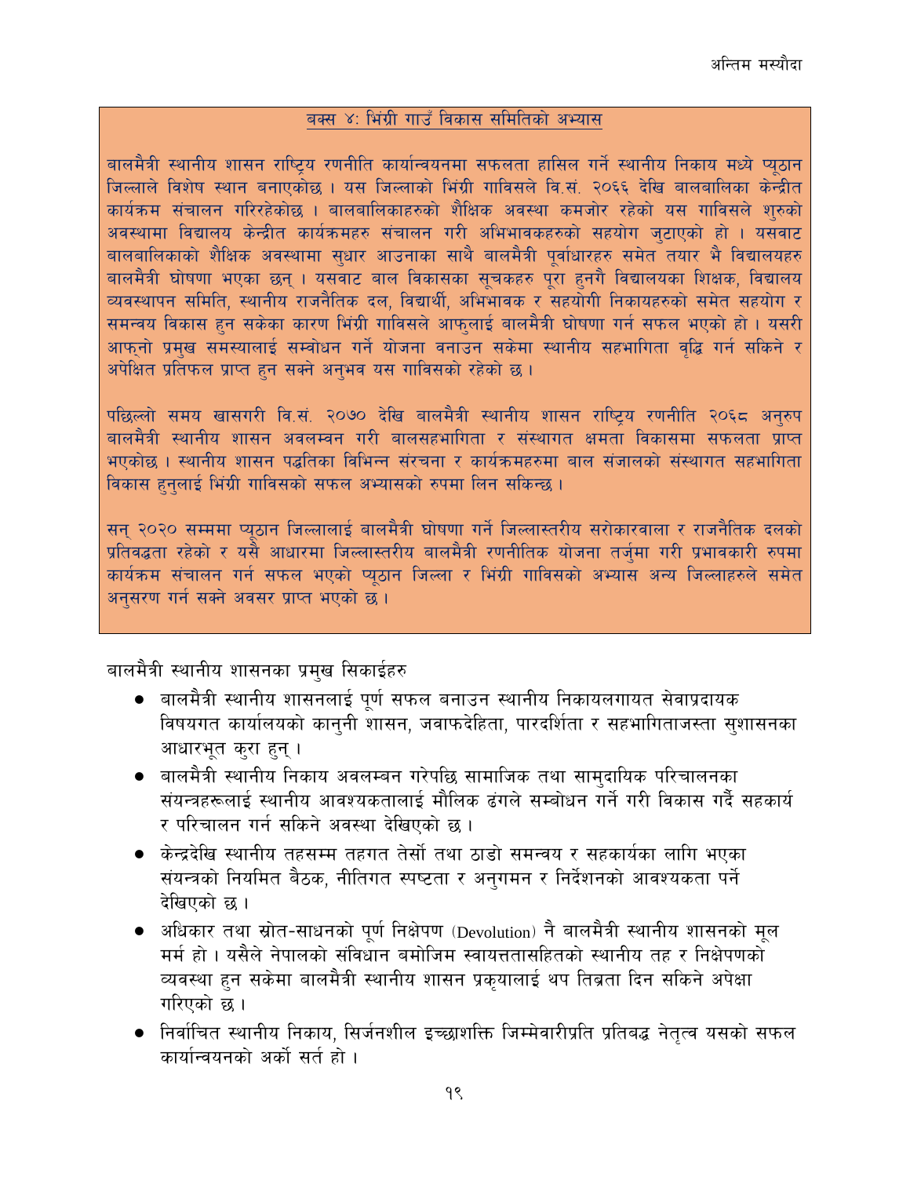### बक्स ४: भिंग्री गाउँ विकास समितिको अभ्यास

बालमैत्री स्थानीय शासन राष्ट्रिय रणनीति कार्यान्वयनमा सफलता हासिल गर्ने स्थानीय निकाय मध्ये प्यूठान जिल्लाले विशेष स्थान बनाएकोछ । यस जिल्लाको भिंग्री गाविसले वि.सं. २०६६ देखि बालबालिका केन्द्रीत कार्यक्रम संचालन गरिरहेकोछ । बालबालिकाहरुको शैक्षिक अवस्था कमजोर रहेको यस गाविसले शुरुको अवस्थामा विद्यालय केन्द्रीत कार्यक्रमहरु संचालन गरी अभिभावकहरुको सहयोग जुटाएको हो । यसबाट बालबालिकाको शैक्षिक अवस्थामा सुधार आउनाका साथै बालमैत्री पूर्वाधारहरु समेत तयार भै विद्यालयहरु बालमैत्री घोषणा भएका छन् । यसबाट बाल विकासका सूचकहरु पूरा हुनगै विद्यालयका शिक्षक, विद्यालय व्यवस्थापन समिति, स्थानीय राजनैतिक दल, विद्यार्थी, अभिभावक र सहयोगी निकायहरुको समेत सहयोग र समन्वय विकास हुन सकेका कारण भिंग्री गाविसले आफुलाई बालमैत्री घोषणा गर्न सफल भएको हो । यसरी आफ्नो प्रमुख समस्यालाई सम्बोधन गर्ने योजना बनाउन सकेमा स्थानीय सहभागिता वृद्धि गर्न सकिने र अपेक्षित प्रतिफल प्राप्त हुन सक्ने अनुभव यस गाविसको रहेको छ ।

पछिल्लो समय खासगरी वि.सं. २०७० देखि बालमैत्री स्थानीय शासन राष्ट्रिय रणनीति २०६८ अनुरुप बालमैत्री स्थानीय शासन अवलम्बन गरी बालसहभागिता र संस्थागत क्षमता विकासमा सफलता प्राप्त भएकोछ । स्थानीय शासन पद्धतिका विभिन्न संरचना र कार्यक्रमहरुमा बाल संजालको संस्थागत सहभागिता विकास हुनुलाई भिंग्री गाविसको सफल अभ्यासको रुपमा लिन सकिन्छ ।

सन् २०२० सम्ममा प्यूठान जिल्लालाई बालमैत्री घोषणा गर्ने जिल्लास्तरीय सरोकारवाला र राजनैतिक दलको प्रतिवद्धता रहेको र यसै आधारमा जिल्लास्तरीय बालमैत्री रणनीतिक योजना तर्जुमा गरी प्रभावकारी रुपमा कार्यक्रम संचालन गर्न सफल भएको प्यूठान जिल्ला र भिंग्री गाविसको अभ्यास अन्य जिल्लाहरुले समेत अनुसरण गर्न सक्ने अवसर प्राप्त भएको छ ।

बालमैत्री स्थानीय शासनका प्रमुख सिकाईहरु

- बालमैत्री स्थानीय शासनलाई पूर्ण सफल बनाउन स्थानीय निकायलगायत सेवाप्रदायक विषयगत कार्यालयको कानुनी शासन, जवाफदेहिता, पारदर्शिता र सहभागिताजस्ता सुशासनका आधारभूत कुरा हुन् ।
- बालमैत्री स्थानीय निकाय अवलम्बन गरेपछि सामाजिक तथा सामुदायिक परिचालनका संयन्त्रहरूलाई स्थानीय आवश्यकतालाई मौलिक ढंगले सम्बोधन गर्ने गरी विकास गर्दै सहकार्य र परिचालन गर्न सकिने अवस्था देखिएको छ ।
- केन्द्रदेखि स्थानीय तहसम्म तहगत तेर्सो तथा ठाडो समन्वय र सहकार्यका लागि भएका संयन्त्रको नियमित बैठक, नीतिगत स्पष्टता र अनुगमन र निर्देशनको आवश्यकता पर्ने देखिएको छ ।
- अधिकार तथा स्रोत-साधनको पूर्ण निक्षेपण (Devolution) नै बालमैत्री स्थानीय शासनको मूल मर्म हो । यसैले नेपालको संविधान बमोजिम स्वायत्ततासहितको स्थानीय तह र निक्षेपणको व्यवस्था हुन सकेमा बालमैत्री स्थानीय शासन प्रकृयालाई थप तिब्रता दिन सकिने अपेक्षा गरिएको छ ।
- निर्वाचित स्थानीय निकाय, सिर्जनशील इच्छाशक्ति जिम्मेवारीप्रति प्रतिबद्ध नेतृत्व यसको सफल कार्यान्वयनको अर्को सर्त हो ।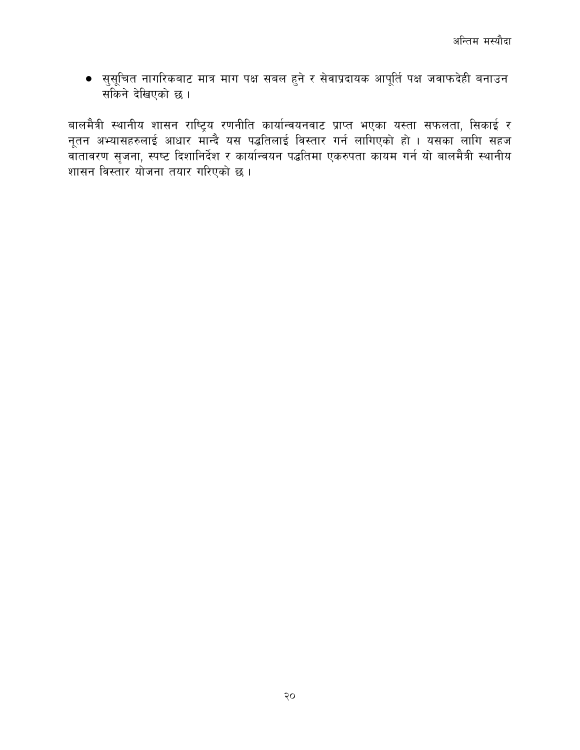- सुसूचित नागरिकबाट मात्र माग पक्ष सबल हुने र सेवाप्रदायक आपूर्ति पक्ष जवाफदेही बनाउन सकिने देखिएको छ ।

बालमैत्री स्थानीय शासन राष्ट्रिय रणनीति कार्यान्वयनवाट प्राप्त भएका यस्ता सफलता, सिकाई र नूतन अभ्यासहरुलाई आधार मान्दै यस पद्धतिलाई विस्तार गर्न लागिएको हो । यसका लागि सहज वातावरण सृजना, स्पष्ट दिशानिर्देश र कार्यान्वयन पद्धतिमा एकरुपता कायम गर्न यो बालमैत्री स्थानीय शासन विस्तार योजना तयार गरिएको छ ।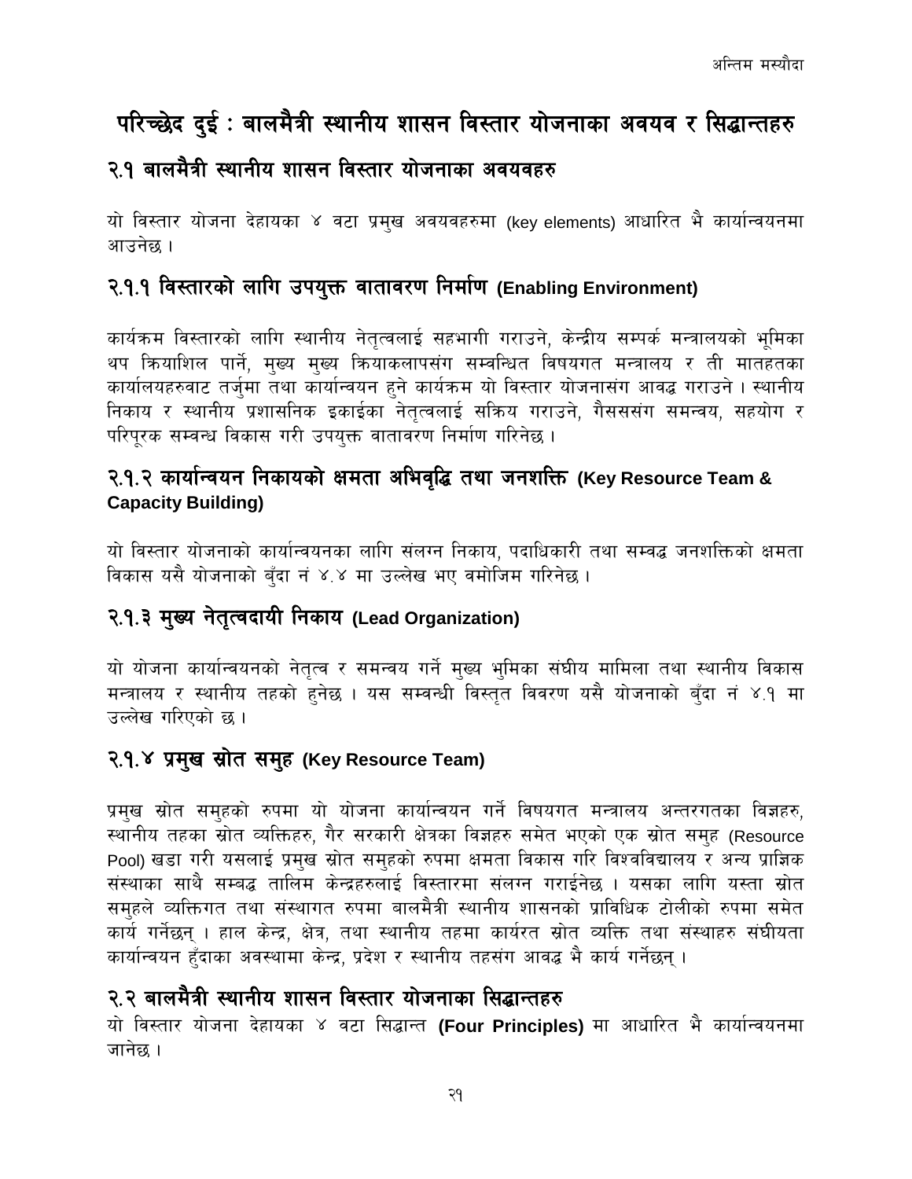# परिच्छेद दुई : बालमैत्री स्थानीय शासन विस्तार योजनाका अवयव र सिद्धान्तहरु

## २.१ बालमैत्री स्थानीय शासन विस्तार योजनाका अवयवहरु

यो विस्तार योजना देहायका ४ वटा प्रमुख अवयवहरुमा (key elements) आधारित भै कार्यान्वयनमा आउनेछ ।

### २.१.१ विस्तारको लागि उपयुक्त वातावरण निर्माण (Enabling Environment)

कार्यक्रम विस्तारको लागि स्थानीय नेतृत्वलाई सहभागी गराउने, केन्द्रीय सम्पर्क मन्त्रालयको भूमिका थप क्रियाशिल पार्ने, मुख्य मुख्य क्रियाकलापसंग सम्वन्धित विषयगत मन्त्रालय र ती मातहतका कार्यालयहरुवाट तर्जुमा तथा कार्यान्वयन हुने कार्यक्रम यो विस्तार योजनासंग आवद्ध गराउने । स्थानीय निकाय र स्थानीय प्रशासनिक इकाईका नेतृत्वलाई सक्रिय गराउने, गैससंग समन्वय, सहयोग र परिपूरक सम्वन्ध विकास गरी उपयुक्त वातावरण निर्माण गरिनेछ ।

### २.१.२ कार्यान्वयन निकायको क्षमता अभिवृद्धि तथा जनशक्ति (Key Resource Team & Capacity Building)

यो विस्तार योजनाको कार्यान्वयनका लागि संलग्न निकाय, पदाधिकारी तथा सम्वद्ध जनशक्तिको क्षमता विकास यसै योजनाको बुँदा नं ४.४ मा उल्लेख भए वमोजिम गरिनेछ ।

### २.१.३ मुख्य नेतृत्वदायी निकाय (Lead Organization)

यो योजना कार्यान्वयनको नेतृत्व र समन्वय गर्ने मुख्य भुमिका संघीय मामिला तथा स्थानीय विकास मन्त्रालय र स्थानीय तहको हुनेछ । यस सम्वन्धी विस्तृत विवरण यसै योजनाको बुँदा नं ४.१ मा उल्लेख गरिएको छ ।

### २.१.४ प्रमुख स्रोत समुह (Key Resource Team)

प्रमुख स्रोत समुहको रुपमा यो योजना कार्यान्वयन गर्ने विषयगत मन्त्रालय अन्तरगतका विज्ञहरु, स्थानीय तहका स्रोत व्यक्तिहरु, गैर सरकारी क्षेत्रका विज्ञहरु समेत भएको एक स्रोत समुह (Resource Pool) खडा गरी यसलाई प्रमुख स्रोत समुहको रुपमा क्षमता विकास गरि विश्वविद्यालय र अन्य प्राज्ञिक संस्थाका साथै सम्वद्ध तालिम केन्द्रहरुलाई विस्तारमा संलग्न गराईनेछ । यसका लागि यस्ता स्रोत समुहले व्यक्तिगत तथा संस्थागत रुपमा बालमैत्री स्थानीय शासनको प्राविधिक टोलीको रुपमा समेत कार्य गर्नेछन् । हाल केन्द्र, क्षेत्र, तथा स्थानीय तहमा कार्यरत स्रोत व्यक्ति तथा संस्थाहरु संघीयता कार्यान्वयन हुँदाका अवस्थामा केन्द्र, प्रदेश र स्थानीय तहसंग आवद्ध भै कार्य गर्नेछन् ।

## २.२ बालमैत्री स्थानीय शासन विस्तार योजनाका सिद्धान्तहरु

यो विस्तार योजना देहायका ४ वटा सिद्धान्त **(Four Principles)** मा आधारित भै कार्यान्वयनमा जानेछ ।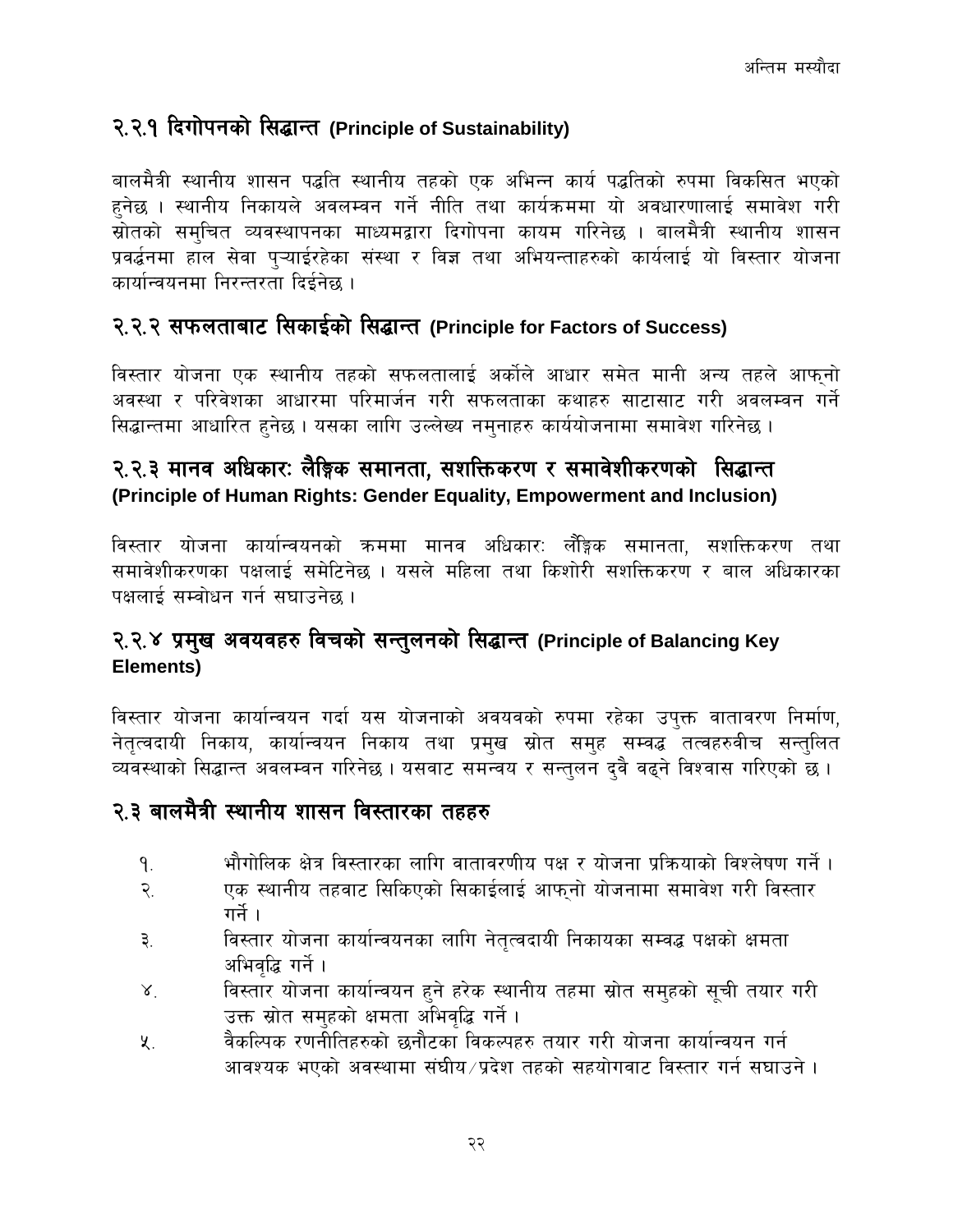### २.२.१ दिगोपनको सिद्धान्त (Principle of Sustainability)

बालमैत्री स्थानीय शासन पद्धति स्थानीय तहको एक अभिन्न कार्य पद्धतिको रुपमा विकसित भएको हुनेछ । स्थानीय निकायले अवलम्बन गर्ने नीति तथा कार्यक्रममा यो अवधारणालाई समावेश गरी स्रोतको समुचित व्यवस्थापनका माध्यमद्वारा दिगोपना कायम गरिनेछ । बालमैत्री स्थानीय शासन प्रवर्द्धनमा हाल सेवा पुर्‍याईरहेका संस्था र विज्ञ तथा अभियन्ताहरुको कार्यलाई यो विस्तार योजना कार्यान्वयनमा निरन्तरता दिईनेछ ।

### २.२.२ सफलताबाट सिकाईको सिद्धान्त (Principle for Factors of Success)

विस्तार योजना एक स्थानीय तहको सफलतालाई अर्कोले आधार समेत मानी अन्य तहले आफ्नो अवस्था र परिवेशका आधारमा परिमार्जन गरी सफलताका कथाहरु साटासाट गरी अवलम्बन गर्ने सिद्धान्तमा आधारित हुनेछ । यसका लागि उल्लेख्य नमुनाहरु कार्ययोजनामा समावेश गरिनेछ ।

### २.२.३ मानव अधिकारः लैङ्गिक समानता, सशक्तिकरण र समावेशीकरणको सिद्धान्त (Principle of Human Rights: Gender Equality, Empowerment and Inclusion)

विस्तार योजना कार्यान्वयनको क्रममा मानव अधिकारः लैङ्गिक समानता, सशक्तिकरण तथा समावेशीकरणका पक्षलाई समेटिनेछ । यसले महिला तथा किशोरी सशक्तिकरण र बाल अधिकारका पक्षलाई सम्वोधन गर्न सघाउनेछ ।

### २.२.४ प्रमुख अवयवहरु विचको सन्तुलनको सिद्धान्त (Principle of Balancing Key Elements)

विस्तार योजना कार्यान्वयन गर्दा यस योजनाको अवयवको रुपमा रहेका उपुक्त वातावरण निर्माण, नेतृत्वदायी निकाय, कार्यान्वयन निकाय तथा प्रमुख स्रोत समुह सम्वद्ध तत्वहरुवीच सन्तुलित व्यवस्थाको सिद्धान्त अवलम्बन गरिनेछ । यसवाट समन्वय र सन्तुलन दुवै वढ्ने विश्वास गरिएको छ ।

## २.३ बालमैत्री स्थानीय शासन विस्तारका तहहरु

१. भौगोलिक क्षेत्र विस्तारका लागि वातावरणीय पक्ष र योजना प्रक्रियाको विश्लेषण गर्ने ।
२. एक स्थानीय तहवाट सिकिएको सिकाईलाई आफ्नो योजनामा समावेश गरी विस्तार गर्ने ।
३. विस्तार योजना कार्यान्वयनका लागि नेतृत्वदायी निकायका सम्वद्ध पक्षको क्षमता अभिवृद्धि गर्ने ।
४. विस्तार योजना कार्यान्वयन हुने हरेक स्थानीय तहमा स्रोत समुहको सूची तयार गरी उक्त स्रोत समुहको क्षमता अभिवृद्धि गर्ने ।
५. वैकल्पिक रणनीतिहरुको छनौटका विकल्पहरु तयार गरी योजना कार्यान्वयन गर्न आवश्यक भएको अवस्थामा संघीय/प्रदेश तहको सहयोगवाट विस्तार गर्न सघाउने ।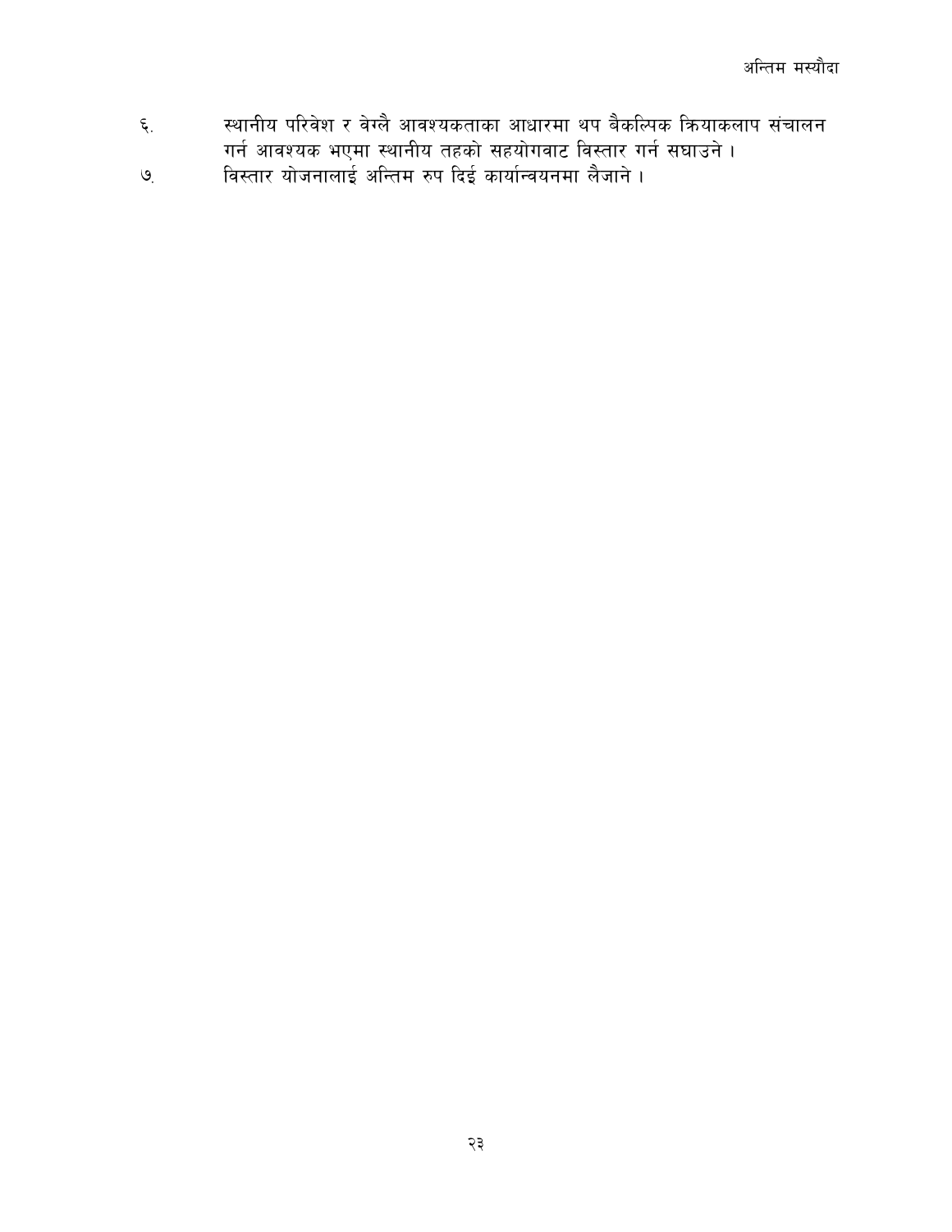६. स्थानीय परिवेश र वेग्लै आवश्यकताका आधारमा थप बैकल्पिक क्रियाकलाप संचालन गर्न आवश्यक भएमा स्थानीय तहको सहयोगवाट विस्तार गर्न सघाउने ।

७. विस्तार योजनालाई अन्तिम रुप दिई कार्यान्वयनमा लैजाने ।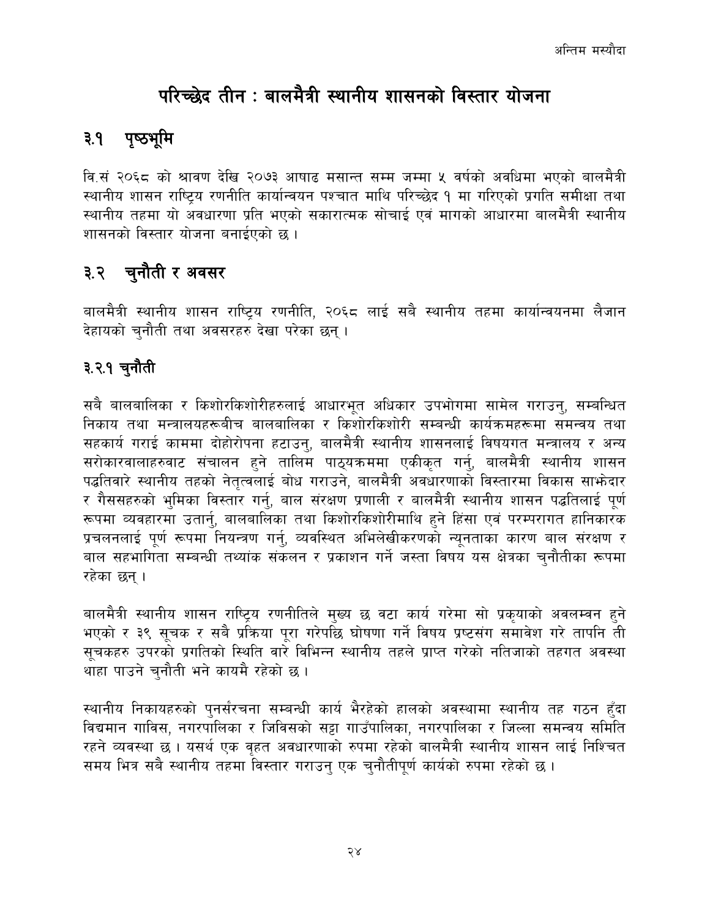# परिच्छेद तीन : बालमैत्री स्थानीय शासनको विस्तार योजना

## ३.१ पृष्ठभूमि

वि.सं २०६८ को श्रावण देखि २०७३ आषाढ मसान्त सम्म जम्मा ५ वर्षको अवधिमा भएको बालमैत्री स्थानीय शासन राष्ट्रिय रणनीति कार्यान्वयन पश्चात माथि परिच्छेद १ मा गरिएको प्रगति समीक्षा तथा स्थानीय तहमा यो अवधारणा प्रति भएको सकारात्मक सोचाई एवं मागको आधारमा बालमैत्री स्थानीय शासनको विस्तार योजना बनाईएको छ ।

## ३.२ चुनौती र अवसर

बालमैत्री स्थानीय शासन राष्ट्रिय रणनीति, २०६८ लाई सबै स्थानीय तहमा कार्यान्वयनमा लैजान देहायको चुनौती तथा अवसरहरु देखा परेका छन् ।

### ३.२.१ चुनौती

सबै बालबालिका र किशोरकिशोरीहरुलाई आधारभूत अधिकार उपभोगमा सामेल गराउनु, सम्बन्धित निकाय तथा मन्त्रालयहरूबीच बालबालिका र किशोरकिशोरी सम्बन्धी कार्यक्रमहरूमा समन्वय तथा सहकार्य गराई काममा दोहोरोपना हटाउनु, बालमैत्री स्थानीय शासनलाई विषयगत मन्त्रालय र अन्य सरोकारवालाहरुवाट संचालन हुने तालिम पाठ्यक्रममा एकीकृत गर्नु, बालमैत्री स्थानीय शासन पद्धतिवारे स्थानीय तहको नेतृत्वलाई बोध गराउने, बालमैत्री अवधारणाको विस्तारमा विकास साझेदार र गैससहरुको भुमिका विस्तार गर्नु, बाल संरक्षण प्रणाली र बालमैत्री स्थानीय शासन पद्धतिलाई पूर्ण रूपमा व्यवहारमा उतार्नु, बालबालिका तथा किशोरकिशोरीमाथि हुने हिंसा एवं परम्परागत हानिकारक प्रचलनलाई पूर्ण रूपमा नियन्त्रण गर्नु, व्यवस्थित अभिलेखीकरणको न्यूनताका कारण बाल संरक्षण र बाल सहभागिता सम्बन्धी तथ्यांक संकलन र प्रकाशन गर्ने जस्ता विषय यस क्षेत्रका चुनौतीका रूपमा रहेका छन् ।

बालमैत्री स्थानीय शासन राष्ट्रिय रणनीतिले मुख्य छ वटा कार्य गरेमा सो प्रकृयाको अवलम्वन हुने भएको र ३९ सूचक र सबै प्रक्रिया पूरा गरेपछि घोषणा गर्ने विषय प्रष्टसंग समावेश गरे तापनि ती सूचकहरु उपरको प्रगतिको स्थिति वारे विभिन्न स्थानीय तहले प्राप्त गरेको नतिजाको तहगत अवस्था थाहा पाउने चुनौती भने कायमै रहेको छ ।

स्थानीय निकायहरुको पुनर्संरचना सम्बन्धी कार्य भैरहेको हालको अवस्थामा स्थानीय तह गठन हुँदा विद्यमान गाविस, नगरपालिका र जिविसको सट्टा गाउँपालिका, नगरपालिका र जिल्ला समन्वय समिति रहने व्यवस्था छ । यसर्थ एक वृहत अवधारणाको रुपमा रहेको बालमैत्री स्थानीय शासन लाई निश्चित समय भित्र सबै स्थानीय तहमा विस्तार गराउनु एक चुनौतीपूर्ण कार्यको रुपमा रहेको छ ।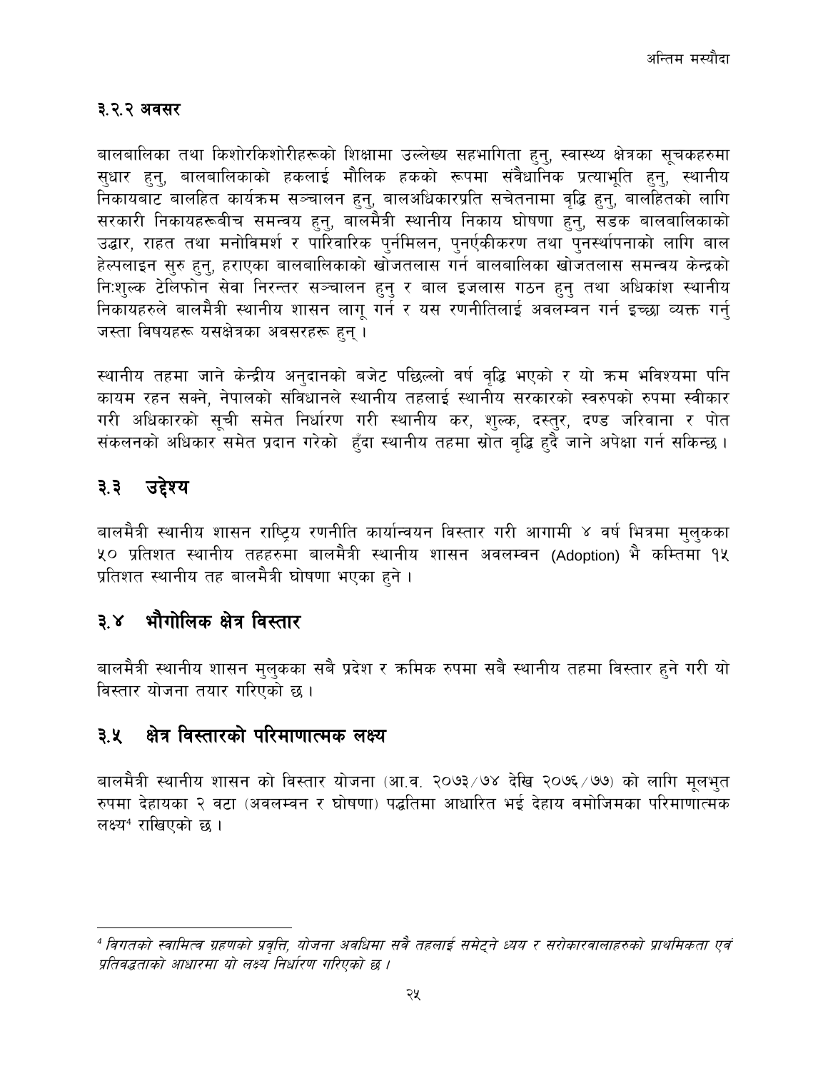### ३.२.२ अवसर

बालबालिका तथा किशोरकिशोरीहरूको शिक्षामा उल्लेख्य सहभागिता हुनु, स्वास्थ्य क्षेत्रका सूचकहरुमा सुधार हुनु, बालबालिकाको हकलाई मौलिक हकको रूपमा संवैधानिक प्रत्याभूति हुनु, स्थानीय निकायबाट बालहित कार्यक्रम सञ्चालन हुनु, बालअधिकारप्रति सचेतनामा वृद्धि हुनु, बालहितको लागि सरकारी निकायहरूबीच समन्वय हुनु, बालमैत्री स्थानीय निकाय घोषणा हुनु, सडक बालबालिकाको उद्धार, राहत तथा मनोविमर्श र पारिवारिक पुर्नमिलन, पुनर्एकीकरण तथा पुनर्स्थापनाको लागि बाल हेल्पलाइन सुरु हुनु, हराएका बालबालिकाको खोजतलास गर्न बालबालिका खोजतलास समन्वय केन्द्रको निःशुल्क टेलिफोन सेवा निरन्तर सञ्चालन हुनु र बाल इजलास गठन हुनु तथा अधिकांश स्थानीय निकायहरुले बालमैत्री स्थानीय शासन लागू गर्न र यस रणनीतिलाई अवलम्वन गर्न इच्छा व्यक्त गर्नु जस्ता विषयहरू यसक्षेत्रका अवसरहरू हुन् ।

स्थानीय तहमा जाने केन्द्रीय अनुदानको बजेट पछिल्लो वर्ष वृद्धि भएको र यो क्रम भविश्यमा पनि कायम रहन सक्ने, नेपालको संविधानले स्थानीय तहलाई स्थानीय सरकारको स्वरुपको रुपमा स्वीकार गरी अधिकारको सूची समेत निर्धारण गरी स्थानीय कर, शुल्क, दस्तुर, दण्ड जरिवाना र पोत संकलनको अधिकार समेत प्रदान गरेको हुँदा स्थानीय तहमा स्रोत वृद्धि हुदै जाने अपेक्षा गर्न सकिन्छ ।

## ३.३ उद्देश्य

बालमैत्री स्थानीय शासन राष्ट्रिय रणनीति कार्यान्वयन विस्तार गरी आगामी ४ वर्ष भित्रमा मुलुकका ५० प्रतिशत स्थानीय तहहरुमा बालमैत्री स्थानीय शासन अवलम्वन (Adoption) भै कम्तिमा १५ प्रतिशत स्थानीय तह बालमैत्री घोषणा भएका हुने ।

## ३.४ भौगोलिक क्षेत्र विस्तार

बालमैत्री स्थानीय शासन मुलुकका सबै प्रदेश र क्रमिक रुपमा सबै स्थानीय तहमा विस्तार हुने गरी यो विस्तार योजना तयार गरिएको छ ।

## ३.५ क्षेत्र विस्तारको परिमाणात्मक लक्ष्य

बालमैत्री स्थानीय शासन को विस्तार योजना (आ.व. २०७३/७४ देखि २०७६/७७) को लागि मूलभुत रुपमा देहायका २ वटा (अवलम्वन र घोषणा) पद्धतिमा आधारित भई देहाय वमोजिमका परिमाणात्मक लक्ष्य[4] राखिएको छ ।

---

[4] *विगतको स्वामित्व ग्रहणको प्रवृत्ति, योजना अवधिमा सबै तहलाई समेट्ने ध्यय र सरोकारवालाहरुको प्राथमिकता एवं प्रतिवद्धताको आधारमा यो लक्ष्य निर्धारण गरिएको छ ।*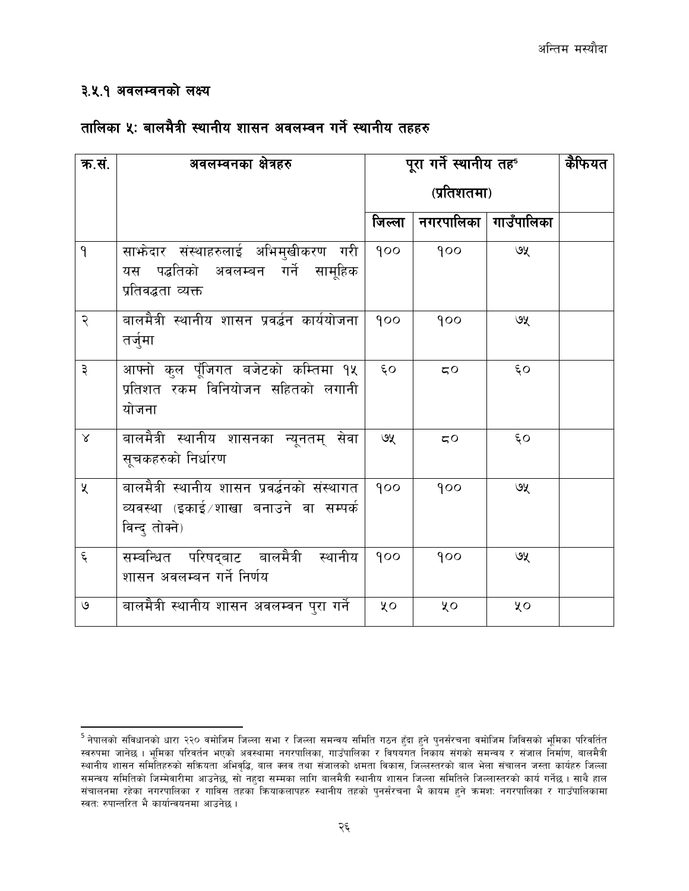### ३.५.१ अवलम्वनको लक्ष्य

### तालिका ५: बालमैत्री स्थानीय शासन अवलम्वन गर्ने स्थानीय तहहरु

| क्र.सं. | अवलम्वनका क्षेत्रहरु | पूरा गर्ने स्थानीय तह[5] (प्रतिशतमा) | | | कैफियत |
|---|---|---|---|---|---|
| | | जिल्ला | नगरपालिका | गाउँपालिका | |
| १ | साझेदार संस्थाहरुलाई अभिमुखीकरण गरी यस पद्धतिको अवलम्बन गर्ने सामूहिक प्रतिवद्धता व्यक्त | १०० | १०० | ७५ | |
| २ | बालमैत्री स्थानीय शासन प्रवर्द्धन कार्ययोजना तर्जुमा | १०० | १०० | ७५ | |
| ३ | आफ्नो कुल पूँजिगत बजेटको कम्तिमा १५ प्रतिशत रकम विनियोजन सहितको लगानी योजना | ६० | ८० | ६० | |
| ४ | बालमैत्री स्थानीय शासनका न्यूनतम् सेवा सूचकहरुको निर्धारण | ७५ | ८० | ६० | |
| ५ | बालमैत्री स्थानीय शासन प्रवर्द्धनको संस्थागत व्यवस्था (इकाई/शाखा बनाउने वा सम्पर्क विन्दु तोक्ने) | १०० | १०० | ७५ | |
| ६ | सम्बन्धित परिषद्बाट बालमैत्री स्थानीय शासन अवलम्बन गर्ने निर्णय | १०० | १०० | ७५ | |
| ७ | बालमैत्री स्थानीय शासन अवलम्वन पुरा गर्ने | ५० | ५० | ५० | |

[5] नेपालको संविधानको धारा २२० वमोजिम जिल्ला सभा र जिल्ला समन्वय समिति गठन हुँदा हुने पुनर्संरचना वमोजिम जिविसको भूमिका परिवर्तित स्वरुपमा जानेछ । भूमिका परिवर्तन भएको अवस्थामा नगरपालिका, गाउँपालिका र विषयगत निकाय संगको समन्वय र संजाल निर्माण, बालमैत्री स्थानीय शासन समितिहरुको सक्रियता अभिवृद्धि, बाल क्लव तथा संजालको क्षमता विकास, जिल्लस्तरको बाल भेला संचालन जस्ता कार्यहरु जिल्ला समन्वय समितिको जिम्मेवारीमा आउनेछ, सो नहुदा सम्मका लागि बालमैत्री स्थानीय शासन जिल्ला समितिले जिल्लास्तरको कार्य गर्नेछ । साथै हाल संचालनमा रहेका नगरपालिका र गाविस तहका क्रियाकलापहरु स्थानीय तहको पुनर्संरचना भै कायम हुने क्रमशः नगरपालिका र गाउँपालिकामा स्वतः रुपान्तरित भै कार्यान्वयनमा आउनेछ ।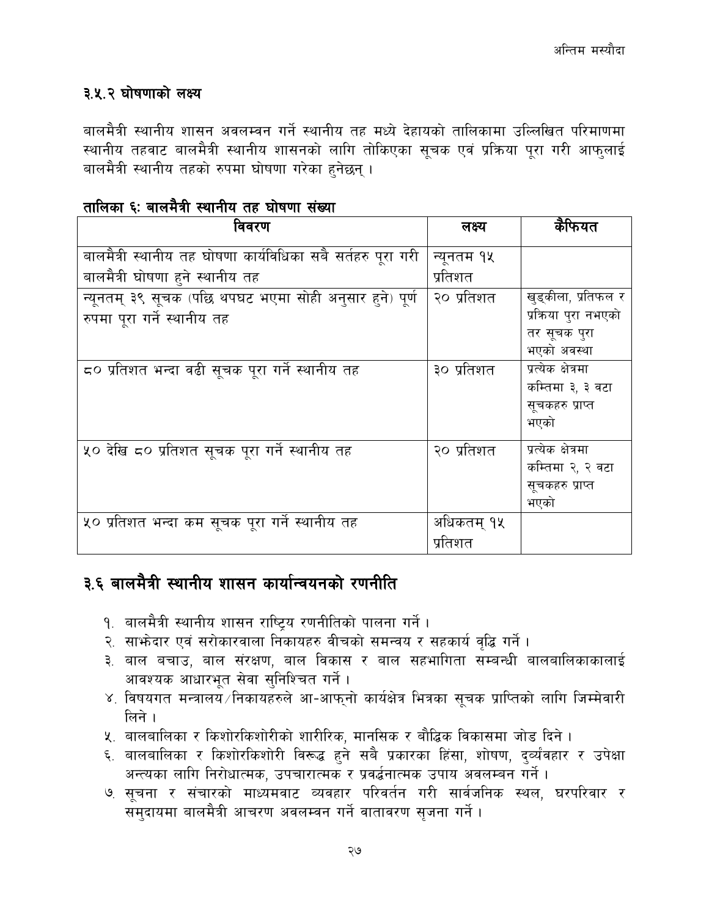### ३.५.२ घोषणाको लक्ष्य

बालमैत्री स्थानीय शासन अवलम्बन गर्ने स्थानीय तह मध्ये देहायको तालिकामा उल्लिखित परिमाणमा स्थानीय तहवाट बालमैत्री स्थानीय शासनको लागि तोकिएका सूचक एवं प्रक्रिया पूरा गरी आफुलाई बालमैत्री स्थानीय तहको रुपमा घोषणा गरेका हुनेछन् ।

**तालिका ६: बालमैत्री स्थानीय तह घोषणा संख्या**

| विवरण | लक्ष्य | कैफियत |
|---|---|---|
| बालमैत्री स्थानीय तह घोषणा कार्यविधिका सबै सर्तहरु पूरा गरी बालमैत्री घोषणा हुने स्थानीय तह | न्यूनतम १५ प्रतिशत | |
| न्यूनतम् ३९ सूचक (पछि थपघट भएमा सोही अनुसार हुने) पूर्ण रुपमा पूरा गर्ने स्थानीय तह | २० प्रतिशत | खुड्किला, प्रतिफल र प्रक्रिया पुरा नभएको तर सूचक पुरा भएको अवस्था |
| ८० प्रतिशत भन्दा वढी सूचक पूरा गर्ने स्थानीय तह | ३० प्रतिशत | प्रत्येक क्षेत्रमा कम्तिमा ३, ३ वटा सूचकहरु प्राप्त भएको |
| ५० देखि ८० प्रतिशत सूचक पूरा गर्ने स्थानीय तह | २० प्रतिशत | प्रत्येक क्षेत्रमा कम्तिमा २, २ वटा सूचकहरु प्राप्त भएको |
| ५० प्रतिशत भन्दा कम सूचक पूरा गर्ने स्थानीय तह | अधिकतम् १५ प्रतिशत | |

## ३.६ बालमैत्री स्थानीय शासन कार्यान्वयनको रणनीति

१. बालमैत्री स्थानीय शासन राष्ट्रिय रणनीतिको पालना गर्ने ।
२. साझेदार एवं सरोकारवाला निकायहरु बीचको समन्वय र सहकार्य वृद्धि गर्ने ।
३. बाल बचाउ, बाल संरक्षण, बाल विकास र बाल सहभागिता सम्बन्धी बालबालिकाकालाई आवश्यक आधारभूत सेवा सुनिश्चित गर्ने ।
४. विषयगत मन्त्रालय/निकायहरुले आ-आफ्नो कार्यक्षेत्र भित्रका सूचक प्राप्तिको लागि जिम्मेवारी लिने ।
५. बालबालिका र किशोरकिशोरीको शारीरिक, मानसिक र बौद्धिक विकासमा जोड दिने ।
६. बालबालिका र किशोरकिशोरी विरूद्ध हुने सबै प्रकारका हिंसा, शोषण, दुर्व्यवहार र उपेक्षा अन्त्यका लागि निरोधात्मक, उपचारात्मक र प्रवर्द्धनात्मक उपाय अवलम्बन गर्ने ।
७. सूचना र संचारको माध्यमवाट व्यवहार परिवर्तन गरी सार्वजनिक स्थल, घरपरिवार र समुदायमा बालमैत्री आचरण अवलम्बन गर्ने वातावरण सृजना गर्ने ।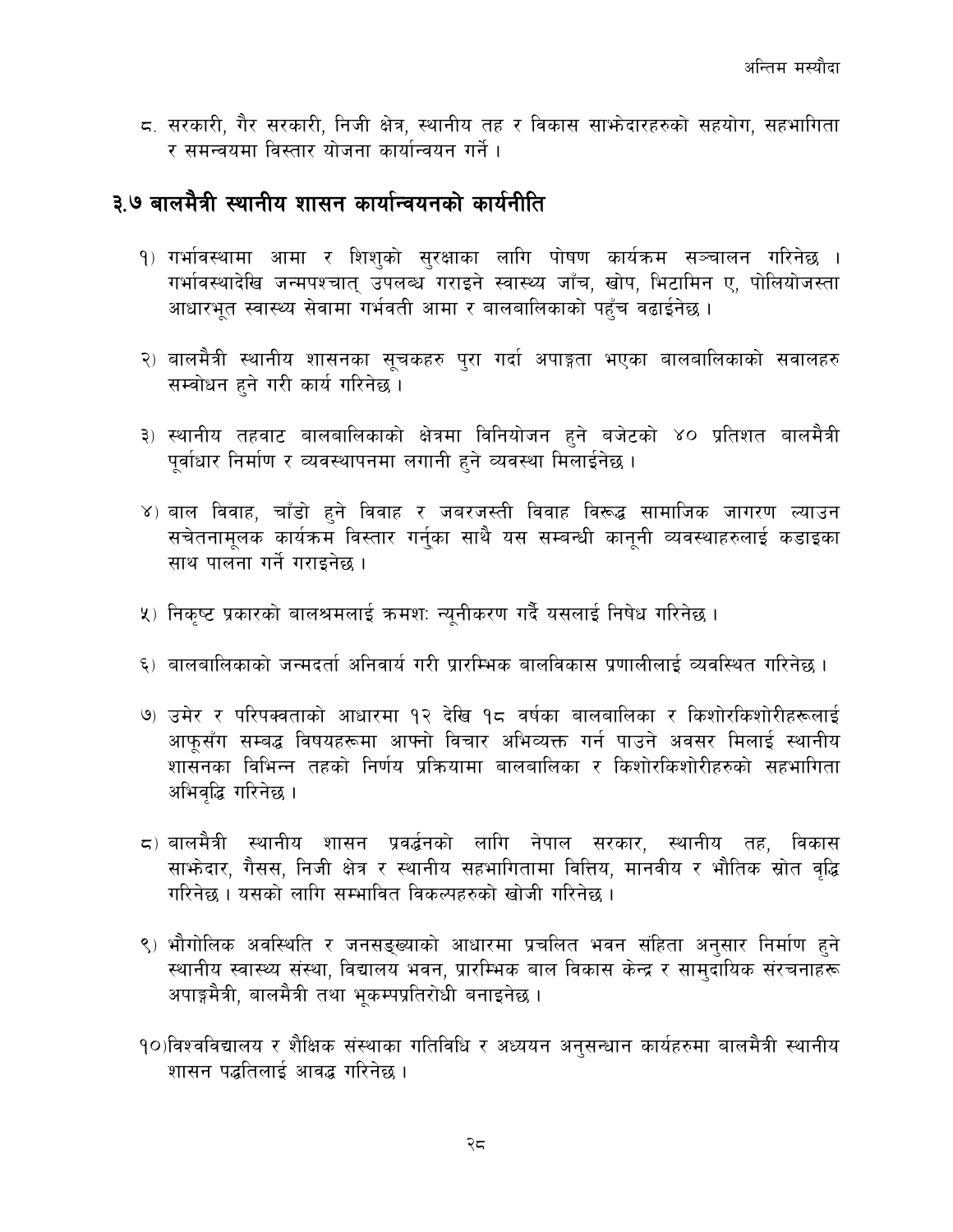८. सरकारी, गैर सरकारी, निजी क्षेत्र, स्थानीय तह र विकास साझेदारहरुको सहयोग, सहभागिता र समन्वयमा विस्तार योजना कार्यान्वयन गर्ने ।

## ३.७ बालमैत्री स्थानीय शासन कार्यान्वयनको कार्यनीति

१) गर्भावस्थामा आमा र शिशुको सुरक्षाका लागि पोषण कार्यक्रम सञ्चालन गरिनेछ । गर्भावस्थादेखि जन्मपश्चात् उपलब्ध गराइने स्वास्थ्य जाँच, खोप, भिटामिन ए, पोलियोजस्ता आधारभूत स्वास्थ्य सेवामा गर्भवती आमा र बालबालिकाको पहुँच वढाईनेछ ।

२) बालमैत्री स्थानीय शासनका सूचकहरु पुरा गर्दा अपाङ्गता भएका बालबालिकाको सवालहरु सम्वोधन हुने गरी कार्य गरिनेछ ।

३) स्थानीय तहवाट बालबालिकाको क्षेत्रमा विनियोजन हुने बजेटको ४० प्रतिशत बालमैत्री पूर्वाधार निर्माण र व्यवस्थापनमा लगानी हुने व्यवस्था मिलाईनेछ ।

४) बाल विवाह, चाँडो हुने विवाह र जबरजस्ती विवाह विरूद्ध सामाजिक जागरण ल्याउन सचेतनामूलक कार्यक्रम विस्तार गर्नुका साथै यस सम्बन्धी कानूनी व्यवस्थाहरुलाई कडाइका साथ पालना गर्ने गराइनेछ ।

५) निकृष्ट प्रकारको बालश्रमलाई क्रमशः न्यूनीकरण गर्दै यसलाई निषेध गरिनेछ ।

६) बालबालिकाको जन्मदर्ता अनिवार्य गरी प्रारम्भिक बालविकास प्रणालीलाई व्यवस्थित गरिनेछ ।

७) उमेर र परिपक्वताको आधारमा १२ देखि १८ वर्षका बालबालिका र किशोरकिशोरीहरूलाई आफूसँग सम्बद्ध विषयहरूमा आफ्नो विचार अभिव्यक्त गर्न पाउने अवसर मिलाई स्थानीय शासनका विभिन्न तहको निर्णय प्रक्रियामा बालबालिका र किशोरकिशोरीहरुको सहभागिता अभिवृद्धि गरिनेछ ।

८) बालमैत्री स्थानीय शासन प्रवर्द्धनको लागि नेपाल सरकार, स्थानीय तह, विकास साझेदार, गैसस, निजी क्षेत्र र स्थानीय सहभागितामा वित्तिय, मानवीय र भौतिक स्रोत वृद्धि गरिनेछ । यसको लागि सम्भावित विकल्पहरुको खोजी गरिनेछ ।

९) भौगोलिक अवस्थिति र जनसङ्ख्याको आधारमा प्रचलित भवन संहिता अनुसार निर्माण हुने स्थानीय स्वास्थ्य संस्था, विद्यालय भवन, प्रारम्भिक बाल विकास केन्द्र र सामुदायिक संरचनाहरू अपाङ्गमैत्री, बालमैत्री तथा भूकम्पप्रतिरोधी बनाइनेछ ।

१०) विश्वविद्यालय र शैक्षिक संस्थाका गतिविधि र अध्ययन अनुसन्धान कार्यहरुमा बालमैत्री स्थानीय शासन पद्धतिलाई आवद्ध गरिनेछ ।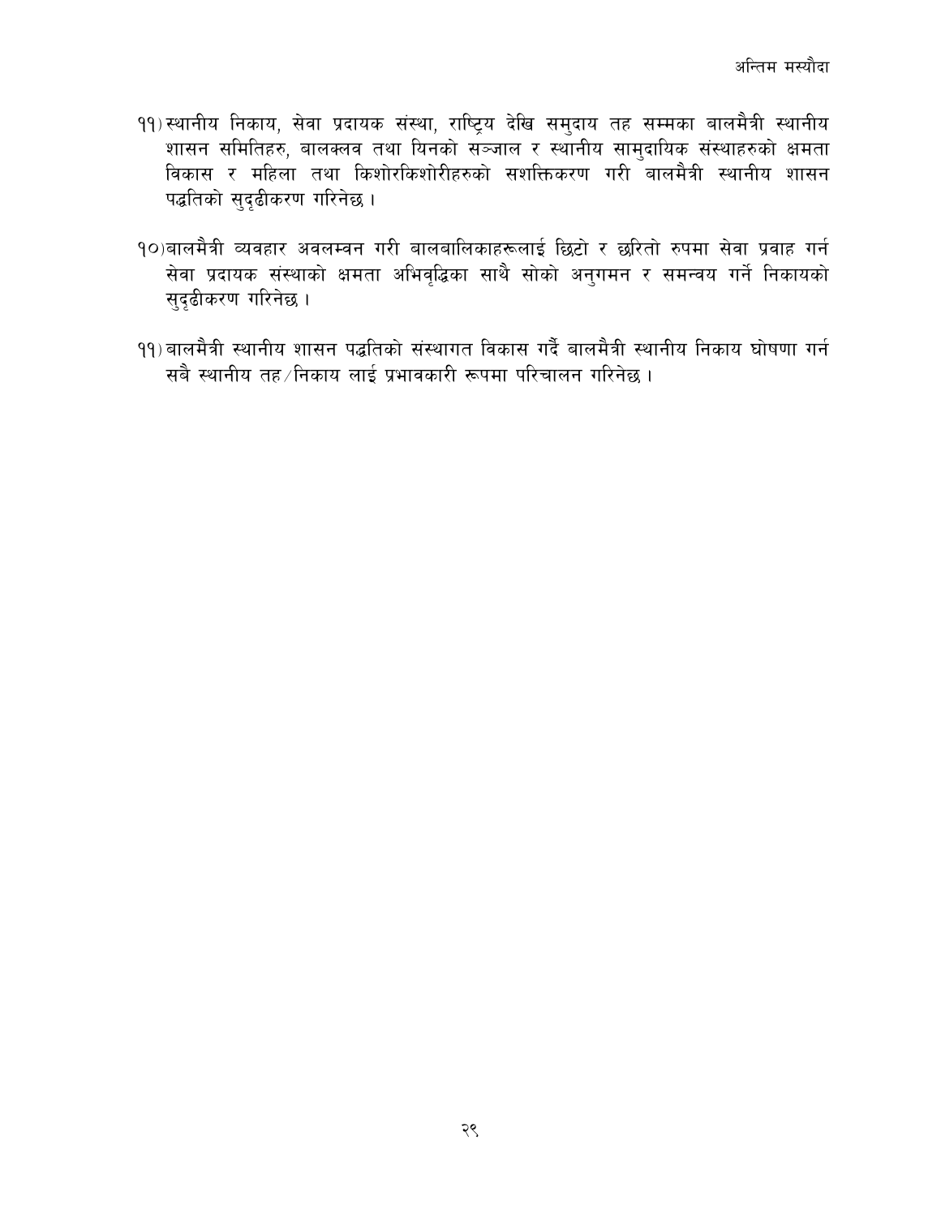११) स्थानीय निकाय, सेवा प्रदायक संस्था, राष्ट्रिय देखि समुदाय तह सम्मका बालमैत्री स्थानीय शासन समितिहरु, बालक्लव तथा यिनको सञ्जाल र स्थानीय सामुदायिक संस्थाहरुको क्षमता विकास र महिला तथा किशोरकिशोरीहरुको सशक्तिकरण गरी बालमैत्री स्थानीय शासन पद्धतिको सुदृढीकरण गरिनेछ ।

१०) बालमैत्री व्यवहार अवलम्वन गरी बालबालिकाहरूलाई छिटो र छरितो रुपमा सेवा प्रवाह गर्न सेवा प्रदायक संस्थाको क्षमता अभिवृद्धिका साथै सोको अनुगमन र समन्वय गर्ने निकायको सुदृढीकरण गरिनेछ ।

११) बालमैत्री स्थानीय शासन पद्धतिको संस्थागत विकास गर्दै बालमैत्री स्थानीय निकाय घोषणा गर्न सबै स्थानीय तह/निकाय लाई प्रभावकारी रूपमा परिचालन गरिनेछ ।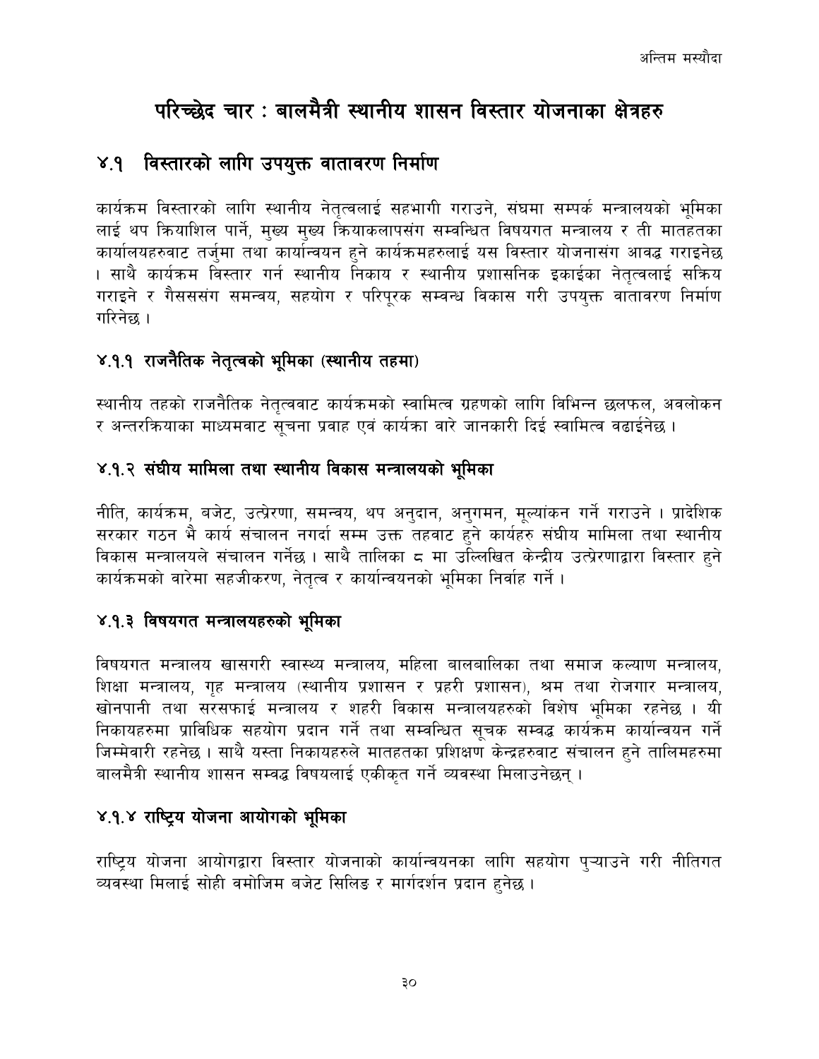# परिच्छेद चार : बालमैत्री स्थानीय शासन विस्तार योजनाका क्षेत्रहरु

## ४.१ विस्तारको लागि उपयुक्त वातावरण निर्माण

कार्यक्रम विस्तारको लागि स्थानीय नेतृत्वलाई सहभागी गराउने, संघमा सम्पर्क मन्त्रालयको भूमिका लाई थप क्रियाशिल पार्ने, मुख्य मुख्य क्रियाकलापसंग सम्वन्धित विषयगत मन्त्रालय र ती मातहतका कार्यालयहरुवाट तर्जुमा तथा कार्यान्वयन हुने कार्यक्रमहरुलाई यस विस्तार योजनासंग आवद्ध गराइनेछ । साथै कार्यक्रम विस्तार गर्न स्थानीय निकाय र स्थानीय प्रशासनिक इकाईका नेतृत्वलाई सक्रिय गराइने र गैससंग समन्वय, सहयोग र परिपूरक सम्वन्ध विकास गरी उपयुक्त वातावरण निर्माण गरिनेछ ।

### ४.१.१ राजनैतिक नेतृत्वको भूमिका (स्थानीय तहमा)

स्थानीय तहको राजनैतिक नेतृत्ववाट कार्यक्रमको स्वामित्व ग्रहणको लागि विभिन्न छलफल, अवलोकन र अन्तरक्रियाका माध्यमवाट सूचना प्रवाह एवं कार्यका वारे जानकारी दिई स्वामित्व वढाईनेछ ।

### ४.१.२ संघीय मामिला तथा स्थानीय विकास मन्त्रालयको भूमिका

नीति, कार्यक्रम, बजेट, उत्प्रेरणा, समन्वय, थप अनुदान, अनुगमन, मूल्यांकन गर्ने गराउने । प्रादेशिक सरकार गठन भै कार्य संचालन नगर्दा सम्म उक्त तहवाट हुने कार्यहरु संघीय मामिला तथा स्थानीय विकास मन्त्रालयले संचालन गर्नेछ । साथै तालिका ८ मा उल्लिखित केन्द्रीय उत्प्रेरणाद्वारा विस्तार हुने कार्यक्रमको वारेमा सहजीकरण, नेतृत्व र कार्यान्वयनको भूमिका निर्वाह गर्ने ।

### ४.१.३ विषयगत मन्त्रालयहरुको भूमिका

विषयगत मन्त्रालय खासगरी स्वास्थ्य मन्त्रालय, महिला बालबालिका तथा समाज कल्याण मन्त्रालय, शिक्षा मन्त्रालय, गृह मन्त्रालय (स्थानीय प्रशासन र प्रहरी प्रशासन), श्रम तथा रोजगार मन्त्रालय, खोनपानी तथा सरसफाई मन्त्रालय र शहरी विकास मन्त्रालयहरुको विशेष भूमिका रहनेछ । यी निकायहरुमा प्राविधिक सहयोग प्रदान गर्ने तथा सम्वन्धित सूचक सम्वद्ध कार्यक्रम कार्यान्वयन गर्ने जिम्मेवारी रहनेछ । साथै यस्ता निकायहरुले मातहतका प्रशिक्षण केन्द्रहरुवाट संचालन हुने तालिमहरुमा बालमैत्री स्थानीय शासन सम्वद्ध विषयलाई एकीकृत गर्ने व्यवस्था मिलाउनेछन् ।

### ४.१.४ राष्ट्रिय योजना आयोगको भूमिका

राष्ट्रिय योजना आयोगद्वारा विस्तार योजनाको कार्यान्वयनका लागि सहयोग पुऱ्याउने गरी नीतिगत व्यवस्था मिलाई सोही वमोजिम बजेट सिलिङ र मार्गदर्शन प्रदान हुनेछ ।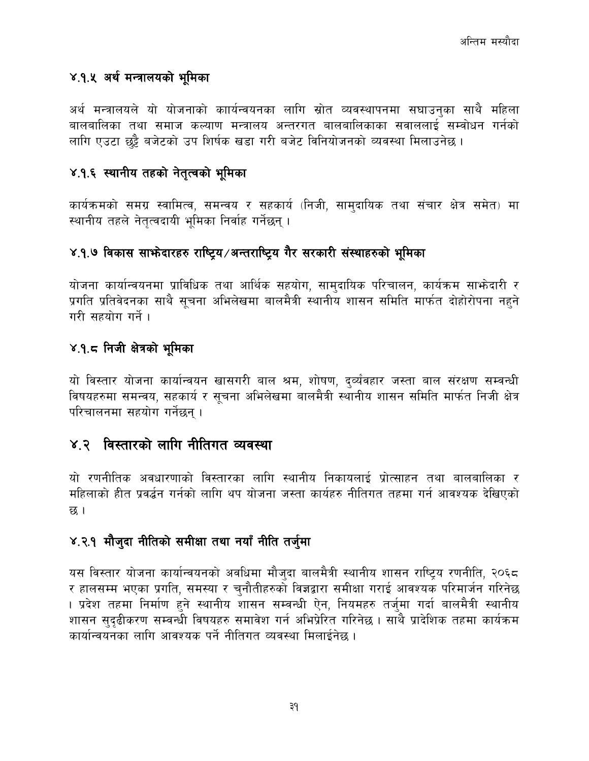### ४.१.५ अर्थ मन्त्रालयको भूमिका

अर्थ मन्त्रालयले यो योजनाको कार्यन्वयनका लागि स्रोत व्यवस्थापनमा सघाउनुका साथै महिला बालबालिका तथा समाज कल्याण मन्त्रालय अन्तरगत बालबालिकाका सवाललाई सम्बोधन गर्नको लागि एउटा छुट्टै बजेटको उप शिर्षक खडा गरी बजेट विनियोजनको व्यवस्था मिलाउनेछ ।

### ४.१.६ स्थानीय तहको नेतृत्वको भूमिका

कार्यक्रमको समग्र स्वामित्व, समन्वय र सहकार्य (निजी, सामुदायिक तथा संचार क्षेत्र समेत) मा स्थानीय तहले नेतृत्वदायी भूमिका निर्वाह गर्नेछन् ।

### ४.१.७ विकास साझेदारहरु राष्ट्रिय/अन्तराष्ट्रिय गैर सरकारी संस्थाहरुको भूमिका

योजना कार्यान्वियनमा प्राविधिक तथा आर्थिक सहयोग, सामुदायिक परिचालन, कार्यक्रम साझेदारी र प्रगति प्रतिवेदनका साथै सूचना अभिलेखमा बालमैत्री स्थानीय शासन समिति मार्फत दोहोरोपना नहुने गरी सहयोग गर्ने ।

### ४.१.८ निजी क्षेत्रको भूमिका

यो विस्तार योजना कार्यान्वयन खासगरी बाल श्रम, शोषण, दुर्व्यवहार जस्ता बाल संरक्षण सम्बन्धी विषयहरुमा समन्वय, सहकार्य र सूचना अभिलेखमा बालमैत्री स्थानीय शासन समिति मार्फत निजी क्षेत्र परिचालनमा सहयोग गर्नेछन् ।

## ४.२ विस्तारको लागि नीतिगत व्यवस्था

यो रणनीतिक अवधारणाको विस्तारका लागि स्थानीय निकायलाई प्रोत्साहन तथा बालबालिका र महिलाको हीत प्रवर्द्धन गर्नको लागि थप योजना जस्ता कार्यहरु नीतिगत तहमा गर्न आवश्यक देखिएको छ ।

### ४.२.१ मौजुदा नीतिको समीक्षा तथा नयाँ नीति तर्जुमा

यस विस्तार योजना कार्यान्वयनको अवधिमा मौजुदा बालमैत्री स्थानीय शासन राष्ट्रिय रणनीति, २०६८ र हालसम्म भएका प्रगति, समस्या र चुनौतीहरुको विज्ञद्वारा समीक्षा गराई आवश्यक परिमार्जन गरिनेछ । प्रदेश तहमा निर्माण हुने स्थानीय शासन सम्बन्धी ऐन, नियमहरु तर्जुमा गर्दा बालमैत्री स्थानीय शासन सुदृढीकरण सम्बन्धी विषयहरु समावेश गर्न अभिप्रेरित गरिनेछ । साथै प्रादेशिक तहमा कार्यक्रम कार्यान्वयनका लागि आवश्यक पर्ने नीतिगत व्यवस्था मिलाईनेछ ।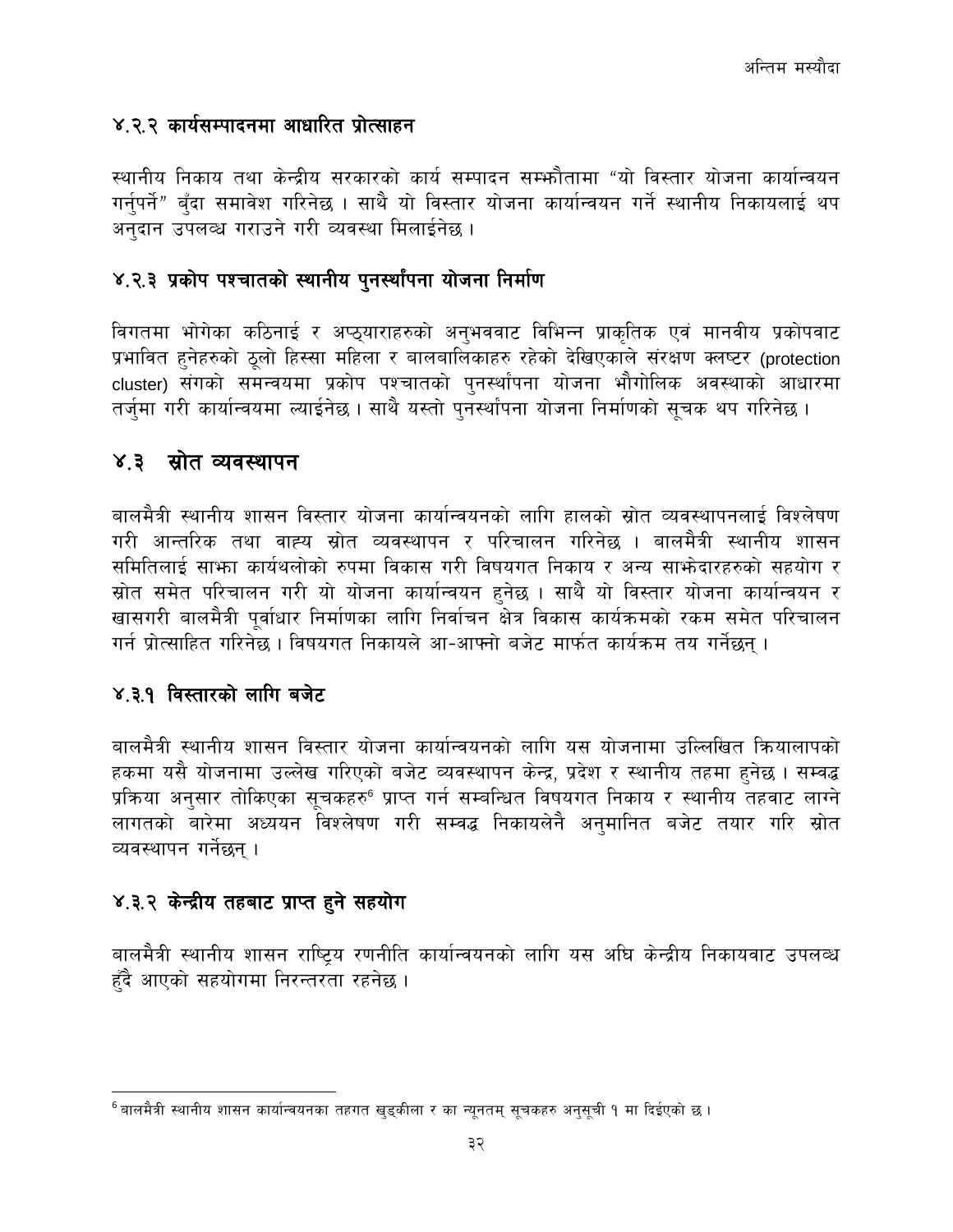### ४.२.२ कार्यसम्पादनमा आधारित प्रोत्साहन

स्थानीय निकाय तथा केन्द्रीय सरकारको कार्य सम्पादन सम्झौतामा "यो विस्तार योजना कार्यान्वयन गर्नुपर्ने" बुँदा समावेश गरिनेछ । साथै यो विस्तार योजना कार्यान्वयन गर्ने स्थानीय निकायलाई थप अनुदान उपलब्ध गराउने गरी व्यवस्था मिलाईनेछ ।

### ४.२.३ प्रकोप पश्चातको स्थानीय पुनर्स्थापना योजना निर्माण

विगतमा भोगेका कठिनाई र अप्ठ्याराहरुको अनुभववाट विभिन्न प्राकृतिक एवं मानवीय प्रकोपवाट प्रभावित हुनेहरुको ठूलो हिस्सा महिला र बालबालिकाहरु रहेको देखिएकाले संरक्षण क्लष्टर (protection cluster) संगको समन्वयमा प्रकोप पश्चातको पुनर्स्थापना योजना भौगोलिक अवस्थाको आधारमा तर्जुमा गरी कार्यान्वयमा ल्याईनेछ । साथै यस्तो पुनर्स्थापना योजना निर्माणको सूचक थप गरिनेछ ।

## ४.३ स्रोत व्यवस्थापन

बालमैत्री स्थानीय शासन विस्तार योजना कार्यान्वयनको लागि हालको स्रोत व्यवस्थापनलाई विश्लेषण गरी आन्तरिक तथा वाह्य स्रोत व्यवस्थापन र परिचालन गरिनेछ । बालमैत्री स्थानीय शासन समितिलाई साझा कार्यथलोको रुपमा विकास गरी विषयगत निकाय र अन्य साझेदारहरुको सहयोग र स्रोत समेत परिचालन गरी यो योजना कार्यान्वयन हुनेछ । साथै यो विस्तार योजना कार्यान्वयन र खासगरी बालमैत्री पूर्वाधार निर्माणका लागि निर्वाचन क्षेत्र विकास कार्यक्रमको रकम समेत परिचालन गर्न प्रोत्साहित गरिनेछ । विषयगत निकायले आ-आफ्नो बजेट मार्फत कार्यक्रम तय गर्नेछन् ।

### ४.३.१ विस्तारको लागि बजेट

बालमैत्री स्थानीय शासन विस्तार योजना कार्यान्वयनको लागि यस योजनामा उल्लिखित क्रियालापको हकमा यसै योजनामा उल्लेख गरिएको बजेट व्यवस्थापन केन्द्र, प्रदेश र स्थानीय तहमा हुनेछ । सम्वद्ध प्रक्रिया अनुसार तोकिएका सूचकहरु[6] प्राप्त गर्न सम्बन्धित विषयगत निकाय र स्थानीय तहवाट लाग्ने लागतको बारेमा अध्ययन विश्लेषण गरी सम्वद्ध निकायलेनै अनुमानित बजेट तयार गरि स्रोत व्यवस्थापन गर्नेछन् ।

### ४.३.२ केन्द्रीय तहबाट प्राप्त हुने सहयोग

बालमैत्री स्थानीय शासन राष्ट्रिय रणनीति कार्यान्वयनको लागि यस अघि केन्द्रीय निकायवाट उपलब्ध हुँदै आएको सहयोगमा निरन्तरता रहनेछ ।

---

[6] बालमैत्री स्थानीय शासन कार्यान्वयनका तहगत खुड्कीला र का न्यूनतम् सूचकहरु अनुसूची १ मा दिईएको छ ।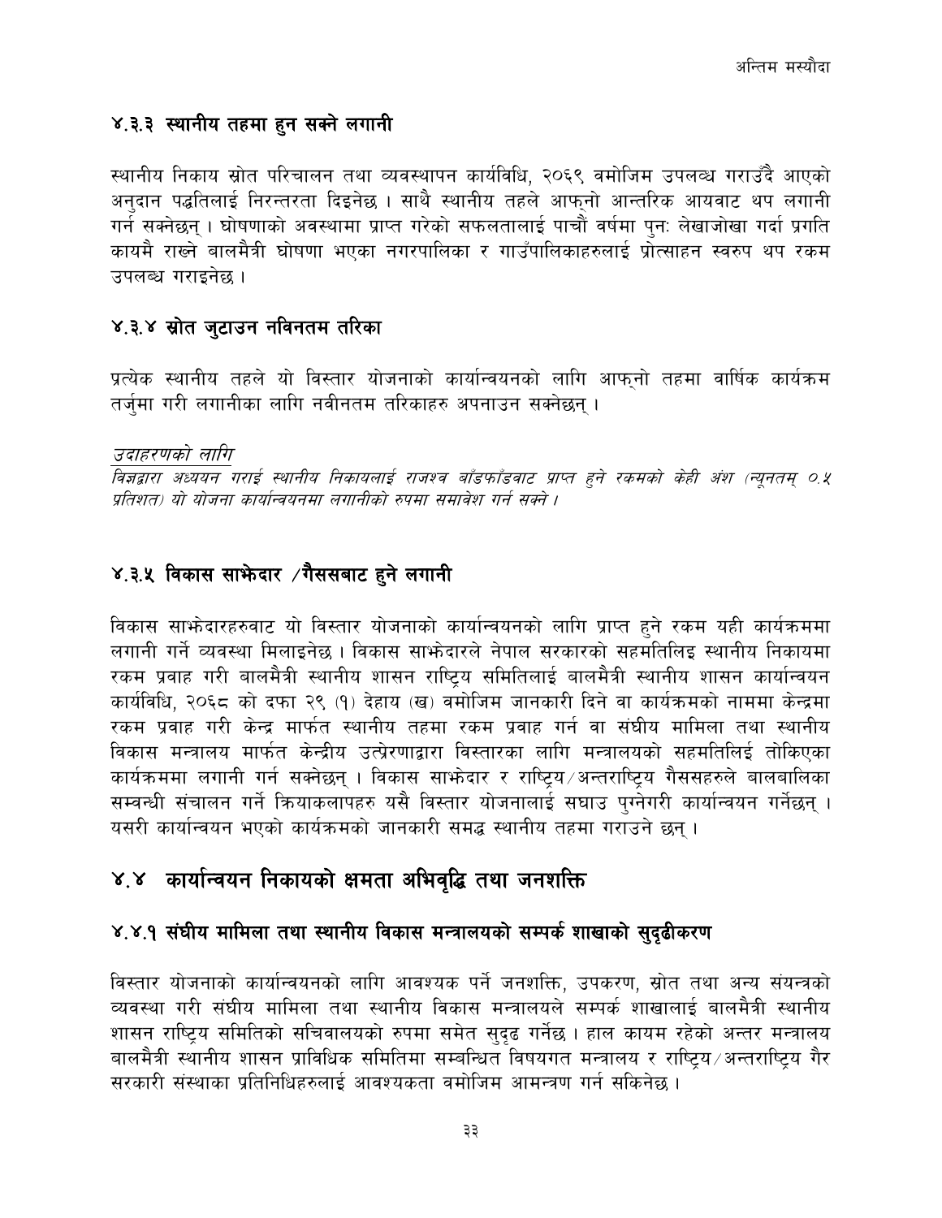### ४.३.३ स्थानीय तहमा हुन सक्ने लगानी

स्थानीय निकाय स्रोत परिचालन तथा व्यवस्थापन कार्यविधि, २०६९ वमोजिम उपलब्ध गराउँदै आएको अनुदान पद्धतिलाई निरन्तरता दिइनेछ । साथै स्थानीय तहले आफ्नो आन्तरिक आयवाट थप लगानी गर्न सक्नेछन् । घोषणाको अवस्थामा प्राप्त गरेको सफलतालाई पाचौं वर्षमा पुनः लेखाजोखा गर्दा प्रगति कायमै राख्ने बालमैत्री घोषणा भएका नगरपालिका र गाउँपालिकाहरुलाई प्रोत्साहन स्वरुप थप रकम उपलब्ध गराइनेछ ।

### ४.३.४ स्रोत जुटाउन नविनतम तरिका

प्रत्येक स्थानीय तहले यो विस्तार योजनाको कार्यान्वयनको लागि आफ्नो तहमा वार्षिक कार्यक्रम तर्जुमा गरी लगानीका लागि नवीनतम तरिकाहरु अपनाउन सक्नेछन् ।

*उदाहरणको लागि*

*विज्ञद्वारा अध्ययन गराई स्थानीय निकायलाई राजश्व बाँडफाँडवाट प्राप्त हुने रकमको केही अंश (न्यूनतम् ०.५ प्रतिशत) यो योजना कार्यान्वयनमा लगानीको रुपमा समावेश गर्न सक्ने ।*

### ४.३.५ विकास साझेदार /गैससबाट हुने लगानी

विकास साझेदारहरुवाट यो विस्तार योजनाको कार्यान्वयनको लागि प्राप्त हुने रकम यही कार्यक्रममा लगानी गर्ने व्यवस्था मिलाइनेछ । विकास साझेदारले नेपाल सरकारको सहमतिलिइ स्थानीय निकायमा रकम प्रवाह गरी बालमैत्री स्थानीय शासन राष्ट्रिय समितिलाई बालमैत्री स्थानीय शासन कार्यान्वयन कार्यविधि, २०६८ को दफा २९ (१) देहाय (ख) वमोजिम जानकारी दिने वा कार्यक्रमको नाममा केन्द्रमा रकम प्रवाह गरी केन्द्र मार्फत स्थानीय तहमा रकम प्रवाह गर्न वा संघीय मामिला तथा स्थानीय विकास मन्त्रालय मार्फत केन्द्रीय उत्प्रेरणाद्वारा विस्तारका लागि मन्त्रालयको सहमतिलिई तोकिएका कार्यक्रममा लगानी गर्न सक्नेछन् । विकास साझेदार र राष्ट्रिय/अन्तराष्ट्रिय गैससहरुले बालबालिका सम्बन्धी संचालन गर्ने क्रियाकलापहरु यसै विस्तार योजनालाई सघाउ पुग्नेगरी कार्यान्वयन गर्नेछन् । यसरी कार्यान्वयन भएको कार्यक्रमको जानकारी समद्ध स्थानीय तहमा गराउने छन् ।

## ४.४ कार्यान्वयन निकायको क्षमता अभिवृद्धि तथा जनशक्ति

### ४.४.१ संघीय मामिला तथा स्थानीय विकास मन्त्रालयको सम्पर्क शाखाको सुदृढीकरण

विस्तार योजनाको कार्यान्वयनको लागि आवश्यक पर्ने जनशक्ति, उपकरण, स्रोत तथा अन्य संयन्त्रको व्यवस्था गरी संघीय मामिला तथा स्थानीय विकास मन्त्रालयले सम्पर्क शाखालाई बालमैत्री स्थानीय शासन राष्ट्रिय समितिको सचिवालयको रुपमा समेत सुदृढ गर्नेछ । हाल कायम रहेको अन्तर मन्त्रालय बालमैत्री स्थानीय शासन प्राविधिक समितिमा सम्बन्धित विषयगत मन्त्रालय र राष्ट्रिय/अन्तराष्ट्रिय गैर सरकारी संस्थाका प्रतिनिधिहरुलाई आवश्यकता वमोजिम आमन्त्रण गर्न सकिनेछ ।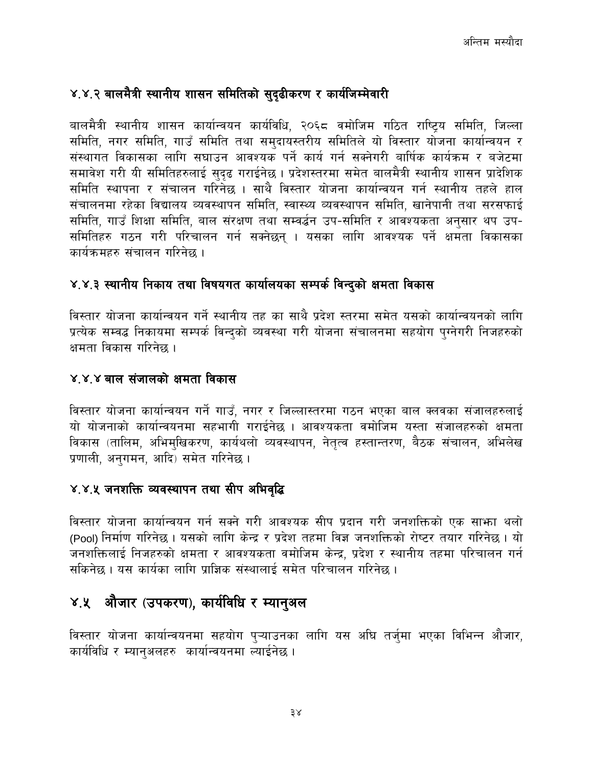### ४.४.२ बालमैत्री स्थानीय शासन समितिको सुदृढीकरण र कार्यजिम्मेवारी

बालमैत्री स्थानीय शासन कार्यान्वयन कार्यविधि, २०६८ वमोजिम गठित राष्ट्रिय समिति, जिल्ला समिति, नगर समिति, गाउँ समिति तथा समुदायस्तरीय समितिले यो विस्तार योजना कार्यान्वयन र संस्थागत विकासका लागि सघाउन आवश्यक पर्ने कार्य गर्न सक्नेगरी बार्षिक कार्यक्रम र बजेटमा समावेश गरी यी समितिहरुलाई सुदृढ गराईनेछ । प्रदेशस्तरमा समेत बालमैत्री स्थानीय शासन प्रादेशिक समिति स्थापना र संचालन गरिनेछ । साथै विस्तार योजना कार्यान्वयन गर्न स्थानीय तहले हाल संचालनमा रहेका विद्यालय व्यवस्थापन समिति, स्वास्थ्य व्यवस्थापन समिति, खानेपानी तथा सरसफाई समिति, गाउँ शिक्षा समिति, बाल संरक्षण तथा सम्वर्द्धन उप-समिति र आवश्यकता अनुसार थप उप-समितिहरु गठन गरी परिचालन गर्न सक्नेछन् । यसका लागि आवश्यक पर्ने क्षमता विकासका कार्यक्रमहरु संचालन गरिनेछ ।

### ४.४.३ स्थानीय निकाय तथा विषयगत कार्यालयका सम्पर्क विन्दुको क्षमता विकास

विस्तार योजना कार्यान्वयन गर्ने स्थानीय तह का साथै प्रदेश स्तरमा समेत यसको कार्यान्वयनको लागि प्रत्येक सम्वद्ध निकायमा सम्पर्क विन्दुको व्यवस्था गरी योजना संचालनमा सहयोग पुग्नेगरी निजहरुको क्षमता विकास गरिनेछ ।

### ४.४.४ बाल संजालको क्षमता विकास

विस्तार योजना कार्यान्वयन गर्ने गाउँ, नगर र जिल्लास्तरमा गठन भएका बाल क्लबका संजालहरुलाई यो योजनाको कार्यान्वयनमा सहभागी गराईनेछ । आवश्यकता वमोजिम यस्ता संजालहरुको क्षमता विकास (तालिम, अभिमुखिकरण, कार्यथलो व्यवस्थापन, नेतृत्व हस्तान्तरण, बैठक संचालन, अभिलेख प्रणाली, अनुगमन, आदि) समेत गरिनेछ ।

### ४.४.५ जनशक्ति व्यवस्थापन तथा सीप अभिवृद्धि

विस्तार योजना कार्यान्वयन गर्न सक्ने गरी आवश्यक सीप प्रदान गरी जनशक्तिको एक साझा थलो (Pool) निर्माण गरिनेछ । यसको लागि केन्द्र र प्रदेश तहमा विज्ञ जनशक्तिको रोष्टर तयार गरिनेछ । यो जनशक्तिलाई निजहरुको क्षमता र आवश्यकता वमोजिम केन्द्र, प्रदेश र स्थानीय तहमा परिचालन गर्न सकिनेछ । यस कार्यका लागि प्राज्ञिक संस्थालाई समेत परिचालन गरिनेछ ।

## ४.५ औजार (उपकरण), कार्यविधि र म्यानुअल

विस्तार योजना कार्यान्वयनमा सहयोग पुऱ्याउनका लागि यस अघि तर्जुमा भएका विभिन्न औजार, कार्यविधि र म्यानुअलहरु कार्यान्वयनमा ल्याईनेछ ।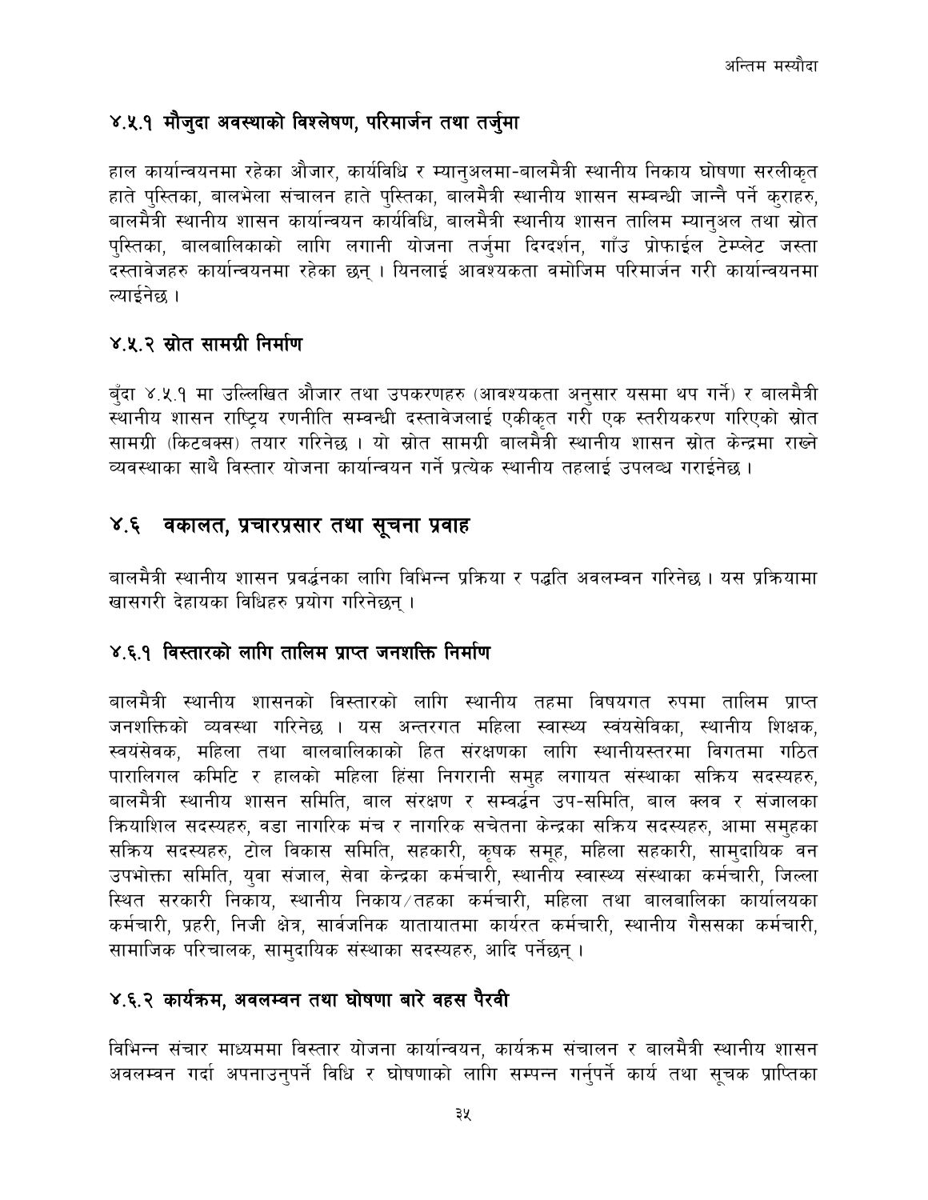### ४.५.१ मौजुदा अवस्थाको विश्लेषण, परिमार्जन तथा तर्जुमा

हाल कार्यान्वयनमा रहेका औजार, कार्यविधि र म्यानुअलमा-बालमैत्री स्थानीय निकाय घोषणा सरलीकृत हाते पुस्तिका, बालभेला संचालन हाते पुस्तिका, बालमैत्री स्थानीय शासन सम्बन्धी जान्नै पर्ने कुराहरु, बालमैत्री स्थानीय शासन कार्यान्वयन कार्यविधि, बालमैत्री स्थानीय शासन तालिम म्यानुअल तथा स्रोत पुस्तिका, बालबालिकाको लागि लगानी योजना तर्जुमा दिग्दर्शन, गाँउ प्रोफाईल टेम्प्लेट जस्ता दस्तावेजहरु कार्यान्वयनमा रहेका छन् । यिनलाई आवश्यकता वमोजिम परिमार्जन गरी कार्यान्वयनमा ल्याईनेछ ।

### ४.५.२ स्रोत सामग्री निर्माण

बुँदा ४.५.१ मा उल्लिखित औजार तथा उपकरणहरु (आवश्यकता अनुसार यसमा थप गर्ने) र बालमैत्री स्थानीय शासन राष्ट्रिय रणनीति सम्वन्धी दस्तावेजलाई एकीकृत गरी एक स्तरीयकरण गरिएको स्रोत सामग्री (किटबक्स) तयार गरिनेछ । यो स्रोत सामग्री बालमैत्री स्थानीय शासन स्रोत केन्द्रमा राख्ने व्यवस्थाका साथै विस्तार योजना कार्यान्वयन गर्ने प्रत्येक स्थानीय तहलाई उपलव्ध गराईनेछ ।

## ४.६ वकालत, प्रचारप्रसार तथा सूचना प्रवाह

बालमैत्री स्थानीय शासन प्रवर्द्धनका लागि विभिन्न प्रक्रिया र पद्धति अवलम्वन गरिनेछ । यस प्रक्रियामा खासगरी देहायका विधिहरु प्रयोग गरिनेछन् ।

### ४.६.१ विस्तारको लागि तालिम प्राप्त जनशक्ति निर्माण

बालमैत्री स्थानीय शासनको विस्तारको लागि स्थानीय तहमा विषयगत रुपमा तालिम प्राप्त जनशक्तिको व्यवस्था गरिनेछ । यस अन्तरगत महिला स्वास्थ्य स्वंयसेविका, स्थानीय शिक्षक, स्वयंसेवक, महिला तथा बालबालिकाको हित संरक्षणका लागि स्थानीयस्तरमा विगतमा गठित पारालिगल कमिटि र हालको महिला हिंसा निगरानी समुह लगायत संस्थाका सक्रिय सदस्यहरु, बालमैत्री स्थानीय शासन समिति, बाल संरक्षण र सम्वर्द्धन उप-समिति, बाल क्लव र संजालका क्रियाशिल सदस्यहरु, वडा नागरिक मंच र नागरिक सचेतना केन्द्रका सक्रिय सदस्यहरु, आमा समुहका सक्रिय सदस्यहरु, टोल विकास समिति, सहकारी, कृषक समूह, महिला सहकारी, सामुदायिक वन उपभोक्ता समिति, युवा संजाल, सेवा केन्द्रका कर्मचारी, स्थानीय स्वास्थ्य संस्थाका कर्मचारी, जिल्ला स्थित सरकारी निकाय, स्थानीय निकाय/तहका कर्मचारी, महिला तथा बालबालिका कार्यालयका कर्मचारी, प्रहरी, निजी क्षेत्र, सार्वजनिक यातायातमा कार्यरत कर्मचारी, स्थानीय गैससका कर्मचारी, सामाजिक परिचालक, सामुदायिक संस्थाका सदस्यहरु, आदि पर्नेछन् ।

### ४.६.२ कार्यक्रम, अवलम्वन तथा घोषणा बारे वहस पैरवी

विभिन्न संचार माध्यममा विस्तार योजना कार्यान्वयन, कार्यक्रम संचालन र बालमैत्री स्थानीय शासन अवलम्वन गर्दा अपनाउनुपर्ने विधि र घोषणाको लागि सम्पन्न गर्नुपर्ने कार्य तथा सूचक प्राप्तिका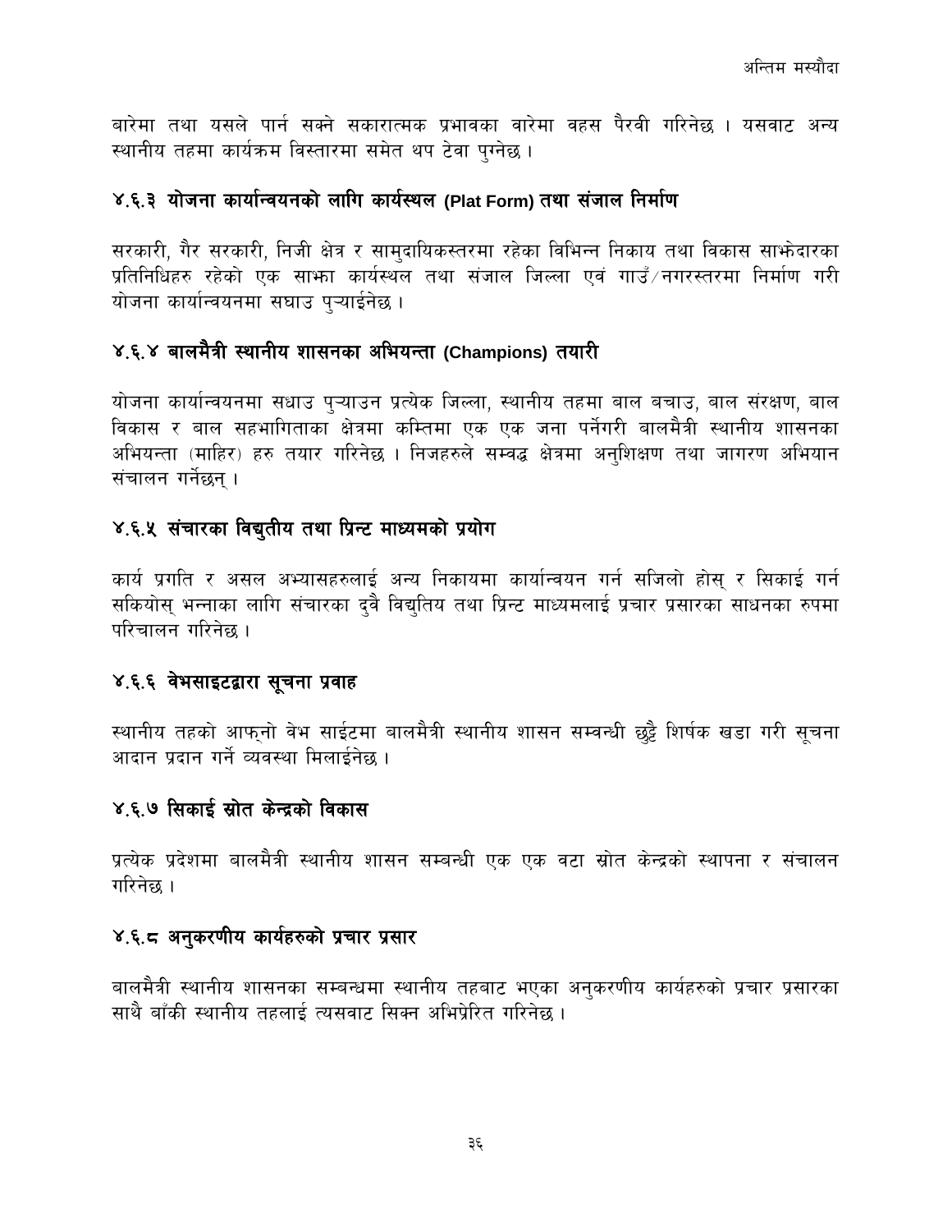बारेमा तथा यसले पार्न सक्ने सकारात्मक प्रभावका वारेमा वहस पैरवी गरिनेछ । यसवाट अन्य स्थानीय तहमा कार्यक्रम विस्तारमा समेत थप टेवा पुग्नेछ ।

### ४.६.३ योजना कार्यान्वयनको लागि कार्यस्थल (Plat Form) तथा संजाल निर्माण

सरकारी, गैर सरकारी, निजी क्षेत्र र सामुदायिकस्तरमा रहेका विभिन्न निकाय तथा विकास साझेदारका प्रतिनिधिहरु रहेको एक साझा कार्यस्थल तथा संजाल जिल्ला एवं गाउँ/नगरस्तरमा निर्माण गरी योजना कार्यान्वयनमा सघाउ पुऱ्याईनेछ ।

### ४.६.४ बालमैत्री स्थानीय शासनका अभियन्ता (Champions) तयारी

योजना कार्यान्वयनमा सघाउ पुऱ्याउन प्रत्येक जिल्ला, स्थानीय तहमा बाल बचाउ, बाल संरक्षण, बाल विकास र बाल सहभागिताका क्षेत्रमा कम्तिमा एक एक जना पर्नेगरी बालमैत्री स्थानीय शासनका अभियन्ता (माहिर) हरु तयार गरिनेछ । निजहरुले सम्वद्ध क्षेत्रमा अनुशिक्षण तथा जागरण अभियान संचालन गर्नेछन् ।

### ४.६.५ संचारका विद्युतीय तथा प्रिन्ट माध्यमको प्रयोग

कार्य प्रगति र असल अभ्यासहरुलाई अन्य निकायमा कार्यान्वयन गर्न सजिलो होस् र सिकाई गर्न सकियोस् भन्नाका लागि संचारका दुवै विद्युतिय तथा प्रिन्ट माध्यमलाई प्रचार प्रसारका साधनका रुपमा परिचालन गरिनेछ ।

### ४.६.६ वेभसाइटद्वारा सूचना प्रवाह

स्थानीय तहको आफ्नो वेभ साईटमा बालमैत्री स्थानीय शासन सम्वन्धी छुट्टै शिर्षक खडा गरी सूचना आदान प्रदान गर्ने व्यवस्था मिलाईनेछ ।

### ४.६.७ सिकाई स्रोत केन्द्रको विकास

प्रत्येक प्रदेशमा बालमैत्री स्थानीय शासन सम्बन्धी एक एक वटा स्रोत केन्द्रको स्थापना र संचालन गरिनेछ ।

### ४.६.८ अनुकरणीय कार्यहरुको प्रचार प्रसार

बालमैत्री स्थानीय शासनका सम्बन्धमा स्थानीय तहबाट भएका अनुकरणीय कार्यहरुको प्रचार प्रसारका साथै बाँकी स्थानीय तहलाई त्यसवाट सिक्न अभिप्रेरित गरिनेछ ।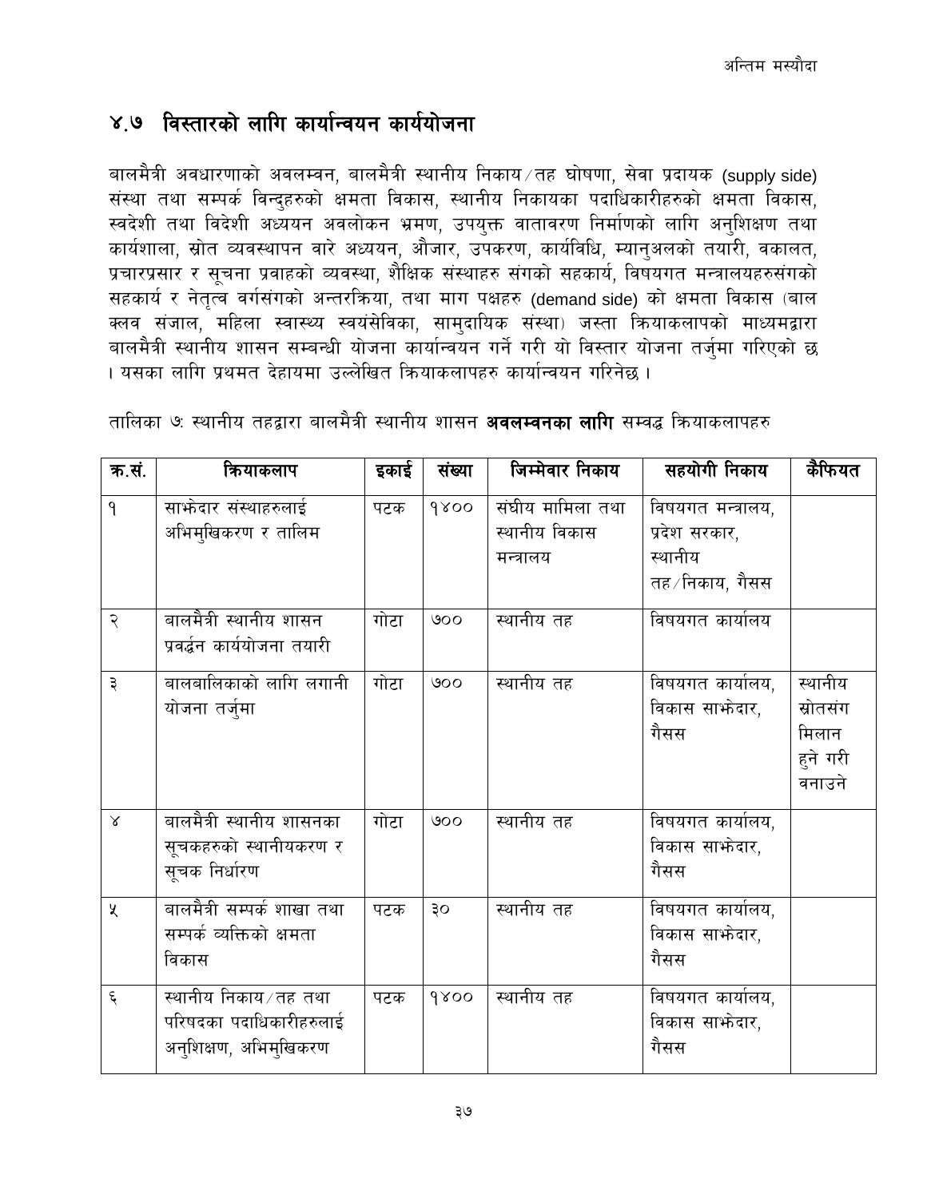## ४.७ विस्तारको लागि कार्यान्वयन कार्ययोजना

बालमैत्री अवधारणाको अवलम्वन, बालमैत्री स्थानीय निकाय/तह घोषणा, सेवा प्रदायक (supply side) संस्था तथा सम्पर्क विन्दुहरुको क्षमता विकास, स्थानीय निकायका पदाधिकारीहरुको क्षमता विकास, स्वदेशी तथा विदेशी अध्ययन अवलोकन भ्रमण, उपयुक्त वातावरण निर्माणको लागि अनुशिक्षण तथा कार्यशाला, स्रोत व्यवस्थापन वारे अध्ययन, औजार, उपकरण, कार्यविधि, म्यानुअलको तयारी, वकालत, प्रचारप्रसार र सूचना प्रवाहको व्यवस्था, शैक्षिक संस्थाहरु संगको सहकार्य, विषयगत मन्त्रालयहरुसंगको सहकार्य र नेतृत्व वर्गसंगको अन्तरक्रिया, तथा माग पक्षहरु (demand side) को क्षमता विकास (बाल क्लव संजाल, महिला स्वास्थ्य स्वयंसेविका, सामुदायिक संस्था) जस्ता क्रियाकलापको माध्यमद्वारा बालमैत्री स्थानीय शासन सम्बन्धी योजना कार्यान्वयन गर्ने गरी यो विस्तार योजना तर्जुमा गरिएको छ । यसका लागि प्रथमत देहायमा उल्लेखित क्रियाकलापहरु कार्यान्वयन गरिनेछ ।

तालिका ७: स्थानीय तहद्वारा बालमैत्री स्थानीय शासन **अवलम्वनका लागि** सम्वद्ध क्रियाकलापहरु

| क्र.सं. | क्रियाकलाप | इकाई | संख्या | जिम्मेवार निकाय | सहयोगी निकाय | कैफियत |
|---|---|---|---|---|---|---|
| १ | साझेदार संस्थाहरुलाई अभिमुखिकरण र तालिम | पटक | १४०० | संघीय मामिला तथा स्थानीय विकास मन्त्रालय | विषयगत मन्त्रालय, प्रदेश सरकार, स्थानीय तह/निकाय, गैसस | |
| २ | बालमैत्री स्थानीय शासन प्रवर्द्धन कार्ययोजना तयारी | गोटा | ७०० | स्थानीय तह | विषयगत कार्यालय | |
| ३ | बालबालिकाको लागि लगानी योजना तर्जुमा | गोटा | ७०० | स्थानीय तह | विषयगत कार्यालय, विकास साझेदार, गैसस | स्थानीय स्रोतसंग मिलान हुने गरी वनाउने |
| ४ | बालमैत्री स्थानीय शासनका सूचकहरुको स्थानीयकरण र सूचक निर्धारण | गोटा | ७०० | स्थानीय तह | विषयगत कार्यालय, विकास साझेदार, गैसस | |
| ५ | बालमैत्री सम्पर्क शाखा तथा सम्पर्क व्यक्तिको क्षमता विकास | पटक | ३० | स्थानीय तह | विषयगत कार्यालय, विकास साझेदार, गैसस | |
| ६ | स्थानीय निकाय/तह तथा परिषदका पदाधिकारीहरुलाई अनुशिक्षण, अभिमुखिकरण | पटक | १४०० | स्थानीय तह | विषयगत कार्यालय, विकास साझेदार, गैसस | |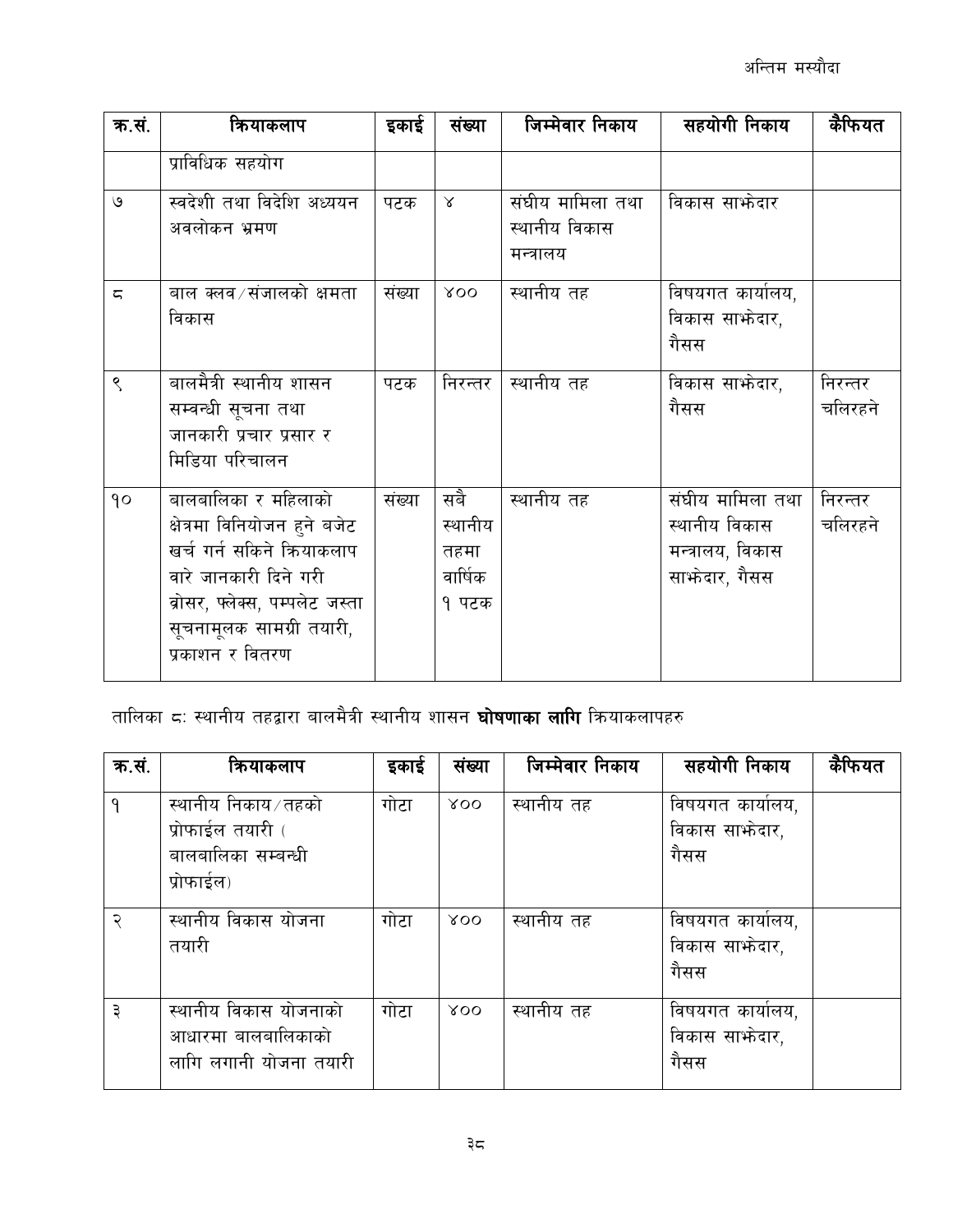| क्र.सं. | क्रियाकलाप | इकाई | संख्या | जिम्मेवार निकाय | सहयोगी निकाय | कैफियत |
|---|---|---|---|---|---|---|
| | प्राविधिक सहयोग | | | | | |
| ७ | स्वदेशी तथा विदेशि अध्ययन अवलोकन भ्रमण | पटक | ४ | संघीय मामिला तथा स्थानीय विकास मन्त्रालय | विकास साझेदार | |
| ८ | बाल क्लव/संजालको क्षमता विकास | संख्या | ४०० | स्थानीय तह | विषयगत कार्यालय, विकास साझेदार, गैसस | |
| ९ | बालमैत्री स्थानीय शासन सम्वन्धी सूचना तथा जानकारी प्रचार प्रसार र मिडिया परिचालन | पटक | निरन्तर | स्थानीय तह | विकास साझेदार, गैसस | निरन्तर चलिरहने |
| १० | बालबालिका र महिलाको क्षेत्रमा विनियोजन हुने बजेट खर्च गर्न सकिने क्रियाकलाप वारे जानकारी दिने गरी व्रोसर, फ्लेक्स, पम्पलेट जस्ता सूचनामूलक सामग्री तयारी, प्रकाशन र वितरण | संख्या | सबै स्थानीय तहमा वार्षिक १ पटक | स्थानीय तह | संघीय मामिला तथा स्थानीय विकास मन्त्रालय, विकास साझेदार, गैसस | निरन्तर चलिरहने |

तालिका ८: स्थानीय तहद्वारा बालमैत्री स्थानीय शासन **घोषणाका लागि** क्रियाकलापहरु

| क्र.सं. | क्रियाकलाप | इकाई | संख्या | जिम्मेवार निकाय | सहयोगी निकाय | कैफियत |
|---|---|---|---|---|---|---|
| १ | स्थानीय निकाय/तहको प्रोफाईल तयारी ( बालबालिका सम्बन्धी प्रोफाईल) | गोटा | ४०० | स्थानीय तह | विषयगत कार्यालय, विकास साझेदार, गैसस | |
| २ | स्थानीय विकास योजना तयारी | गोटा | ४०० | स्थानीय तह | विषयगत कार्यालय, विकास साझेदार, गैसस | |
| ३ | स्थानीय विकास योजनाको आधारमा बालबालिकाको लागि लगानी योजना तयारी | गोटा | ४०० | स्थानीय तह | विषयगत कार्यालय, विकास साझेदार, गैसस | |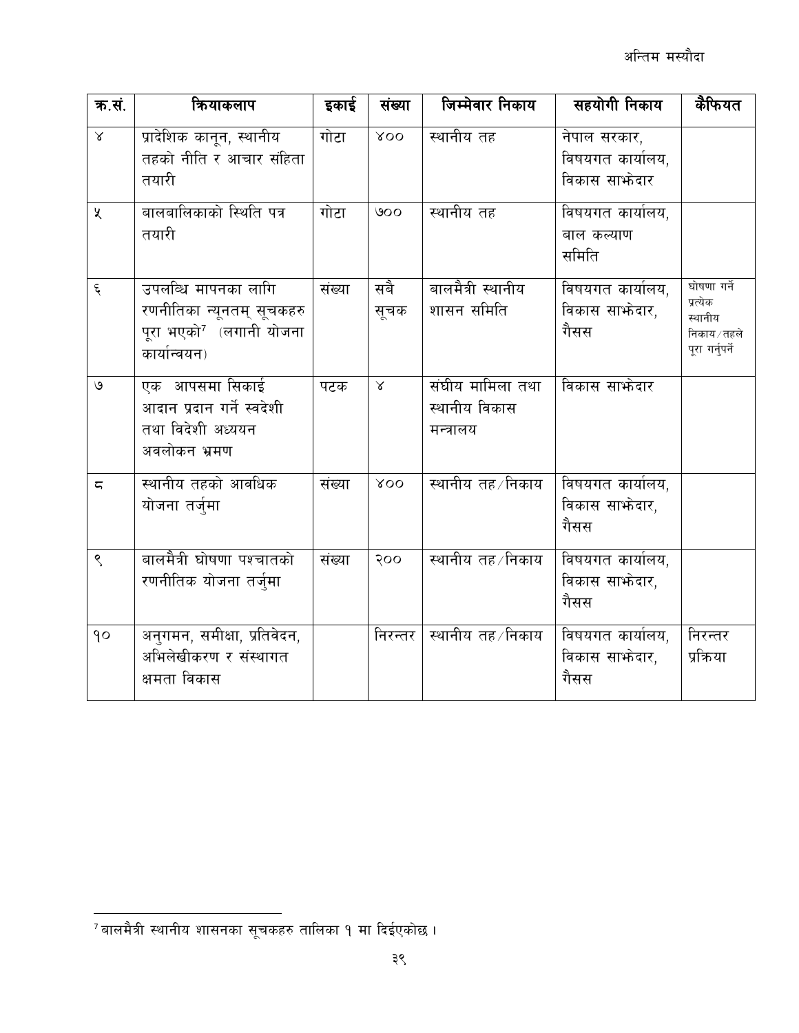| क्र.सं. | क्रियाकलाप | इकाई | संख्या | जिम्मेवार निकाय | सहयोगी निकाय | कैफियत |
|---|---|---|---|---|---|---|
| ४ | प्रादेशिक कानून, स्थानीय तहको नीति र आचार संहिता तयारी | गोटा | ४०० | स्थानीय तह | नेपाल सरकार, विषयगत कार्यालय, विकास साझेदार | |
| ५ | बालबालिकाको स्थिति पत्र तयारी | गोटा | ७०० | स्थानीय तह | विषयगत कार्यालय, बाल कल्याण समिति | |
| ६ | उपलब्धि मापनका लागि रणनीतिका न्यूनतम् सूचकहरु पूरा भएको[7] (लगानी योजना कार्यान्वयन) | संख्या | सबै सूचक | बालमैत्री स्थानीय शासन समिति | विषयगत कार्यालय, विकास साझेदार, गैसस | घोषणा गर्ने प्रत्येक स्थानीय निकाय/तहले पूरा गर्नुपर्ने |
| ७ | एक आपसमा सिकाई आदान प्रदान गर्ने स्वदेशी तथा विदेशी अध्ययन अवलोकन भ्रमण | पटक | ४ | संघीय मामिला तथा स्थानीय विकास मन्त्रालय | विकास साझेदार | |
| ८ | स्थानीय तहको आवधिक योजना तर्जुमा | संख्या | ४०० | स्थानीय तह/निकाय | विषयगत कार्यालय, विकास साझेदार, गैसस | |
| ९ | बालमैत्री घोषणा पश्चातको रणनीतिक योजना तर्जुमा | संख्या | २०० | स्थानीय तह/निकाय | विषयगत कार्यालय, विकास साझेदार, गैसस | |
| १० | अनुगमन, समीक्षा, प्रतिवेदन, अभिलेखीकरण र संस्थागत क्षमता विकास | | निरन्तर | स्थानीय तह/निकाय | विषयगत कार्यालय, विकास साझेदार, गैसस | निरन्तर प्रक्रिया |

[7] बालमैत्री स्थानीय शासनका सूचकहरु तालिका १ मा दिईएकोछ ।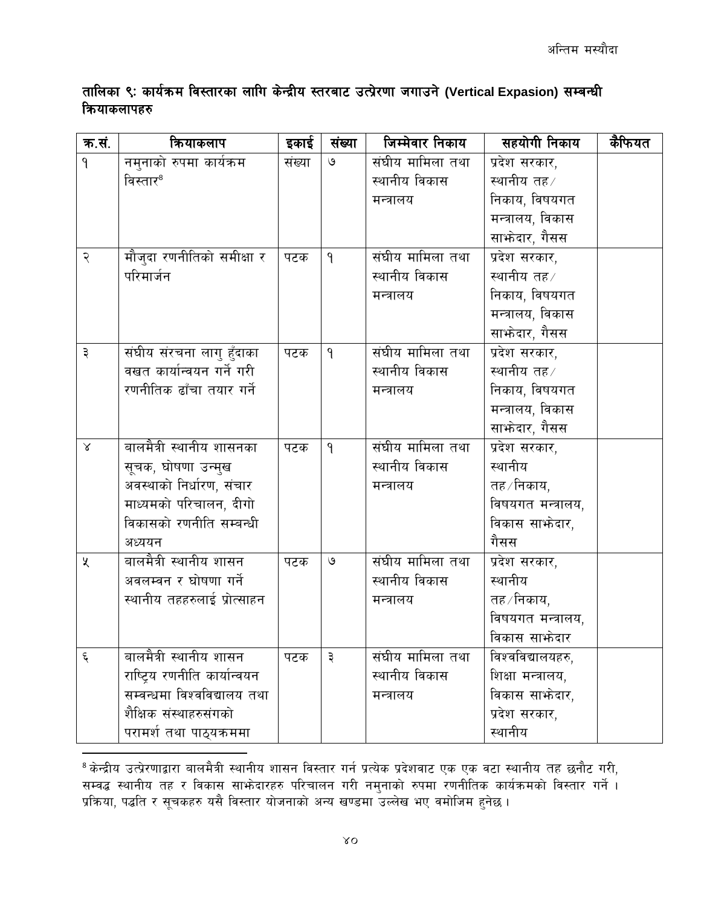**तालिका ९: कार्यक्रम विस्तारका लागि केन्द्रीय स्तरबाट उत्प्रेरणा जगाउने (Vertical Expasion) सम्बन्धी क्रियाकलापहरु**

| क्र.सं. | क्रियाकलाप | इकाई | संख्या | जिम्मेवार निकाय | सहयोगी निकाय | कैफियत |
|---|---|---|---|---|---|---|
| १ | नमुनाको रुपमा कार्यक्रम विस्तार[8] | संख्या | ७ | संघीय मामिला तथा स्थानीय विकास मन्त्रालय | प्रदेश सरकार, स्थानीय तह/निकाय, विषयगत मन्त्रालय, विकास साझेदार, गैसस | |
| २ | मौजुदा रणनीतिको समीक्षा र परिमार्जन | पटक | १ | संघीय मामिला तथा स्थानीय विकास मन्त्रालय | प्रदेश सरकार, स्थानीय तह/निकाय, विषयगत मन्त्रालय, विकास साझेदार, गैसस | |
| ३ | संघीय संरचना लागु हुँदाका वखत कार्यान्वयन गर्ने गरी रणनीतिक ढाँचा तयार गर्ने | पटक | १ | संघीय मामिला तथा स्थानीय विकास मन्त्रालय | प्रदेश सरकार, स्थानीय तह/निकाय, विषयगत मन्त्रालय, विकास साझेदार, गैसस | |
| ४ | बालमैत्री स्थानीय शासनका सूचक, घोषणा उन्मुख अवस्थाको निर्धारण, संचार माध्यमको परिचालन, दीगो विकासको रणनीति सम्बन्धी अध्ययन | पटक | १ | संघीय मामिला तथा स्थानीय विकास मन्त्रालय | प्रदेश सरकार, स्थानीय तह/निकाय, विषयगत मन्त्रालय, विकास साझेदार, गैसस | |
| ५ | बालमैत्री स्थानीय शासन अवलम्वन र घोषणा गर्ने स्थानीय तहहरुलाई प्रोत्साहन | पटक | ७ | संघीय मामिला तथा स्थानीय विकास मन्त्रालय | प्रदेश सरकार, स्थानीय तह/निकाय, विषयगत मन्त्रालय, विकास साझेदार | |
| ६ | बालमैत्री स्थानीय शासन राष्ट्रिय रणनीति कार्यान्वयन सम्वन्धमा विश्वविद्यालय तथा शैक्षिक संस्थाहरुसंगको परामर्श तथा पाठ्यक्रममा | पटक | ३ | संघीय मामिला तथा स्थानीय विकास मन्त्रालय | विश्वविद्यालयहरु, शिक्षा मन्त्रालय, विकास साझेदार, प्रदेश सरकार, स्थानीय | |

[8] केन्द्रीय उत्प्रेरणाद्वारा बालमैत्री स्थानीय शासन विस्तार गर्न प्रत्येक प्रदेशवाट एक एक वटा स्थानीय तह छनौट गरी, सम्वद्ध स्थानीय तह र विकास साझेदारहरु परिचालन गरी नमुनाको रुपमा रणनीतिक कार्यक्रमको विस्तार गर्ने । प्रक्रिया, पद्धति र सूचकहरु यसै विस्तार योजनाको अन्य खण्डमा उल्लेख भए वमोजिम हुनेछ ।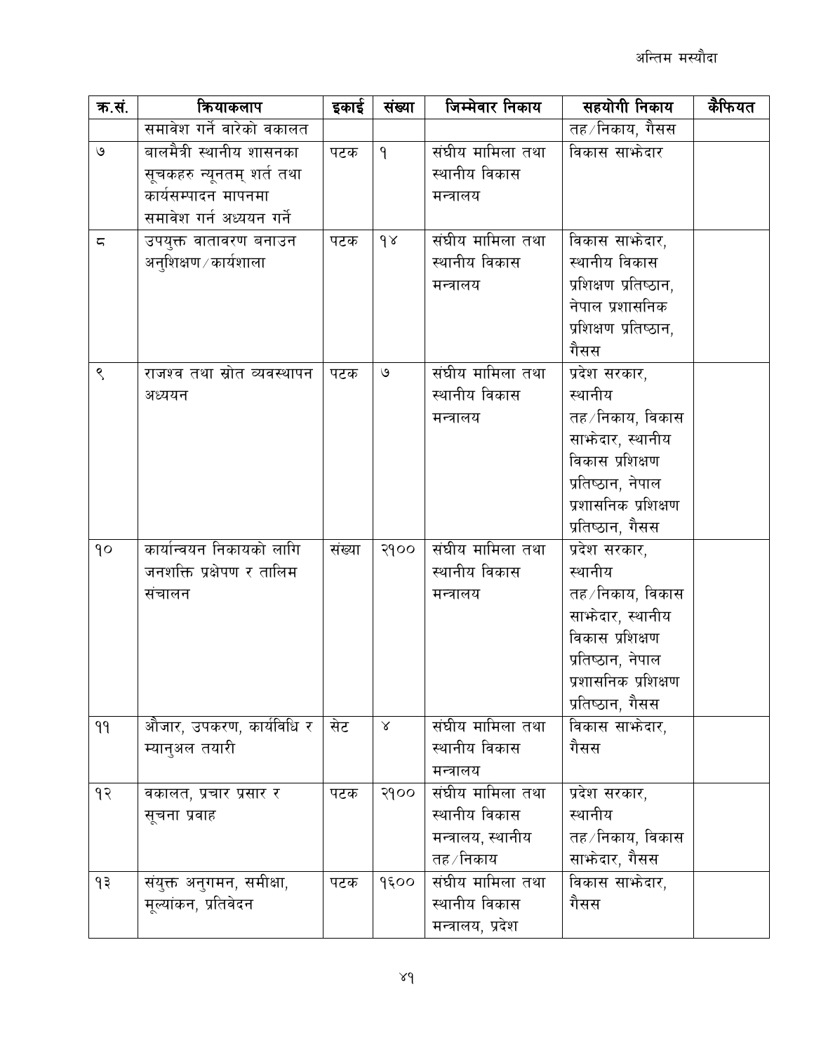अन्तिम मस्यौदा

| क्र.सं. | क्रियाकलाप | इकाई | संख्या | जिम्मेवार निकाय | सहयोगी निकाय | कैफियत |
|---|---|---|---|---|---|---|
| | समावेश गर्ने वारेको वकालत | | | | तह/निकाय, गैसस | |
| ७ | बालमैत्री स्थानीय शासनका सूचकहरु न्यूनतम् शर्त तथा कार्यसम्पादन मापनमा समावेश गर्न अध्ययन गर्ने | पटक | १ | संघीय मामिला तथा स्थानीय विकास मन्त्रालय | विकास साझेदार | |
| ८ | उपयुक्त वातावरण बनाउन अनुशिक्षण/कार्यशाला | पटक | १४ | संघीय मामिला तथा स्थानीय विकास मन्त्रालय | विकास साझेदार, स्थानीय विकास प्रशिक्षण प्रतिष्ठान, नेपाल प्रशासनिक प्रशिक्षण प्रतिष्ठान, गैसस | |
| ९ | राजश्व तथा स्रोत व्यवस्थापन अध्ययन | पटक | ७ | संघीय मामिला तथा स्थानीय विकास मन्त्रालय | प्रदेश सरकार, स्थानीय तह/निकाय, विकास साझेदार, स्थानीय विकास प्रशिक्षण प्रतिष्ठान, नेपाल प्रशासनिक प्रशिक्षण प्रतिष्ठान, गैसस | |
| १० | कार्यान्वयन निकायको लागि जनशक्ति प्रक्षेपण र तालिम संचालन | संख्या | २१०० | संघीय मामिला तथा स्थानीय विकास मन्त्रालय | प्रदेश सरकार, स्थानीय तह/निकाय, विकास साझेदार, स्थानीय विकास प्रशिक्षण प्रतिष्ठान, नेपाल प्रशासनिक प्रशिक्षण प्रतिष्ठान, गैसस | |
| ११ | औजार, उपकरण, कार्यविधि र म्यानुअल तयारी | सेट | ४ | संघीय मामिला तथा स्थानीय विकास मन्त्रालय | विकास साझेदार, गैसस | |
| १२ | वकालत, प्रचार प्रसार र सूचना प्रवाह | पटक | २१०० | संघीय मामिला तथा स्थानीय विकास मन्त्रालय, स्थानीय तह/निकाय | प्रदेश सरकार, स्थानीय तह/निकाय, विकास साझेदार, गैसस | |
| १३ | संयुक्त अनुगमन, समीक्षा, मूल्यांकन, प्रतिवेदन | पटक | १६०० | संघीय मामिला तथा स्थानीय विकास मन्त्रालय, प्रदेश | विकास साझेदार, गैसस | |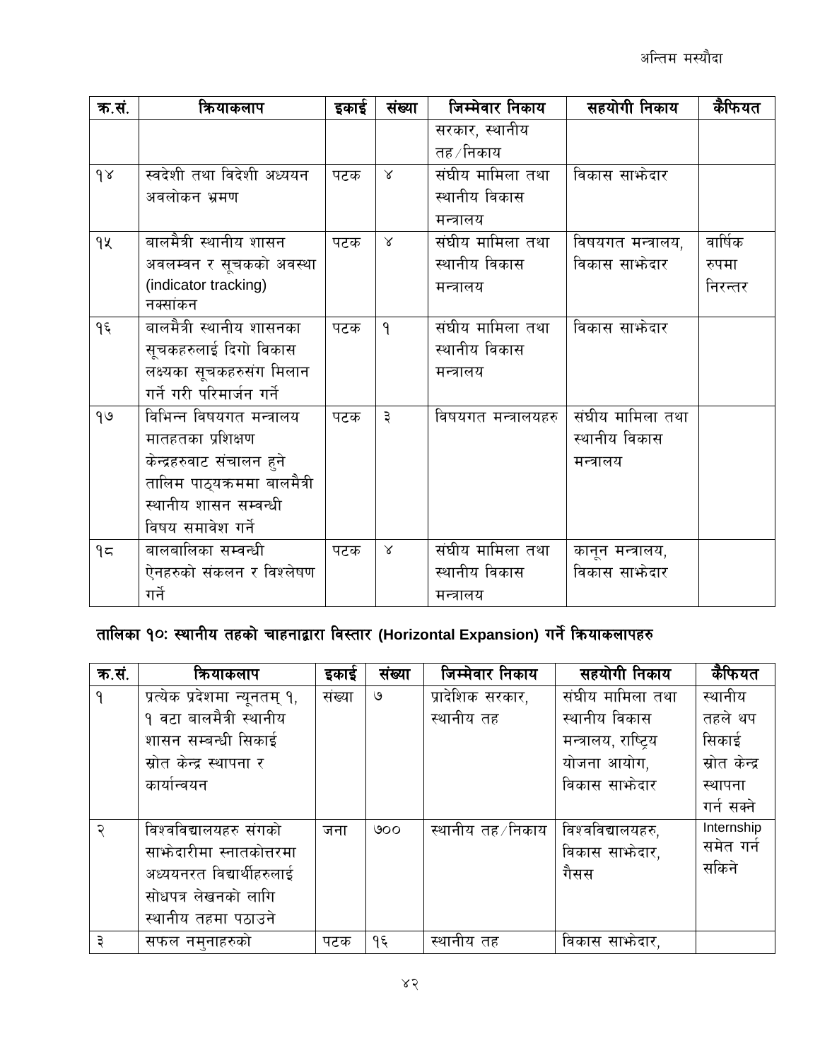| क्र.सं. | क्रियाकलाप | इकाई | संख्या | जिम्मेवार निकाय | सहयोगी निकाय | कैफियत |
|---|---|---|---|---|---|---|
| | | | | सरकार, स्थानीय तह/निकाय | | |
| १४ | स्वदेशी तथा विदेशी अध्ययन अवलोकन भ्रमण | पटक | ४ | संघीय मामिला तथा स्थानीय विकास मन्त्रालय | विकास साझेदार | |
| १५ | बालमैत्री स्थानीय शासन अवलम्वन र सूचकको अवस्था (indicator tracking) नक्सांकन | पटक | ४ | संघीय मामिला तथा स्थानीय विकास मन्त्रालय | विषयगत मन्त्रालय, विकास साझेदार | वार्षिक रुपमा निरन्तर |
| १६ | बालमैत्री स्थानीय शासनका सूचकहरुलाई दिगो विकास लक्ष्यका सूचकहरुसंग मिलान गर्ने गरी परिमार्जन गर्ने | पटक | १ | संघीय मामिला तथा स्थानीय विकास मन्त्रालय | विकास साझेदार | |
| १७ | विभिन्न विषयगत मन्त्रालय मातहतका प्रशिक्षण केन्द्रहरुवाट संचालन हुने तालिम पाठ्यक्रममा बालमैत्री स्थानीय शासन सम्वन्धी विषय समावेश गर्ने | पटक | ३ | विषयगत मन्त्रालयहरु | संघीय मामिला तथा स्थानीय विकास मन्त्रालय | |
| १८ | बालबालिका सम्वन्धी ऐनहरुको संकलन र विश्लेषण गर्ने | पटक | ४ | संघीय मामिला तथा स्थानीय विकास मन्त्रालय | कानून मन्त्रालय, विकास साझेदार | |

**तालिका १०: स्थानीय तहको चाहनाद्वारा विस्तार (Horizontal Expansion) गर्ने क्रियाकलापहरु**

| क्र.सं. | क्रियाकलाप | इकाई | संख्या | जिम्मेवार निकाय | सहयोगी निकाय | कैफियत |
|---|---|---|---|---|---|---|
| १ | प्रत्येक प्रदेशमा न्यूनतम् १, १ वटा बालमैत्री स्थानीय शासन सम्बन्धी सिकाई स्रोत केन्द्र स्थापना र कार्यान्वयन | संख्या | ७ | प्रादेशिक सरकार, स्थानीय तह | संघीय मामिला तथा स्थानीय विकास मन्त्रालय, राष्ट्रिय योजना आयोग, विकास साझेदार | स्थानीय तहले थप सिकाई स्रोत केन्द्र स्थापना गर्न सक्ने |
| २ | विश्वविद्यालयहरु संगको साझेदारीमा स्नातकोत्तरमा अध्ययनरत विद्यार्थीहरुलाई सोधपत्र लेखनको लागि स्थानीय तहमा पठाउने | जना | ७०० | स्थानीय तह/निकाय | विश्वविद्यालयहरु, विकास साझेदार, गैसस | Internship समेत गर्न सकिने |
| ३ | सफल नमुनाहरुको | पटक | १६ | स्थानीय तह | विकास साझेदार, | |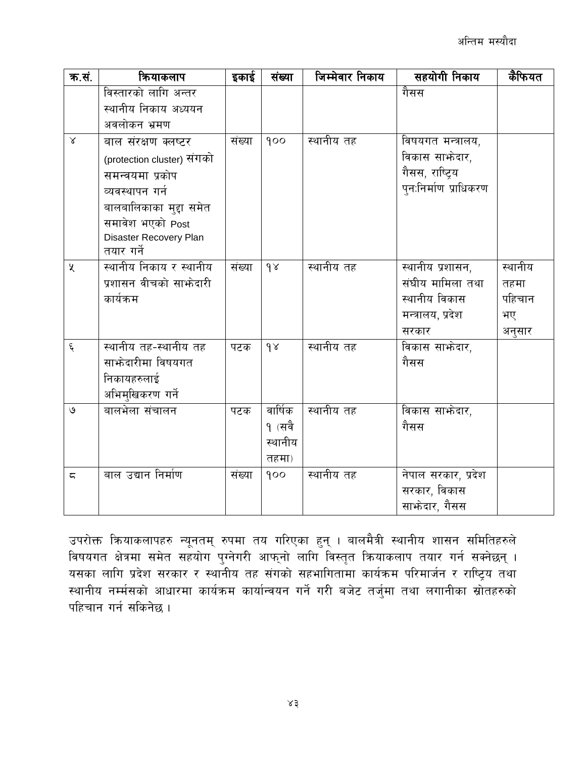| क्र.सं. | क्रियाकलाप | इकाई | संख्या | जिम्मेवार निकाय | सहयोगी निकाय | कैफियत |
|---|---|---|---|---|---|---|
| | विस्तारको लागि अन्तर स्थानीय निकाय अध्ययन अवलोकन भ्रमण | | | | गैसस | |
| ४ | बाल संरक्षण क्लष्टर (protection cluster) संगको समन्वयमा प्रकोप व्यवस्थापन गर्न बालबालिकाका मुद्दा समेत समावेश भएको Post Disaster Recovery Plan तयार गर्ने | संख्या | १०० | स्थानीय तह | विषयगत मन्त्रालय, विकास साझेदार, गैसस, राष्ट्रिय पुनःनिर्माण प्राधिकरण | |
| ५ | स्थानीय निकाय र स्थानीय प्रशासन वीचको साझेदारी कार्यक्रम | संख्या | १४ | स्थानीय तह | स्थानीय प्रशासन, संघीय मामिला तथा स्थानीय विकास मन्त्रालय, प्रदेश सरकार | स्थानीय तहमा पहिचान भए अनुसार |
| ६ | स्थानीय तह-स्थानीय तह साझेदारीमा विषयगत निकायहरुलाई अभिमुखिकरण गर्ने | पटक | १४ | स्थानीय तह | विकास साझेदार, गैसस | |
| ७ | बालभेला संचालन | पटक | वार्षिक १ (सवै स्थानीय तहमा) | स्थानीय तह | विकास साझेदार, गैसस | |
| ८ | बाल उद्यान निर्माण | संख्या | १०० | स्थानीय तह | नेपाल सरकार, प्रदेश सरकार, विकास साझेदार, गैसस | |

उपरोक्त क्रियाकलापहरु न्यूनतम् रुपमा तय गरिएका हुन् । बालमैत्री स्थानीय शासन समितिहरुले विषयगत क्षेत्रमा समेत सहयोग पुग्नेगरी आफ्नो लागि विस्तृत क्रियाकलाप तयार गर्न सक्नेछन् । यसका लागि प्रदेश सरकार र स्थानीय तह संगको सहभागितामा कार्यक्रम परिमार्जन र राष्ट्रिय तथा स्थानीय नर्म्सको आधारमा कार्यक्रम कार्यान्वयन गर्ने गरी बजेट तर्जुमा तथा लगानीका स्रोतहरुको पहिचान गर्न सकिनेछ ।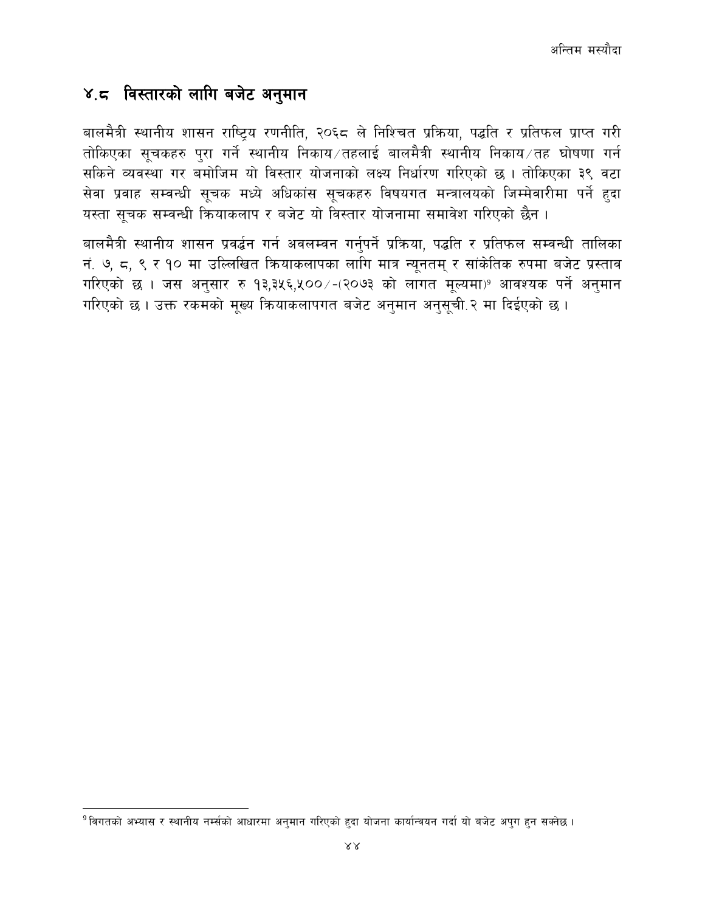## ४.८ विस्तारको लागि बजेट अनुमान

बालमैत्री स्थानीय शासन राष्ट्रिय रणनीति, २०६८ ले निश्चित प्रक्रिया, पद्धति र प्रतिफल प्राप्त गरी तोकिएका सूचकहरु पुरा गर्ने स्थानीय निकाय/तहलाई बालमैत्री स्थानीय निकाय/तह घोषणा गर्न सकिने व्यवस्था गर बमोजिम यो विस्तार योजनाको लक्ष्य निर्धारण गरिएको छ । तोकिएका ३९ वटा सेवा प्रवाह सम्वन्धी सूचक मध्ये अधिकांस सूचकहरु विषयगत मन्त्रालयको जिम्मेवारीमा पर्ने हुदा यस्ता सूचक सम्वन्धी क्रियाकलाप र बजेट यो विस्तार योजनामा समावेश गरिएको छैन ।

बालमैत्री स्थानीय शासन प्रवर्द्धन गर्न अवलम्वन गर्नुपर्ने प्रक्रिया, पद्धति र प्रतिफल सम्वन्धी तालिका नं. ७, ८, ९ र १० मा उल्लिखित क्रियाकलापका लागि मात्र न्यूनतम् र सांकेतिक रुपमा बजेट प्रस्ताव गरिएको छ । जस अनुसार रु १३,३५६,५००/-(२०७३ को लागत मूल्यमा)[९] आवश्यक पर्ने अनुमान गरिएको छ । उक्त रकमको मूख्य क्रियाकलापगत बजेट अनुमान अनुसूची.२ मा दिईएको छ ।

---

[9] विगतको अभ्यास र स्थानीय नर्म्सको आधारमा अनुमान गरिएको हुदा योजना कार्यान्वयन गर्दा यो बजेट अपुग हुन सक्नेछ ।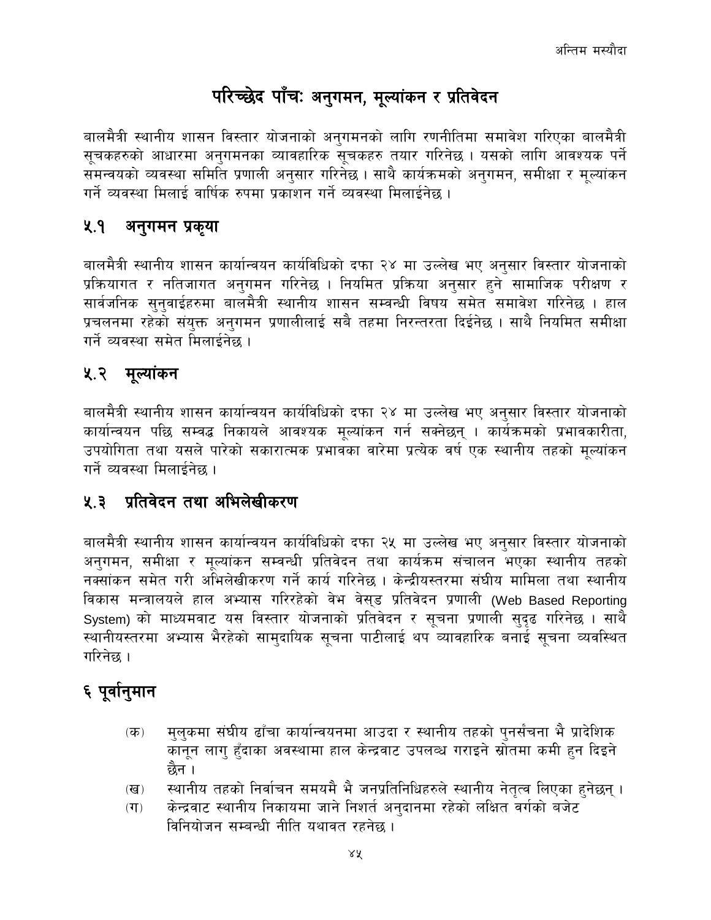# परिच्छेद पाँचः अनुगमन, मूल्यांकन र प्रतिवेदन

बालमैत्री स्थानीय शासन विस्तार योजनाको अनुगमनको लागि रणनीतिमा समावेश गरिएका बालमैत्री सूचकहरुको आधारमा अनुगमनका व्यावहारिक सूचकहरु तयार गरिनेछ । यसको लागि आवश्यक पर्ने समन्वयको व्यवस्था समिति प्रणाली अनुसार गरिनेछ । साथै कार्यक्रमको अनुगमन, समीक्षा र मूल्यांकन गर्ने व्यवस्था मिलाई वार्षिक रुपमा प्रकाशन गर्ने व्यवस्था मिलाईनेछ ।

## ५.१ अनुगमन प्रकृया

बालमैत्री स्थानीय शासन कार्यान्वयन कार्यविधिको दफा २४ मा उल्लेख भए अनुसार विस्तार योजनाको प्रक्रियागत र नतिजागत अनुगमन गरिनेछ । नियमित प्रक्रिया अनुसार हुने सामाजिक परीक्षण र सार्वजनिक सुनुवाईहरुमा बालमैत्री स्थानीय शासन सम्बन्धी विषय समेत समावेश गरिनेछ । हाल प्रचलनमा रहेको संयुक्त अनुगमन प्रणालीलाई सबै तहमा निरन्तरता दिईनेछ । साथै नियमित समीक्षा गर्ने व्यवस्था समेत मिलाईनेछ ।

## ५.२ मूल्यांकन

बालमैत्री स्थानीय शासन कार्यान्वयन कार्यविधिको दफा २४ मा उल्लेख भए अनुसार विस्तार योजनाको कार्यान्वयन पछि सम्वद्ध निकायले आवश्यक मूल्यांकन गर्न सक्नेछन् । कार्यक्रमको प्रभावकारीता, उपयोगिता तथा यसले पारेको सकारात्मक प्रभावका वारेमा प्रत्येक वर्ष एक स्थानीय तहको मूल्यांकन गर्ने व्यवस्था मिलाईनेछ ।

## ५.३ प्रतिवेदन तथा अभिलेखीकरण

बालमैत्री स्थानीय शासन कार्यान्वयन कार्यविधिको दफा २५ मा उल्लेख भए अनुसार विस्तार योजनाको अनुगमन, समीक्षा र मूल्यांकन सम्वन्धी प्रतिवेदन तथा कार्यक्रम संचालन भएका स्थानीय तहको नक्सांकन समेत गरी अभिलेखीकरण गर्ने कार्य गरिनेछ । केन्द्रीयस्तरमा संघीय मामिला तथा स्थानीय विकास मन्त्रालयले हाल अभ्यास गरिरहेको वेभ वेस्ड प्रतिवेदन प्रणाली (Web Based Reporting System) को माध्यमवाट यस विस्तार योजनाको प्रतिवेदन र सूचना प्रणाली सुदृढ गरिनेछ । साथै स्थानीयस्तरमा अभ्यास भैरहेको सामुदायिक सूचना पाटीलाई थप व्यावहारिक बनाई सूचना व्यवस्थित गरिनेछ ।

# ६ पूर्वानुमान

(क) मुलुकमा संघीय ढाँचा कार्यान्वयनमा आउदा र स्थानीय तहको पुनर्संचना भै प्रादेशिक कानून लागु हुँदाका अवस्थामा हाल केन्द्रवाट उपलब्ध गराइने स्रोतमा कमी हुन दिइने छैन ।

(ख) स्थानीय तहको निर्वाचन समयमै भै जनप्रतिनिधिहरुले स्थानीय नेतृत्व लिएका हुनेछन् ।

(ग) केन्द्रवाट स्थानीय निकायमा जाने निशर्त अनुदानमा रहेको लक्षित वर्गको बजेट विनियोजन सम्बन्धी नीति यथावत रहनेछ ।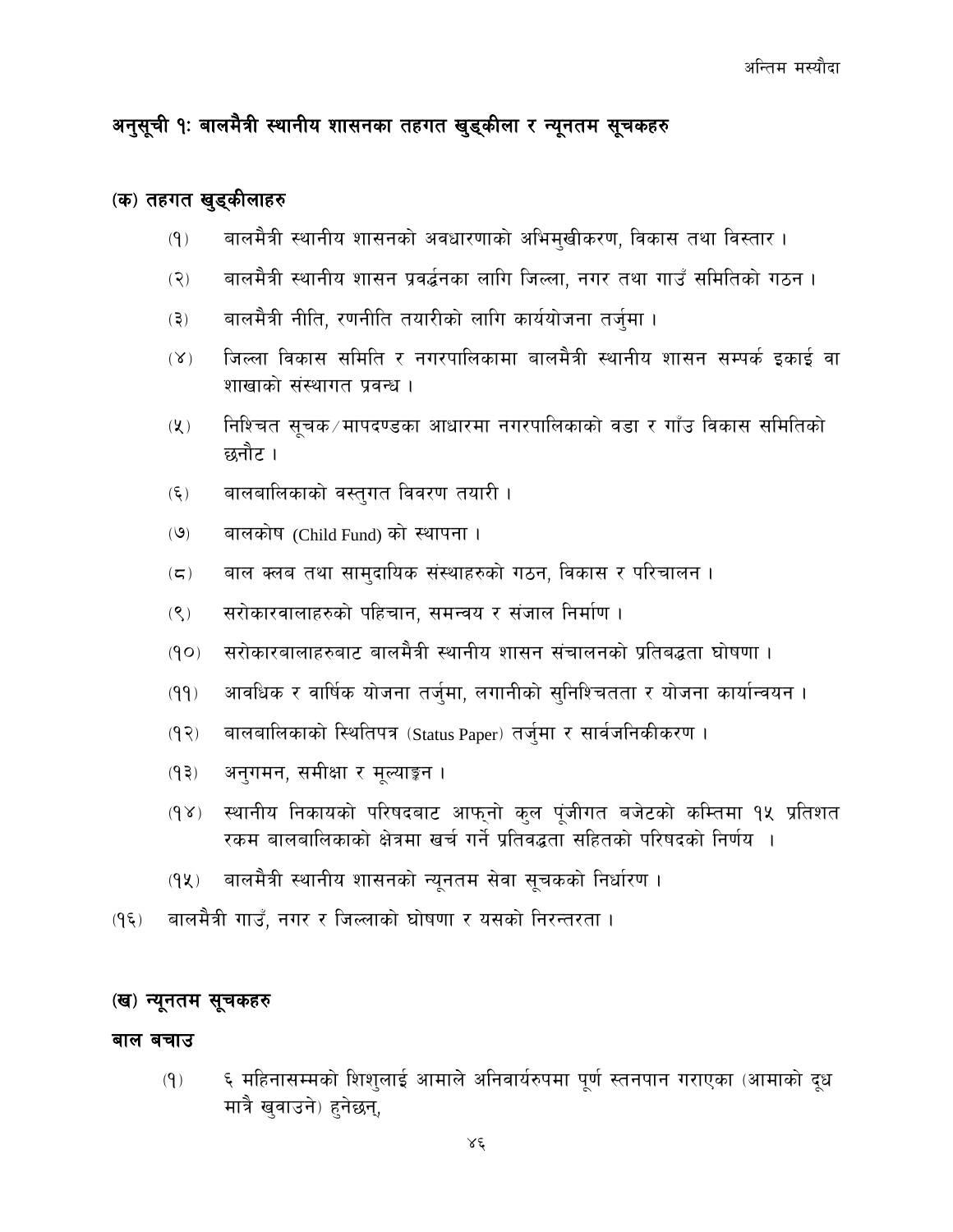## अनुसूची १: बालमैत्री स्थानीय शासनका तहगत खुड्किला र न्यूनतम सूचकहरु

### (क) तहगत खुड्कीलाहरु

(१) बालमैत्री स्थानीय शासनको अवधारणाको अभिमुखीकरण, विकास तथा विस्तार ।

(२) बालमैत्री स्थानीय शासन प्रवर्द्धनका लागि जिल्ला, नगर तथा गाउँ समितिको गठन ।

(३) बालमैत्री नीति, रणनीति तयारीको लागि कार्ययोजना तर्जुमा ।

(४) जिल्ला विकास समिति र नगरपालिकामा बालमैत्री स्थानीय शासन सम्पर्क इकाई वा शाखाको संस्थागत प्रवन्ध ।

(५) निश्चित सूचक/मापदण्डका आधारमा नगरपालिकाको वडा र गाँउ विकास समितिको छनौट ।

(६) बालबालिकाको वस्तुगत विवरण तयारी ।

(७) बालकोष (Child Fund) को स्थापना ।

(८) बाल क्लब तथा सामुदायिक संस्थाहरुको गठन, विकास र परिचालन ।

(९) सरोकारवालाहरुको पहिचान, समन्वय र संजाल निर्माण ।

(१०) सरोकारबालाहरुबाट बालमैत्री स्थानीय शासन संचालनको प्रतिबद्धता घोषणा ।

(११) आवधिक र वार्षिक योजना तर्जुमा, लगानीको सुनिश्चितता र योजना कार्यान्वयन ।

(१२) बालबालिकाको स्थितिपत्र (Status Paper) तर्जुमा र सार्वजनिकीकरण ।

(१३) अनुगमन, समीक्षा र मूल्याङ्कन ।

(१४) स्थानीय निकायको परिषदबाट आफ्नो कुल पूंजीगत बजेटको कम्तिमा १५ प्रतिशत रकम बालबालिकाको क्षेत्रमा खर्च गर्ने प्रतिवद्धता सहितको परिषदको निर्णय ।

(१५) बालमैत्री स्थानीय शासनको न्यूनतम सेवा सूचकको निर्धारण ।

(१६) बालमैत्री गाउँ, नगर र जिल्लाको घोषणा र यसको निरन्तरता ।

### (ख) न्यूनतम सूचकहरु

**बाल बचाउ**

(१) ६ महिनासम्मको शिशुलाई आमाले अनिवार्यरुपमा पूर्ण स्तनपान गराएका (आमाको दूध मात्रै खुवाउने) हुनेछन्,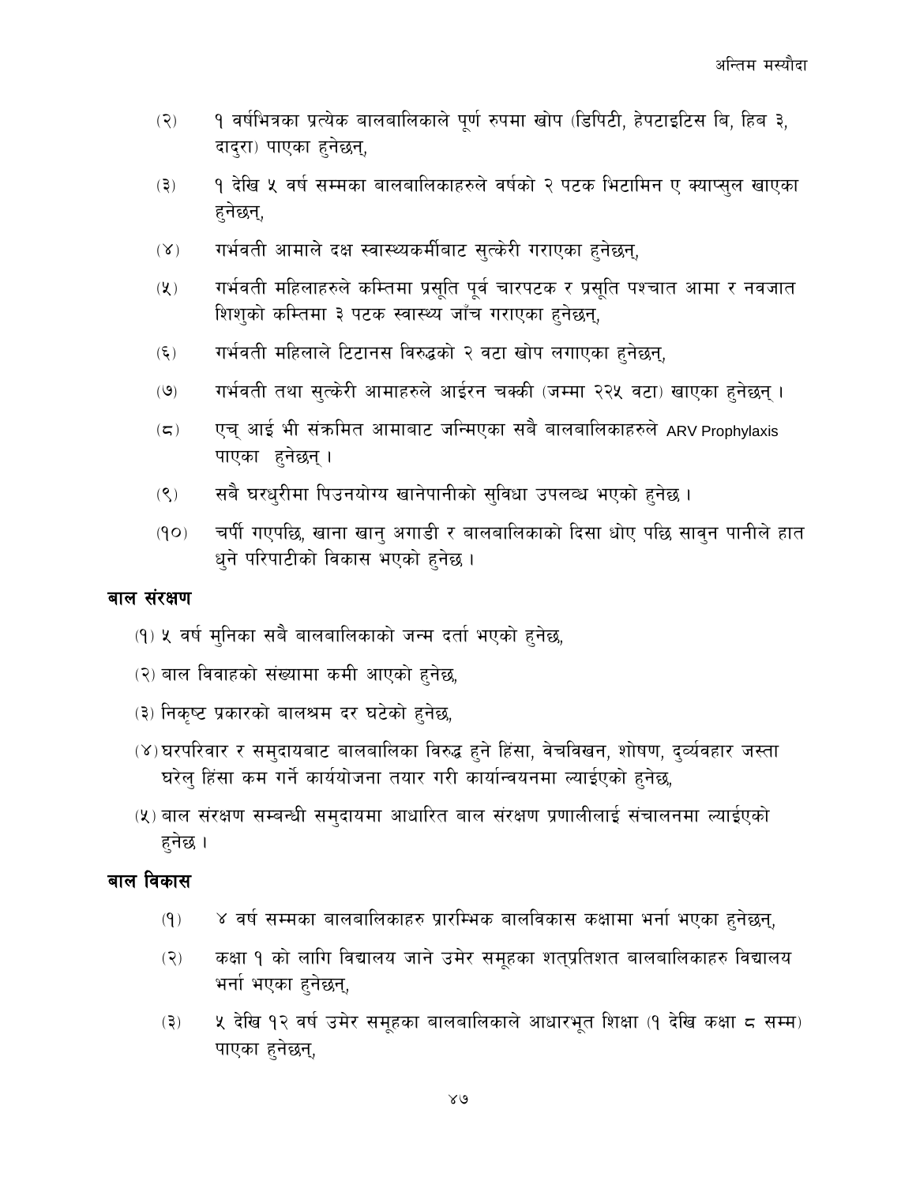(२) १ वर्षभित्रका प्रत्येक बालबालिकाले पूर्ण रुपमा खोप (डिपिटी, हेपटाइटिस बि, हिब ३, दादुरा) पाएका हुनेछन्,

(३) १ देखि ५ वर्ष सम्मका बालबालिकाहरुले वर्षको २ पटक भिटामिन ए क्याप्सुल खाएका हुनेछन्,

(४) गर्भवती आमाले दक्ष स्वास्थ्यकर्मीबाट सुत्केरी गराएका हुनेछन्,

(५) गर्भवती महिलाहरुले कम्तिमा प्रसूति पूर्व चारपटक र प्रसूति पश्चात आमा र नवजात शिशुको कम्तिमा ३ पटक स्वास्थ्य जाँच गराएका हुनेछन्,

(६) गर्भवती महिलाले टिटानस विरुद्धको २ वटा खोप लगाएका हुनेछन्,

(७) गर्भवती तथा सुत्केरी आमाहरुले आईरन चक्की (जम्मा २२५ वटा) खाएका हुनेछन् ।

(८) एच् आई भी संक्रमित आमाबाट जन्मिएका सबै बालबालिकाहरुले ARV Prophylaxis पाएका हुनेछन् ।

(९) सबै घरधुरीमा पिउनयोग्य खानेपानीको सुविधा उपलब्ध भएको हुनेछ ।

(१०) चर्पी गएपछि, खाना खानु अगाडी र बालबालिकाको दिसा धोए पछि साबुन पानीले हात धुने परिपाटीको विकास भएको हुनेछ ।

### बाल संरक्षण

(१) ५ वर्ष मुनिका सबै बालबालिकाको जन्म दर्ता भएको हुनेछ,

(२) बाल विवाहको संख्यामा कमी आएको हुनेछ,

(३) निकृष्ट प्रकारको बालश्रम दर घटेको हुनेछ,

(४) घरपरिवार र समुदायबाट बालबालिका विरुद्ध हुने हिंसा, वेचविखन, शोषण, दुर्व्यवहार जस्ता घरेलु हिंसा कम गर्ने कार्ययोजना तयार गरी कार्यान्वयनमा ल्याईएको हुनेछ,

(५) बाल संरक्षण सम्बन्धी समुदायमा आधारित बाल संरक्षण प्रणालीलाई संचालनमा ल्याईएको हुनेछ ।

### बाल विकास

(१) ४ वर्ष सम्मका बालबालिकाहरु प्रारम्भिक बालविकास कक्षामा भर्ना भएका हुनेछन्,

(२) कक्षा १ को लागि विद्यालय जाने उमेर समूहका शत्प्रतिशत बालबालिकाहरु विद्यालय भर्ना भएका हुनेछन्,

(३) ५ देखि १२ वर्ष उमेर समूहका बालबालिकाले आधारभूत शिक्षा (१ देखि कक्षा ८ सम्म) पाएका हुनेछन्,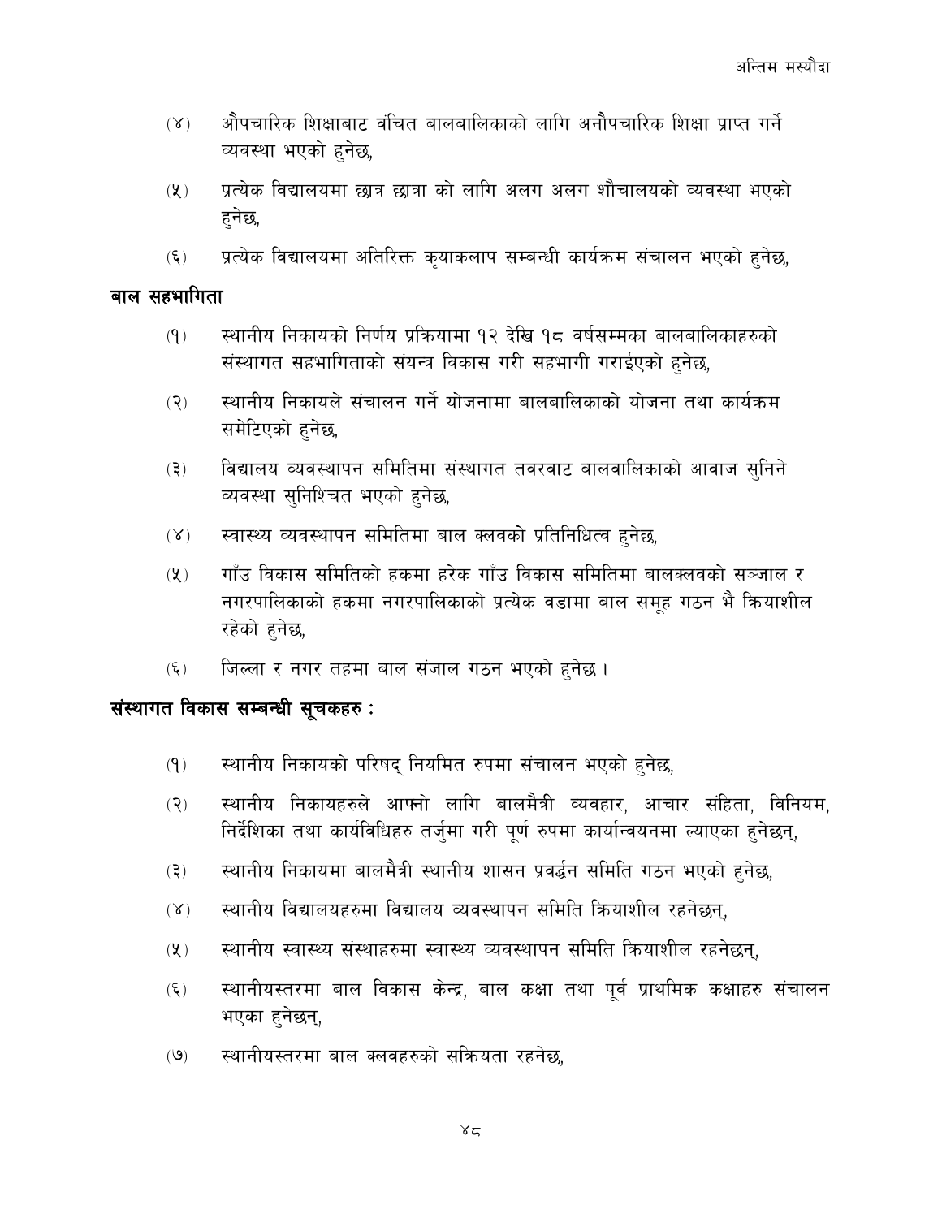(४) औपचारिक शिक्षाबाट वंचित बालबालिकाको लागि अनौपचारिक शिक्षा प्राप्त गर्ने व्यवस्था भएको हुनेछ,

(५) प्रत्येक विद्यालयमा छात्र छात्रा को लागि अलग अलग शौचालयको व्यवस्था भएको हुनेछ,

(६) प्रत्येक विद्यालयमा अतिरिक्त कृयाकलाप सम्बन्धी कार्यक्रम संचालन भएको हुनेछ,

**बाल सहभागिता**

(१) स्थानीय निकायको निर्णय प्रक्रियामा १२ देखि १८ वर्षसम्मका बालबालिकाहरुको संस्थागत सहभागिताको संयन्त्र विकास गरी सहभागी गराईएको हुनेछ,

(२) स्थानीय निकायले संचालन गर्ने योजनामा बालबालिकाको योजना तथा कार्यक्रम समेटिएको हुनेछ,

(३) विद्यालय व्यवस्थापन समितिमा संस्थागत तवरवाट बालवालिकाको आवाज सुनिने व्यवस्था सुनिश्चित भएको हुनेछ,

(४) स्वास्थ्य व्यवस्थापन समितिमा बाल क्लवको प्रतिनिधित्व हुनेछ,

(५) गाँउ विकास समितिको हकमा हरेक गाँउ विकास समितिमा बालक्लवको सञ्जाल र नगरपालिकाको हकमा नगरपालिकाको प्रत्येक वडामा बाल समूह गठन भै क्रियाशील रहेको हुनेछ,

(६) जिल्ला र नगर तहमा बाल संजाल गठन भएको हुनेछ ।

**संस्थागत विकास सम्बन्धी सूचकहरु :**

(१) स्थानीय निकायको परिषद् नियमित रुपमा संचालन भएको हुनेछ,

(२) स्थानीय निकायहरुले आफ्नो लागि बालमैत्री व्यवहार, आचार संहिता, विनियम, निर्देशिका तथा कार्यविधिहरु तर्जुमा गरी पूर्ण रुपमा कार्यान्वयनमा ल्याएका हुनेछन्,

(३) स्थानीय निकायमा बालमैत्री स्थानीय शासन प्रवर्द्धन समिति गठन भएको हुनेछ,

(४) स्थानीय विद्यालयहरुमा विद्यालय व्यवस्थापन समिति क्रियाशील रहनेछन्,

(५) स्थानीय स्वास्थ्य संस्थाहरुमा स्वास्थ्य व्यवस्थापन समिति क्रियाशील रहनेछन्,

(६) स्थानीयस्तरमा बाल विकास केन्द्र, बाल कक्षा तथा पूर्व प्राथमिक कक्षाहरु संचालन भएका हुनेछन्,

(७) स्थानीयस्तरमा बाल क्लवहरुको सक्रियता रहनेछ,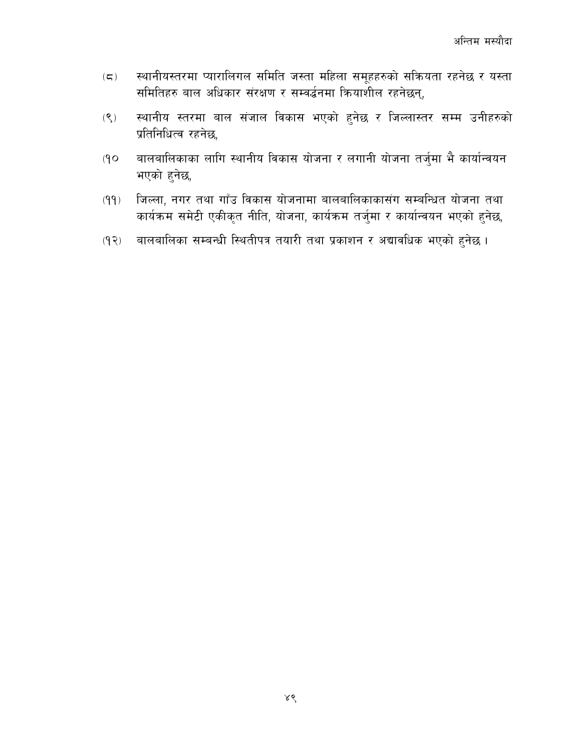(८) स्थानीयस्तरमा प्यारालिगल समिति जस्ता महिला समूहहरुको सक्रियता रहनेछ र यस्ता समितिहरु बाल अधिकार संरक्षण र सम्वर्द्धनमा क्रियाशील रहनेछन्,

(९) स्थानीय स्तरमा बाल संजाल विकास भएको हुनेछ र जिल्लास्तर सम्म उनीहरुको प्रतिनिधित्व रहनेछ,

(१० बालबालिकाका लागि स्थानीय विकास योजना र लगानी योजना तर्जुमा भै कार्यान्वयन भएको हुनेछ,

(११) जिल्ला, नगर तथा गाँउ विकास योजनामा बालबालिकाकासंग सम्बन्धित योजना तथा कार्यक्रम समेटी एकीकृत नीति, योजना, कार्यक्रम तर्जुमा र कार्यान्वयन भएको हुनेछ,

(१२) बालबालिका सम्बन्धी स्थितीपत्र तयारी तथा प्रकाशन र अद्यावधिक भएको हुनेछ ।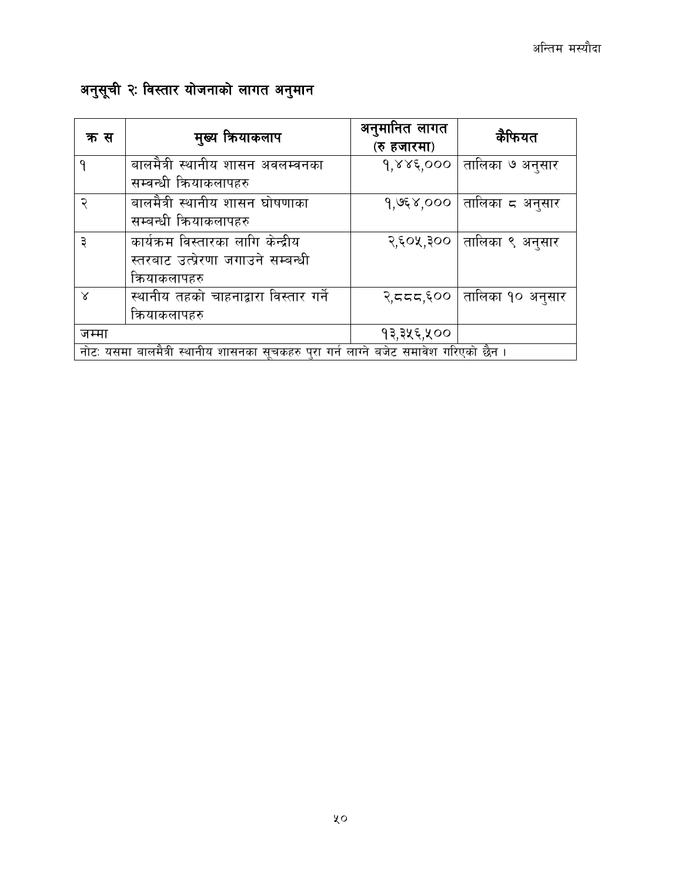## अनुसूची २: विस्तार योजनाको लागत अनुमान

| क स | मुख्य क्रियाकलाप | अनुमानित लागत (रु हजारमा) | कैफियत |
|---|---|---|---|
| १ | बालमैत्री स्थानीय शासन अवलम्वनका सम्वन्धी क्रियाकलापहरु | १,४४६,००० | तालिका ७ अनुसार |
| २ | बालमैत्री स्थानीय शासन घोषणाका सम्बन्धी क्रियाकलापहरु | १,७६४,००० | तालिका ८ अनुसार |
| ३ | कार्यक्रम विस्तारका लागि केन्द्रीय स्तरबाट उत्प्रेरणा जगाउने सम्बन्धी क्रियाकलापहरु | २,६०५,३०० | तालिका ९ अनुसार |
| ४ | स्थानीय तहको चाहनाद्वारा विस्तार गर्ने क्रियाकलापहरु | २,८८८,६०० | तालिका १० अनुसार |
| जम्मा | | १३,३५६,५०० | |
| नोटः यसमा बालमैत्री स्थानीय शासनका सूचकहरु पुरा गर्न लाग्ने बजेट समावेश गरिएको छैन । | | | |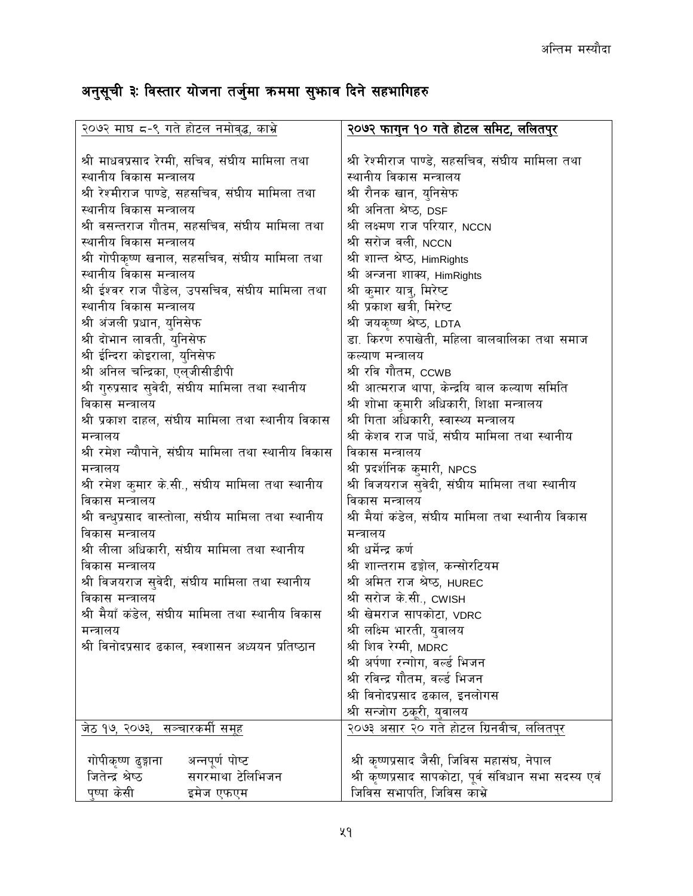# अनुसूची ३: विस्तार योजना तर्जुमा क्रममा सुझाव दिने सहभागिहरु

| २०७२ माघ ८-९ गते होटल नमोवुद्ध, काभ्रे | **२०७२ फागुन १० गते होटल समिट, ललितपुर** |
|---|---|
| श्री माधवप्रसाद रेग्मी, सचिव, संघीय मामिला तथा स्थानीय विकास मन्त्रालय<br>श्री रेश्मीराज पाण्डे, सहसचिव, संघीय मामिला तथा स्थानीय विकास मन्त्रालय<br>श्री वसन्तराज गौतम, सहसचिव, संघीय मामिला तथा स्थानीय विकास मन्त्रालय<br>श्री गोपीकृष्ण खनाल, सहसचिव, संघीय मामिला तथा स्थानीय विकास मन्त्रालय<br>श्री ईश्वर राज पौडेल, उपसचिव, संघीय मामिला तथा स्थानीय विकास मन्त्रालय<br>श्री अंजली प्रधान, युनिसेफ<br>श्री दोभान लावती, युनिसेफ<br>श्री ईन्दिरा कोइराला, युनिसेफ<br>श्री अनिल चन्द्रिका, एल्जीसीडीपी<br>श्री गुरुप्रसाद सुवेदी, संघीय मामिला तथा स्थानीय विकास मन्त्रालय<br>श्री प्रकाश दाहल, संघीय मामिला तथा स्थानीय विकास मन्त्रालय<br>श्री रमेश न्यौपाने, संघीय मामिला तथा स्थानीय विकास मन्त्रालय<br>श्री रमेश कुमार के.सी., संघीय मामिला तथा स्थानीय विकास मन्त्रालय<br>श्री बन्धुप्रसाद वास्तोला, संघीय मामिला तथा स्थानीय विकास मन्त्रालय<br>श्री लीला अधिकारी, संघीय मामिला तथा स्थानीय विकास मन्त्रालय<br>श्री विजयराज सुवेदी, संघीय मामिला तथा स्थानीय विकास मन्त्रालय<br>श्री मैयाँ कंडेल, संघीय मामिला तथा स्थानीय विकास मन्त्रालय<br>श्री विनोदप्रसाद ढकाल, स्वशासन अध्ययन प्रतिष्ठान | श्री रेश्मीराज पाण्डे, सहसचिव, संघीय मामिला तथा स्थानीय विकास मन्त्रालय<br>श्री रौनक खान, युनिसेफ<br>श्री अनिता श्रेष्ठ, DSF<br>श्री लक्ष्मण राज परियार, NCCN<br>श्री सरोज वली, NCCN<br>श्री शान्त श्रेष्ठ, HimRights<br>श्री अन्जना शाक्य, HimRights<br>श्री कुमार यात्रु, मिरेष्ट<br>श्री प्रकाश खत्री, मिरेष्ट<br>श्री जयकृष्ण श्रेष्ठ, LDTA<br>डा. किरण रुपाखेती, महिला बालबालिका तथा समाज कल्याण मन्त्रालय<br>श्री रवि गौतम, CCWB<br>श्री आत्मराज थापा, केन्द्रिय बाल कल्याण समिति<br>श्री शोभा कुमारी अधिकारी, शिक्षा मन्त्रालय<br>श्री गिता अधिकारी, स्वास्थ्य मन्त्रालय<br>श्री केशव राज पार्धे, संघीय मामिला तथा स्थानीय विकास मन्त्रालय<br>श्री प्रदर्शनिक कुमारी, NPCS<br>श्री विजयराज सुवेदी, संघीय मामिला तथा स्थानीय विकास मन्त्रालय<br>श्री मैयां कंडेल, संघीय मामिला तथा स्थानीय विकास मन्त्रालय<br>श्री धर्मेन्द्र कर्ण<br>श्री शान्तराम ढङ्गोल, कन्सोरटियम<br>श्री अमित राज श्रेष्ठ, HUREC<br>श्री सरोज के.सी., CWISH<br>श्री खेमराज सापकोटा, VDRC<br>श्री लक्ष्मि भारती, युवालय<br>श्री शिव रेग्मी, MDRC<br>श्री अर्पणा रन्गोग, वर्ल्ड भिजन<br>श्री रविन्द्र गौतम, वर्ल्ड भिजन<br>श्री विनोदप्रसाद ढकाल, इनलोगस<br>श्री सन्जोग ठकुरी, युवालय |
| जेठ १७, २०७३, सञ्चारकर्मी समूह | २०७३ असार २० गते होटल ग्रिनवीच, ललितपुर |
| गोपीकृष्ण ढुङ्गाना — अन्नपूर्ण पोष्ट<br>जितेन्द्र श्रेष्ठ — सगरमाथा टेलिभिजन<br>पुष्पा केसी — इमेज एफएम | श्री कृष्णप्रसाद जैसी, जिविस महासंघ, नेपाल<br>श्री कृष्णप्रसाद सापकोटा, पूर्व संविधान सभा सदस्य एवं जिविस सभापति, जिविस काभ्रे |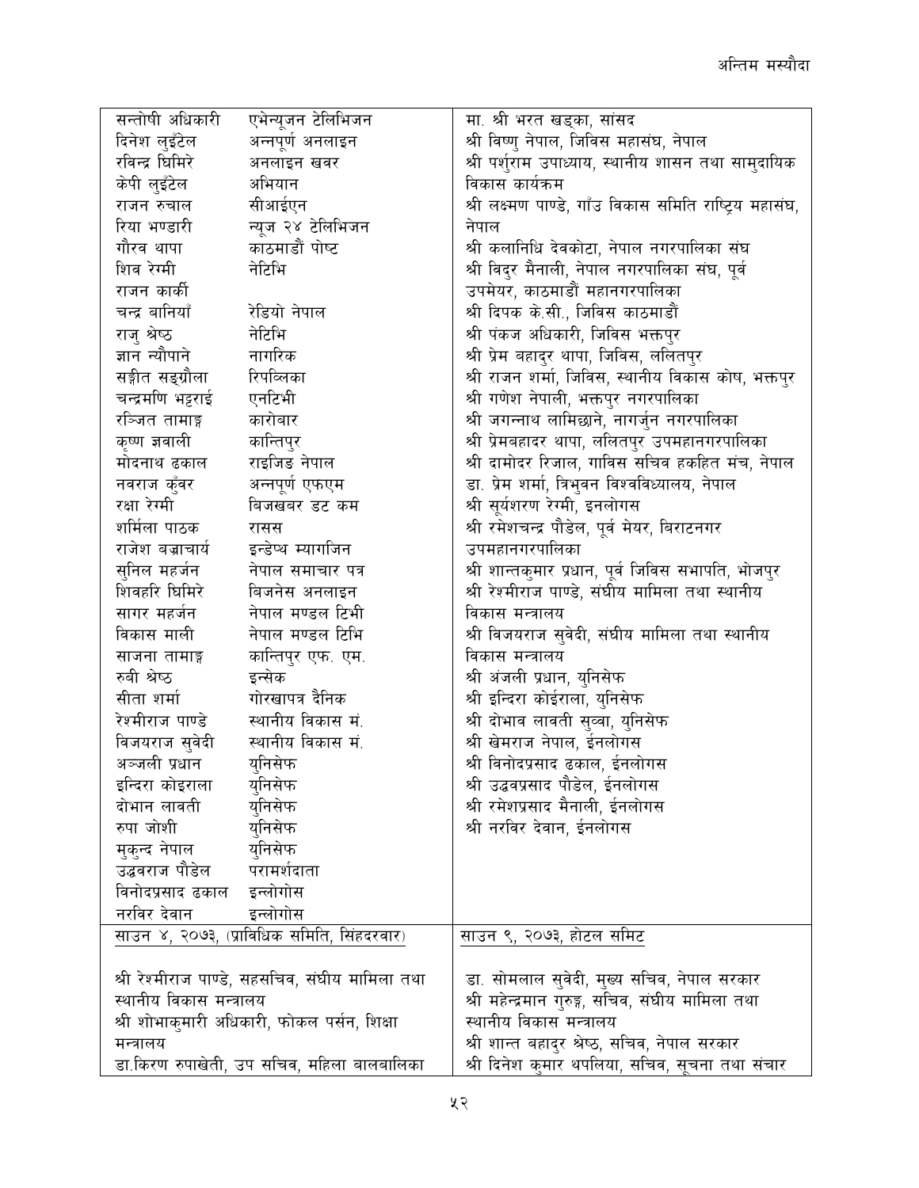अन्तिम मस्यौदा

| | | |
|---|---|---|
| सन्तोषी अधिकारी | एभेन्यूजन टेलिभिजन | मा. श्री भरत खड्का, सांसद |
| दिनेश लुइँटेल | अन्नपूर्ण अनलाइन | श्री विष्णु नेपाल, जिविस महासंघ, नेपाल |
| रविन्द्र घिमिरे | अनलाइन खवर | श्री पर्शुराम उपाध्याय, स्थानीय शासन तथा सामुदायिक |
| केपी लुइँटेल | अभियान | विकास कार्यक्रम |
| राजन रुचाल | सीआईएन | श्री लक्ष्मण पाण्डे, गाँउ विकास समिति राष्ट्रिय महासंघ, |
| रिया भण्डारी | न्यूज २४ टेलिभिजन | नेपाल |
| गौरव थापा | काठमाडौं पोष्ट | श्री कलानिधि देवकोटा, नेपाल नगरपालिका संघ |
| शिव रेग्मी | नेटिभि | श्री विदुर मैनाली, नेपाल नगरपालिका संघ, पूर्व |
| राजन कार्की | | उपमेयर, काठमाडौं महानगरपालिका |
| चन्द्र बानियाँ | रेडियो नेपाल | श्री दिपक के.सी., जिविस काठमाडौं |
| राजु श्रेष्ठ | नेटिभि | श्री पंकज अधिकारी, जिविस भक्तपुर |
| ज्ञान न्यौपाने | नागरिक | श्री प्रेम बहादुर थापा, जिविस, ललितपुर |
| सङ्गीत सङ्ग्रौला | रिपब्लिका | श्री राजन शर्मा, जिविस, स्थानीय विकास कोष, भक्तपुर |
| चन्द्रमणि भट्टराई | एनटिभी | श्री गणेश नेपाली, भक्तपुर नगरपालिका |
| रञ्जित तामाङ्ग | कारोबार | श्री जगन्नाथ लामिछाने, नागर्जुन नगरपालिका |
| कृष्ण ज्ञवाली | कान्तिपुर | श्री प्रेमबहादर थापा, ललितपुर उपमहानगरपालिका |
| मोदनाथ ढकाल | राइजिङ नेपाल | श्री दामोदर रिजाल, गाविस सचिव हकहित मंच, नेपाल |
| नवराज कुँवर | अन्नपूर्ण एफएम | डा. प्रेम शर्मा, त्रिभुवन विश्वविध्यालय, नेपाल |
| रक्षा रेग्मी | बिजखबर डट कम | श्री सूर्यशरण रेग्मी, इनलोगस |
| शर्मिला पाठक | रासस | श्री रमेशचन्द्र पौडेल, पूर्व मेयर, बिराटनगर |
| राजेश बज्राचार्य | इन्डेप्थ म्यागजिन | उपमहानगरपालिका |
| सुनिल महर्जन | नेपाल समाचार पत्र | श्री शान्तकुमार प्रधान, पूर्व जिविस सभापति, भोजपुर |
| शिवहरि घिमिरे | बिजनेस अनलाइन | श्री रेश्मीराज पाण्डे, संघीय मामिला तथा स्थानीय |
| सागर महर्जन | नेपाल मण्डल टिभी | विकास मन्त्रालय |
| विकास माली | नेपाल मण्डल टिभि | श्री विजयराज सुवेदी, संघीय मामिला तथा स्थानीय |
| साजना तामाङ्ग | कान्तिपुर एफ. एम. | विकास मन्त्रालय |
| रुबी श्रेष्ठ | इन्सेक | श्री अंजली प्रधान, युनिसेफ |
| सीता शर्मा | गोरखापत्र दैनिक | श्री इन्दिरा कोईराला, युनिसेफ |
| रेश्मीराज पाण्डे | स्थानीय विकास मं. | श्री दोभाव लावती सुव्वा, युनिसेफ |
| विजयराज सुवेदी | स्थानीय विकास मं. | श्री खेमराज नेपाल, ईनलोगस |
| अञ्जली प्रधान | युनिसेफ | श्री विनोदप्रसाद ढकाल, ईनलोगस |
| इन्दिरा कोइराला | युनिसेफ | श्री उद्धवप्रसाद पौडेल, ईनलोगस |
| दोभान लावती | युनिसेफ | श्री रमेशप्रसाद मैनाली, ईनलोगस |
| रुपा जोशी | युनिसेफ | श्री नरविर देवान, ईनलोगस |
| मुकुन्द नेपाल | युनिसेफ | |
| उद्धवराज पौडेल | परामर्शदाता | |
| विनोदप्रसाद ढकाल | इन्लोगोस | |
| नरविर देवान | इन्लोगोस | |

| साउन ४, २०७३, (प्राविधिक समिति, सिंहदरवार) | साउन ९, २०७३, होटल समिट |
|---|---|
| श्री रेश्मीराज पाण्डे, सहसचिव, संघीय मामिला तथा स्थानीय विकास मन्त्रालय | डा. सोमलाल सुवेदी, मुख्य सचिव, नेपाल सरकार |
| श्री शोभाकुमारी अधिकारी, फोकल पर्सन, शिक्षा मन्त्रालय | श्री महेन्द्रमान गुरुङ्ग, सचिव, संघीय मामिला तथा स्थानीय विकास मन्त्रालय |
| डा.किरण रुपाखेती, उप सचिव, महिला बालबालिका | श्री शान्त बहादुर श्रेष्ठ, सचिव, नेपाल सरकार |
| | श्री दिनेश कुमार थपलिया, सचिव, सूचना तथा संचार |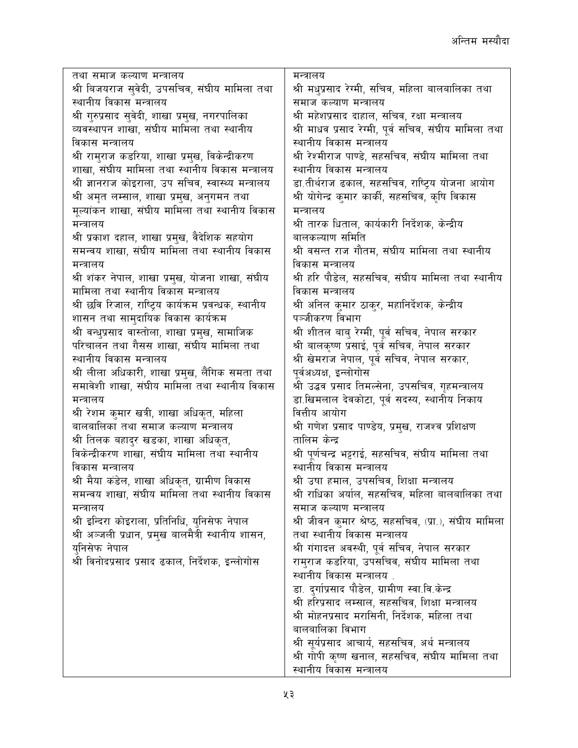तथा समाज कल्याण मन्त्रालय

श्री बिजयराज सुवेदी, उपसचिव, संघीय मामिला तथा स्थानीय विकास मन्त्रालय

श्री गुरुप्रसाद सुवेदी, शाखा प्रमुख, नगरपालिका व्यवस्थापन शाखा, संघीय मामिला तथा स्थानीय विकास मन्त्रालय

श्री रामुराज कडरिया, शाखा प्रमुख, विकेन्द्रीकरण शाखा, संघीय मामिला तथा स्थानीय विकास मन्त्रालय

श्री ज्ञानराज कोइराला, उप सचिव, स्वास्थ्य मन्त्रालय

श्री अमृत लम्साल, शाखा प्रमुख, अनुगमन तथा मूल्यांकन शाखा, संघीय मामिला तथा स्थानीय विकास मन्त्रालय

श्री प्रकाश दहाल, शाखा प्रमुख, वैदेशिक सहयोग समन्वय शाखा, संघीय मामिला तथा स्थानीय विकास मन्त्रालय

श्री शंकर नेपाल, शाखा प्रमुख, योजना शाखा, संघीय मामिला तथा स्थानीय विकास मन्त्रालय

श्री छवि रिजाल, राष्ट्रिय कार्यक्रम प्रवन्धक, स्थानीय शासन तथा सामुदायिक विकास कार्यक्रम

श्री वन्धुप्रसाद वास्तोला, शाखा प्रमुख, सामाजिक परिचालन तथा गैसस शाखा, संघीय मामिला तथा स्थानीय विकास मन्त्रालय

श्री लीला अधिकारी, शाखा प्रमुख, लैंगिक समता तथा समावेशी शाखा, संघीय मामिला तथा स्थानीय विकास मन्त्रालय

श्री रेशम कुमार खत्री, शाखा अधिकृत, महिला बालबालिका तथा समाज कल्याण मन्त्रालय

श्री तिलक बहादुर खडका, शाखा अधिकृत, विकेन्द्रीकरण शाखा, संघीय मामिला तथा स्थानीय विकास मन्त्रालय

श्री मैया कंडेल, शाखा अधिकृत, ग्रामीण विकास समन्वय शाखा, संघीय मामिला तथा स्थानीय विकास मन्त्रालय

श्री इन्दिरा कोइराला, प्रतिनिधि, युनिसेफ नेपाल

श्री अञ्जली प्रधान, प्रमुख बालमैत्री स्थानीय शासन, युनिसेफ नेपाल

श्री विनोदप्रसाद प्रसाद ढकाल, निर्देशक, इन्लोगोस

मन्त्रालय

श्री मधुप्रसाद रेग्मी, सचिव, महिला बालबालिका तथा समाज कल्याण मन्त्रालय

श्री महेशप्रसाद दाहाल, सचिव, रक्षा मन्त्रालय

श्री माधव प्रसाद रेग्मी, पूर्व सचिव, संघीय मामिला तथा स्थानीय विकास मन्त्रालय

श्री रेश्मीराज पाण्डे, सहसचिव, संघीय मामिला तथा स्थानीय विकास मन्त्रालय

डा.तीर्थराज ढकाल, सहसचिव, राष्ट्रिय योजना आयोग

श्री योगेन्द्र कुमार कार्की, सहसचिव, कृषि विकास मन्त्रालय

श्री तारक धिताल, कार्यकारी निर्देशक, केन्द्रीय बालकल्याण समिति

श्री वसन्त राज गौतम, संघीय मामिला तथा स्थानीय विकास मन्त्रालय

श्री हरि पौडेल, सहसचिव, संघीय मामिला तथा स्थानीय विकास मन्त्रालय

श्री अनिल कुमार ठाकुर, महानिर्देशक, केन्द्रीय पञ्जीकरण विभाग

श्री शीतल बाबु रेग्मी, पूर्व सचिव, नेपाल सरकार

श्री बालकृष्ण प्रसाई, पूर्व सचिव, नेपाल सरकार

श्री खेमराज नेपाल, पूर्व सचिव, नेपाल सरकार, पूर्वअध्यक्ष, इन्लोगोस

श्री उद्धव प्रसाद तिमल्सेना, उपसचिव, गृहमन्त्रालय

डा.खिमलाल देवकोटा, पूर्व सदस्य, स्थानीय निकाय वित्तीय आयोग

श्री गणेश प्रसाद पाण्डेय, प्रमुख, राजश्व प्रशिक्षण तालिम केन्द्र

श्री पूर्णचन्द्र भट्टराई, सहसचिव, संघीय मामिला तथा स्थानीय विकास मन्त्रालय

श्री उषा हमाल, उपसचिव, शिक्षा मन्त्रालय

श्री राधिका अर्याल, सहसचिव, महिला बालबालिका तथा समाज कल्याण मन्त्रालय

श्री जीवन कुमार श्रेष्ठ, सहसचिव, (प्रा.), संघीय मामिला तथा स्थानीय विकास मन्त्रालय

श्री गंगादत्त अवस्थी, पूर्व सचिव, नेपाल सरकार

रामुराज कडरिया, उपसचिव, संघीय मामिला तथा स्थानीय विकास मन्त्रालय .

डा. दुर्गाप्रसाद पौडेल, ग्रामीण स्वा.वि.केन्द्र

श्री हरिप्रसाद लम्साल, सहसचिव, शिक्षा मन्त्रालय

श्री मोहनप्रसाद मरासिनी, निर्देशक, महिला तथा बालबालिका विभाग

श्री सूर्यप्रसाद आचार्य, सहसचिव, अर्थ मन्त्रालय

श्री गोपी कृष्ण खनाल, सहसचिव, संघीय मामिला तथा स्थानीय विकास मन्त्रालय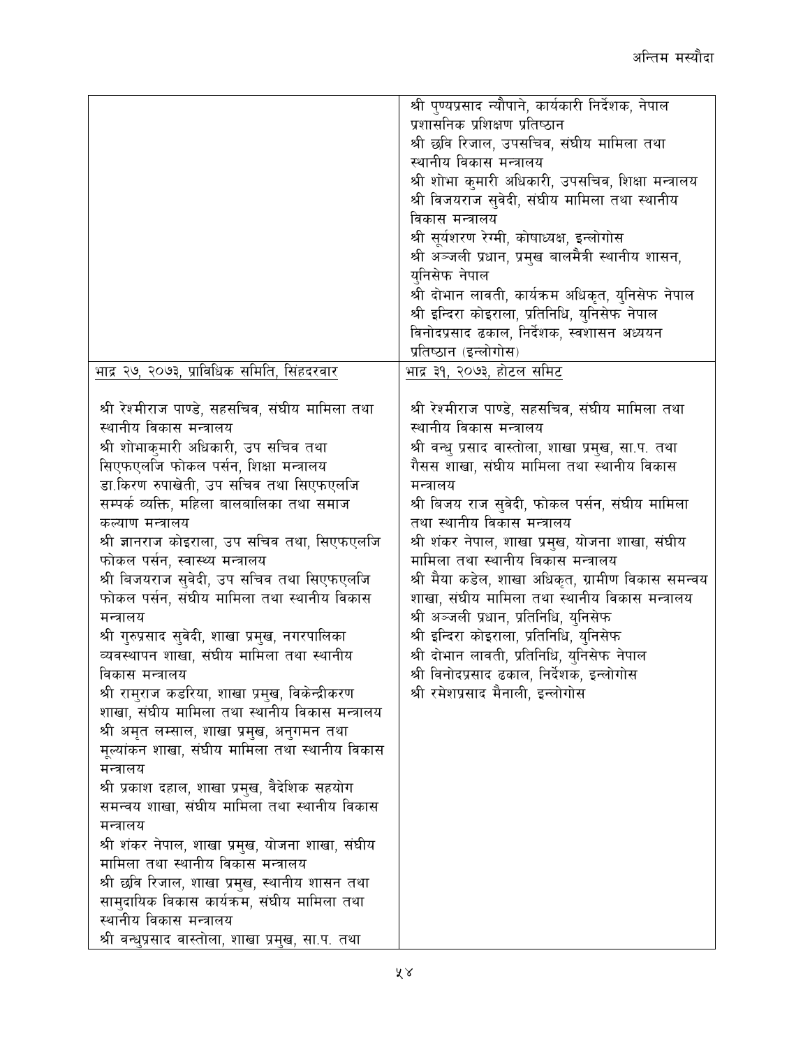| | |
|---|---|
| | श्री पुण्यप्रसाद न्यौपाने, कार्यकारी निर्देशक, नेपाल प्रशासनिक प्रशिक्षण प्रतिष्ठान<br>श्री छवि रिजाल, उपसचिव, संघीय मामिला तथा स्थानीय विकास मन्त्रालय<br>श्री शोभा कुमारी अधिकारी, उपसचिव, शिक्षा मन्त्रालय<br>श्री विजयराज सुवेदी, संघीय मामिला तथा स्थानीय विकास मन्त्रालय<br>श्री सूर्यशरण रेग्मी, कोषाध्यक्ष, इन्लोगोस<br>श्री अञ्जली प्रधान, प्रमुख बालमैत्री स्थानीय शासन, युनिसेफ नेपाल<br>श्री दोभान लावती, कार्यक्रम अधिकृत, युनिसेफ नेपाल<br>श्री इन्दिरा कोइराला, प्रतिनिधि, युनिसेफ नेपाल<br>विनोदप्रसाद ढकाल, निर्देशक, स्वशासन अध्ययन प्रतिष्ठान (इन्लोगोस) |
| <u>भाद्र २७, २०७३, प्राविधिक समिति, सिंहदरवार</u><br><br>श्री रेश्मीराज पाण्डे, सहसचिव, संघीय मामिला तथा स्थानीय विकास मन्त्रालय<br>श्री शोभाकुमारी अधिकारी, उप सचिव तथा सिएफएलजि फोकल पर्सन, शिक्षा मन्त्रालय<br>डा.किरण रुपाखेती, उप सचिव तथा सिएफएलजि सम्पर्क व्यक्ति, महिला बालबालिका तथा समाज कल्याण मन्त्रालय<br>श्री ज्ञानराज कोइराला, उप सचिव तथा, सिएफएलजि फोकल पर्सन, स्वास्थ्य मन्त्रालय<br>श्री बिजयराज सुवेदी, उप सचिव तथा सिएफएलजि फोकल पर्सन, संघीय मामिला तथा स्थानीय विकास मन्त्रालय<br>श्री गुरुप्रसाद सुवेदी, शाखा प्रमुख, नगरपालिका व्यवस्थापन शाखा, संघीय मामिला तथा स्थानीय विकास मन्त्रालय<br>श्री रामुराज कडरिया, शाखा प्रमुख, विकेन्द्रीकरण शाखा, संघीय मामिला तथा स्थानीय विकास मन्त्रालय<br>श्री अमृत लम्साल, शाखा प्रमुख, अनुगमन तथा मूल्यांकन शाखा, संघीय मामिला तथा स्थानीय विकास मन्त्रालय<br>श्री प्रकाश दहाल, शाखा प्रमुख, वैदेशिक सहयोग समन्वय शाखा, संघीय मामिला तथा स्थानीय विकास मन्त्रालय<br>श्री शंकर नेपाल, शाखा प्रमुख, योजना शाखा, संघीय मामिला तथा स्थानीय विकास मन्त्रालय<br>श्री छवि रिजाल, शाखा प्रमुख, स्थानीय शासन तथा सामुदायिक विकास कार्यक्रम, संघीय मामिला तथा स्थानीय विकास मन्त्रालय<br>श्री वन्धुप्रसाद वास्तोला, शाखा प्रमुख, सा.प. तथा | <u>भाद्र ३१, २०७३, होटल समिट</u><br><br>श्री रेश्मीराज पाण्डे, सहसचिव, संघीय मामिला तथा स्थानीय विकास मन्त्रालय<br>श्री वन्धु प्रसाद वास्तोला, शाखा प्रमुख, सा.प. तथा गैसस शाखा, संघीय मामिला तथा स्थानीय विकास मन्त्रालय<br>श्री बिजय राज सुवेदी, फोकल पर्सन, संघीय मामिला तथा स्थानीय विकास मन्त्रालय<br>श्री शंकर नेपाल, शाखा प्रमुख, योजना शाखा, संघीय मामिला तथा स्थानीय विकास मन्त्रालय<br>श्री मैया कडेल, शाखा अधिकृत, ग्रामीण विकास समन्वय शाखा, संघीय मामिला तथा स्थानीय विकास मन्त्रालय<br>श्री अञ्जली प्रधान, प्रतिनिधि, युनिसेफ<br>श्री इन्दिरा कोइराला, प्रतिनिधि, युनिसेफ<br>श्री दोभान लावती, प्रतिनिधि, युनिसेफ नेपाल<br>श्री विनोदप्रसाद ढकाल, निर्देशक, इन्लोगोस<br>श्री रमेशप्रसाद मैनाली, इन्लोगोस |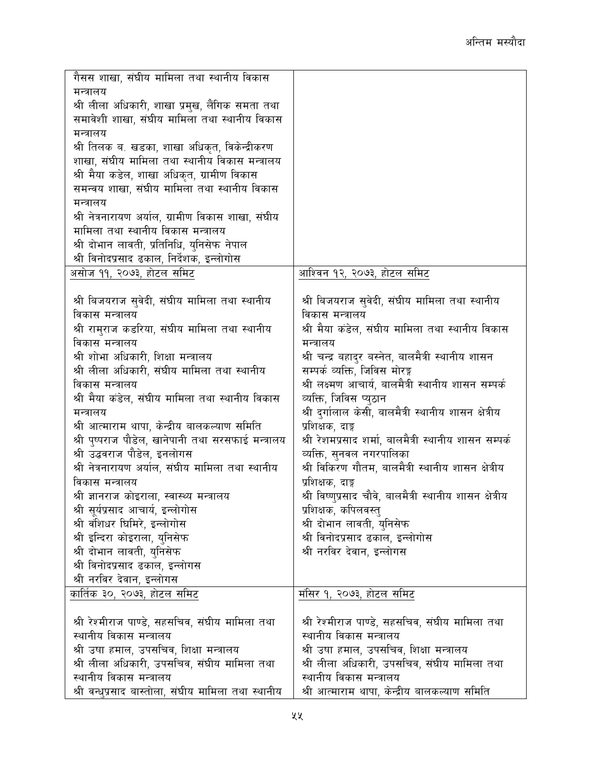| | |
|---|---|
| गैसस शाखा, संघीय मामिला तथा स्थानीय विकास मन्त्रालय<br>श्री लीला अधिकारी, शाखा प्रमुख, लैंगिक समता तथा समावेशी शाखा, संघीय मामिला तथा स्थानीय विकास मन्त्रालय<br>श्री तिलक ब. खडका, शाखा अधिकृत, विकेन्द्रीकरण शाखा, संघीय मामिला तथा स्थानीय विकास मन्त्रालय<br>श्री मैया कडेल, शाखा अधिकृत, ग्रामीण विकास समन्वय शाखा, संघीय मामिला तथा स्थानीय विकास मन्त्रालय<br>श्री नेत्रनारायण अर्याल, ग्रामीण विकास शाखा, संघीय मामिला तथा स्थानीय विकास मन्त्रालय<br>श्री दोभान लावती, प्रतिनिधि, युनिसेफ नेपाल<br>श्री विनोदप्रसाद ढकाल, निर्देशक, इन्लोगोस | |
| <u>असोज ११, २०७३, होटल समिट</u><br><br>श्री बिजयराज सुवेदी, संघीय मामिला तथा स्थानीय विकास मन्त्रालय<br>श्री रामुराज कडरिया, संघीय मामिला तथा स्थानीय विकास मन्त्रालय<br>श्री शोभा अधिकारी, शिक्षा मन्त्रालय<br>श्री लीला अधिकारी, संघीय मामिला तथा स्थानीय विकास मन्त्रालय<br>श्री मैया कंडेल, संघीय मामिला तथा स्थानीय विकास मन्त्रालय<br>श्री आत्माराम थापा, केन्द्रीय बालकल्याण समिति<br>श्री पुष्पराज पौडेल, खानेपानी तथा सरसफाई मन्त्रालय<br>श्री उद्धवराज पौडेल, इनलोगस<br>श्री नेत्रनारायण अर्याल, संघीय मामिला तथा स्थानीय विकास मन्त्रालय<br>श्री ज्ञानराज कोइराला, स्वास्थ्य मन्त्रालय<br>श्री सूर्यप्रसाद आचार्य, इन्लोगोस<br>श्री वंशिधर घिमिरे, इन्लोगोस<br>श्री इन्दिरा कोइराला, युनिसेफ<br>श्री दोभान लावती, युनिसेफ<br>श्री विनोदप्रसाद ढकाल, इन्लोगस<br>श्री नरविर देवान, इन्लोगस | <u>आश्विन १२, २०७३, होटल समिट</u><br><br>श्री बिजयराज सुवेदी, संघीय मामिला तथा स्थानीय विकास मन्त्रालय<br>श्री मैया कंडेल, संघीय मामिला तथा स्थानीय विकास मन्त्रालय<br>श्री चन्द्र बहादुर बस्नेत, बालमैत्री स्थानीय शासन सम्पर्क व्यक्ति, जिविस मोरङ्ग<br>श्री लक्ष्मण आचार्य, बालमैत्री स्थानीय शासन सम्पर्क व्यक्ति, जिविस प्युठान<br>श्री दुर्गालाल केसी, बालमैत्री स्थानीय शासन क्षेत्रीय प्रशिक्षक, दाङ्ग<br>श्री रेशमप्रसाद शर्मा, बालमैत्री स्थानीय शासन सम्पर्क व्यक्ति, सुनवल नगरपालिका<br>श्री विकिरण गौतम, बालमैत्री स्थानीय शासन क्षेत्रीय प्रशिक्षक, दाङ्ग<br>श्री विष्णुप्रसाद चौवे, बालमैत्री स्थानीय शासन क्षेत्रीय प्रशिक्षक, कपिलवस्तु<br>श्री दोभान लावती, युनिसेफ<br>श्री विनोदप्रसाद ढकाल, इन्लोगोस<br>श्री नरविर देवान, इन्लोगस |
| <u>कार्तिक ३०, २०७३, होटल समिट</u><br><br>श्री रेश्मीराज पाण्डे, सहसचिव, संघीय मामिला तथा स्थानीय विकास मन्त्रालय<br>श्री उषा हमाल, उपसचिव, शिक्षा मन्त्रालय<br>श्री लीला अधिकारी, उपसचिव, संघीय मामिला तथा स्थानीय विकास मन्त्रालय<br>श्री वन्धुप्रसाद बास्तोला, संघीय मामिला तथा स्थानीय | <u>मंसिर १, २०७३, होटल समिट</u><br><br>श्री रेश्मीराज पाण्डे, सहसचिव, संघीय मामिला तथा स्थानीय विकास मन्त्रालय<br>श्री उषा हमाल, उपसचिव, शिक्षा मन्त्रालय<br>श्री लीला अधिकारी, उपसचिव, संघीय मामिला तथा स्थानीय विकास मन्त्रालय<br>श्री आत्माराम थापा, केन्द्रीय बालकल्याण समिति |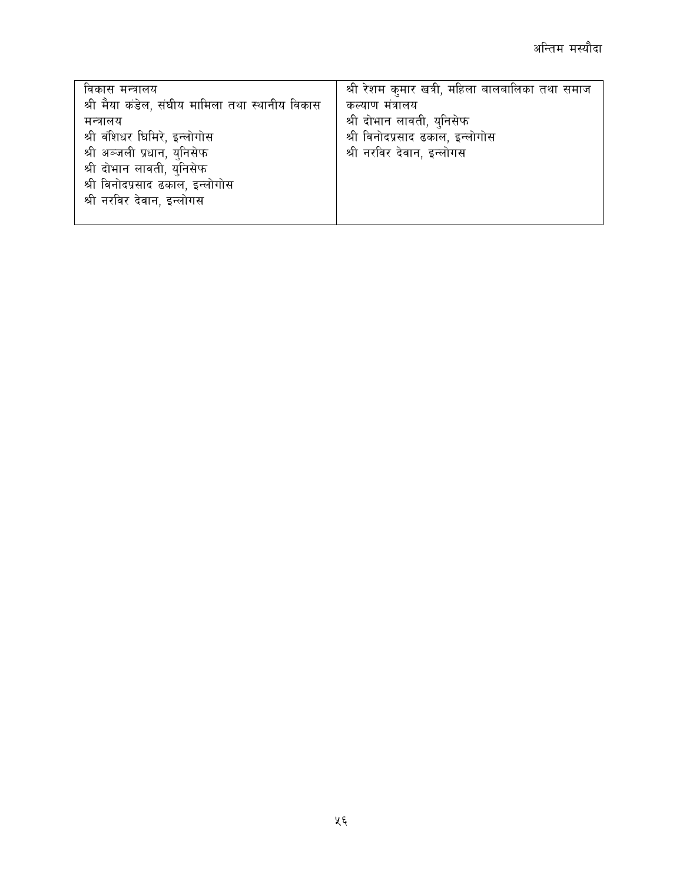| | |
|---|---|
| विकास मन्त्रालय<br>श्री मैया कंडेल, संघीय मामिला तथा स्थानीय विकास मन्त्रालय<br>श्री वंशिधर घिमिरे, इन्लोगोस<br>श्री अञ्जली प्रधान, युनिसेफ<br>श्री दोभान लावती, युनिसेफ<br>श्री विनोदप्रसाद ढकाल, इन्लोगोस<br>श्री नरविर देवान, इन्लोगस | श्री रेशम कुमार खत्री, महिला बालबालिका तथा समाज कल्याण मंत्रालय<br>श्री दोभान लावती, युनिसेफ<br>श्री विनोदप्रसाद ढकाल, इन्लोगोस<br>श्री नरविर देवान, इन्लोगस |